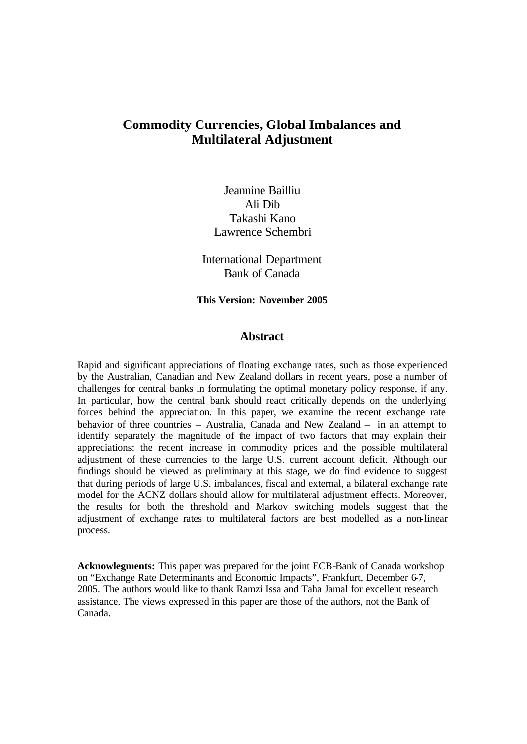# Commodity Currencies, Global Imbalances and Multilateral Adjustment

Jeannine Bailliu
Ali Dib
Takashi Kano
Lawrence Schembri

International Department
Bank of Canada

**This Version: November 2005**

## Abstract

Rapid and significant appreciations of floating exchange rates, such as those experienced by the Australian, Canadian and New Zealand dollars in recent years, pose a number of challenges for central banks in formulating the optimal monetary policy response, if any. In particular, how the central bank should react critically depends on the underlying forces behind the appreciation. In this paper, we examine the recent exchange rate behavior of three countries – Australia, Canada and New Zealand – in an attempt to identify separately the magnitude of the impact of two factors that may explain their appreciations: the recent increase in commodity prices and the possible multilateral adjustment of these currencies to the large U.S. current account deficit. Although our findings should be viewed as preliminary at this stage, we do find evidence to suggest that during periods of large U.S. imbalances, fiscal and external, a bilateral exchange rate model for the ACNZ dollars should allow for multilateral adjustment effects. Moreover, the results for both the threshold and Markov switching models suggest that the adjustment of exchange rates to multilateral factors are best modelled as a non-linear process.

**Acknowlegments:** This paper was prepared for the joint ECB-Bank of Canada workshop on "Exchange Rate Determinants and Economic Impacts", Frankfurt, December 6-7, 2005. The authors would like to thank Ramzi Issa and Taha Jamal for excellent research assistance. The views expressed in this paper are those of the authors, not the Bank of Canada.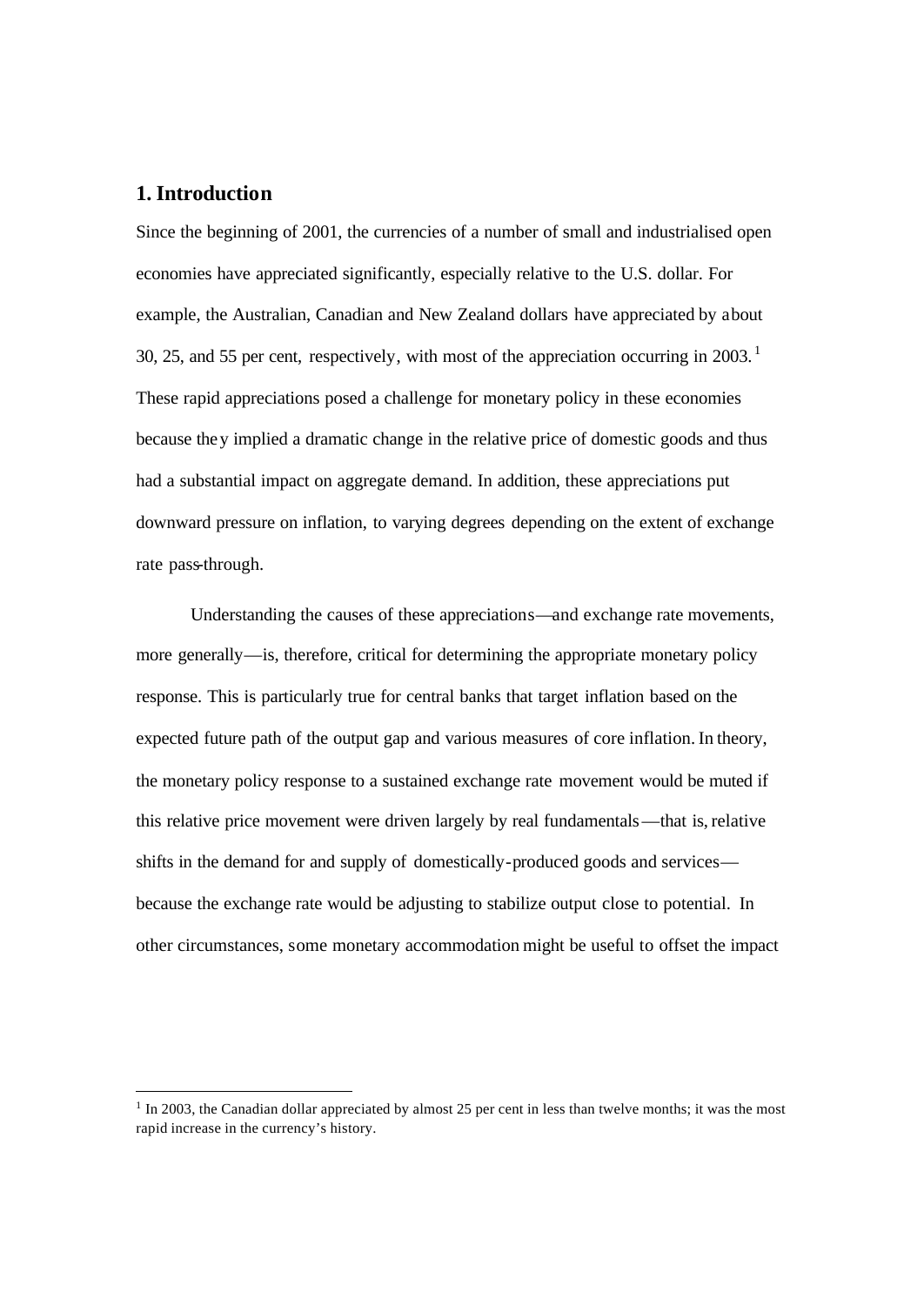## 1. Introduction

Since the beginning of 2001, the currencies of a number of small and industrialised open economies have appreciated significantly, especially relative to the U.S. dollar. For example, the Australian, Canadian and New Zealand dollars have appreciated by about 30, 25, and 55 per cent, respectively, with most of the appreciation occurring in 2003.[1] These rapid appreciations posed a challenge for monetary policy in these economies because they implied a dramatic change in the relative price of domestic goods and thus had a substantial impact on aggregate demand. In addition, these appreciations put downward pressure on inflation, to varying degrees depending on the extent of exchange rate pass-through.

Understanding the causes of these appreciations—and exchange rate movements, more generally—is, therefore, critical for determining the appropriate monetary policy response. This is particularly true for central banks that target inflation based on the expected future path of the output gap and various measures of core inflation. In theory, the monetary policy response to a sustained exchange rate movement would be muted if this relative price movement were driven largely by real fundamentals—that is, relative shifts in the demand for and supply of domestically-produced goods and services—because the exchange rate would be adjusting to stabilize output close to potential. In other circumstances, some monetary accommodation might be useful to offset the impact

[1] In 2003, the Canadian dollar appreciated by almost 25 per cent in less than twelve months; it was the most rapid increase in the currency's history.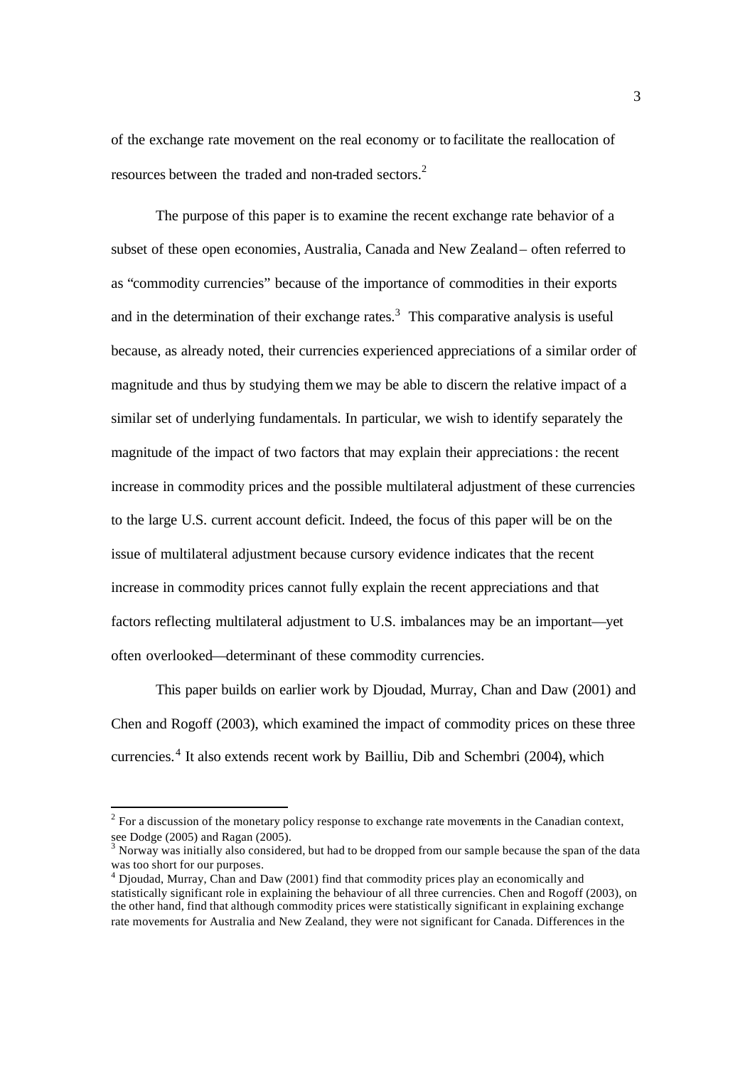of the exchange rate movement on the real economy or to facilitate the reallocation of resources between the traded and non-traded sectors.[2]

The purpose of this paper is to examine the recent exchange rate behavior of a subset of these open economies, Australia, Canada and New Zealand – often referred to as "commodity currencies" because of the importance of commodities in their exports and in the determination of their exchange rates.[3] This comparative analysis is useful because, as already noted, their currencies experienced appreciations of a similar order of magnitude and thus by studying them we may be able to discern the relative impact of a similar set of underlying fundamentals. In particular, we wish to identify separately the magnitude of the impact of two factors that may explain their appreciations: the recent increase in commodity prices and the possible multilateral adjustment of these currencies to the large U.S. current account deficit. Indeed, the focus of this paper will be on the issue of multilateral adjustment because cursory evidence indicates that the recent increase in commodity prices cannot fully explain the recent appreciations and that factors reflecting multilateral adjustment to U.S. imbalances may be an important—yet often overlooked—determinant of these commodity currencies.

This paper builds on earlier work by Djoudad, Murray, Chan and Daw (2001) and Chen and Rogoff (2003), which examined the impact of commodity prices on these three currencies.[4] It also extends recent work by Bailliu, Dib and Schembri (2004), which

[2] For a discussion of the monetary policy response to exchange rate movements in the Canadian context, see Dodge (2005) and Ragan (2005).

[3] Norway was initially also considered, but had to be dropped from our sample because the span of the data was too short for our purposes.

[4] Djoudad, Murray, Chan and Daw (2001) find that commodity prices play an economically and statistically significant role in explaining the behaviour of all three currencies. Chen and Rogoff (2003), on the other hand, find that although commodity prices were statistically significant in explaining exchange rate movements for Australia and New Zealand, they were not significant for Canada. Differences in the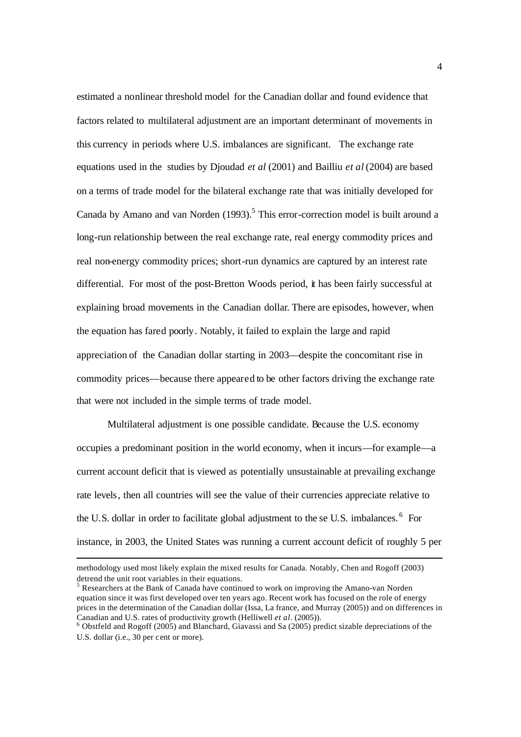estimated a nonlinear threshold model for the Canadian dollar and found evidence that factors related to multilateral adjustment are an important determinant of movements in this currency in periods where U.S. imbalances are significant. The exchange rate equations used in the studies by Djoudad *et al* (2001) and Bailliu *et al* (2004) are based on a terms of trade model for the bilateral exchange rate that was initially developed for Canada by Amano and van Norden (1993).[5] This error-correction model is built around a long-run relationship between the real exchange rate, real energy commodity prices and real non-energy commodity prices; short-run dynamics are captured by an interest rate differential. For most of the post-Bretton Woods period, it has been fairly successful at explaining broad movements in the Canadian dollar. There are episodes, however, when the equation has fared poorly. Notably, it failed to explain the large and rapid appreciation of the Canadian dollar starting in 2003—despite the concomitant rise in commodity prices—because there appeared to be other factors driving the exchange rate that were not included in the simple terms of trade model.

Multilateral adjustment is one possible candidate. Because the U.S. economy occupies a predominant position in the world economy, when it incurs—for example—a current account deficit that is viewed as potentially unsustainable at prevailing exchange rate levels, then all countries will see the value of their currencies appreciate relative to the U.S. dollar in order to facilitate global adjustment to these U.S. imbalances.[6] For instance, in 2003, the United States was running a current account deficit of roughly 5 per

---

methodology used most likely explain the mixed results for Canada. Notably, Chen and Rogoff (2003) detrend the unit root variables in their equations.

[5] Researchers at the Bank of Canada have continued to work on improving the Amano-van Norden equation since it was first developed over ten years ago. Recent work has focused on the role of energy prices in the determination of the Canadian dollar (Issa, La france, and Murray (2005)) and on differences in Canadian and U.S. rates of productivity growth (Helliwell *et al*. (2005)).

[6] Obstfeld and Rogoff (2005) and Blanchard, Giavassi and Sa (2005) predict sizable depreciations of the U.S. dollar (i.e., 30 per cent or more).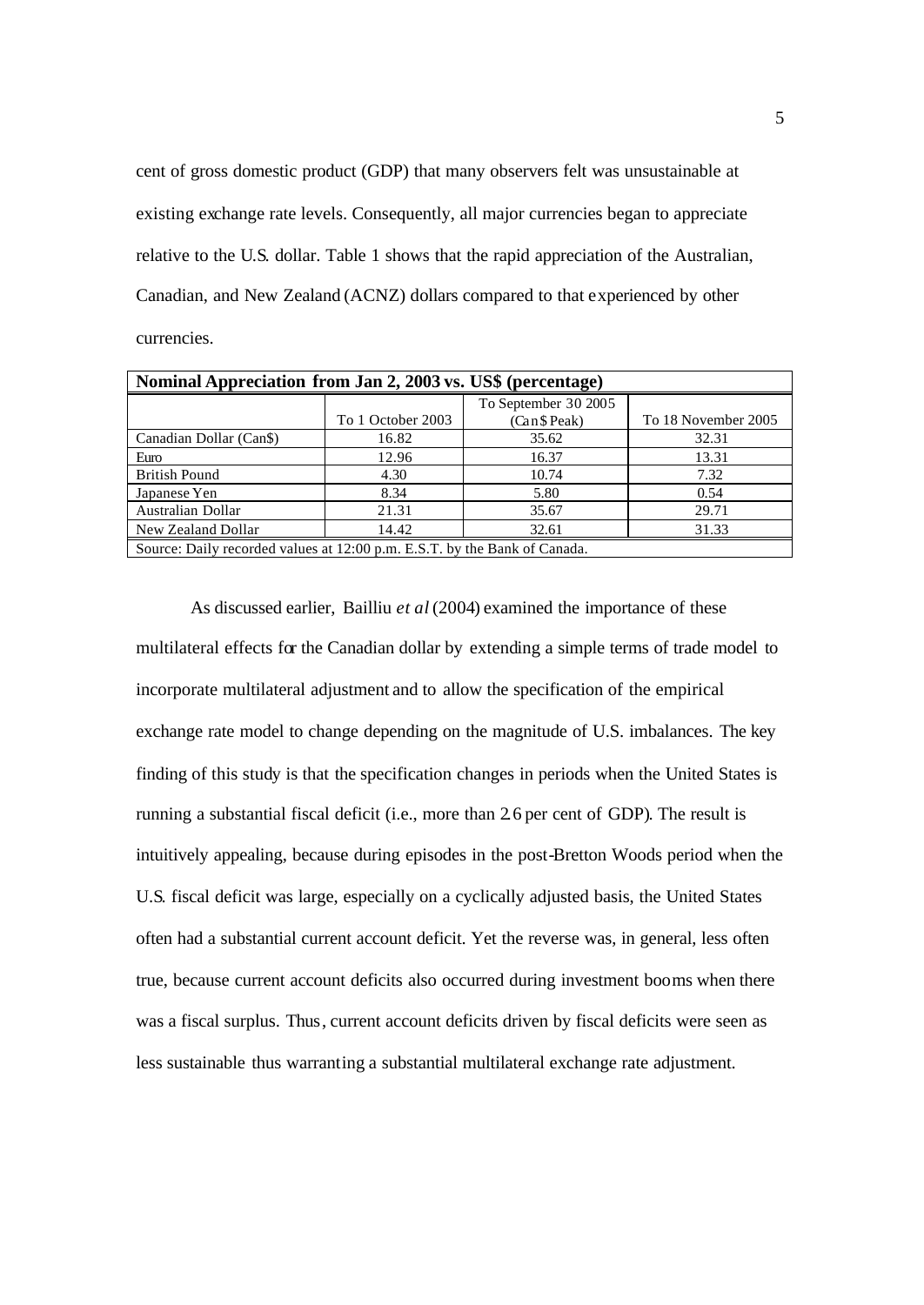cent of gross domestic product (GDP) that many observers felt was unsustainable at existing exchange rate levels. Consequently, all major currencies began to appreciate relative to the U.S. dollar. Table 1 shows that the rapid appreciation of the Australian, Canadian, and New Zealand (ACNZ) dollars compared to that experienced by other currencies.

| **Nominal Appreciation from Jan 2, 2003 vs. US$ (percentage)** | | | |
|---|---|---|---|
| | To 1 October 2003 | To September 30 2005 (Can$ Peak) | To 18 November 2005 |
| Canadian Dollar (Can$) | 16.82 | 35.62 | 32.31 |
| Euro | 12.96 | 16.37 | 13.31 |
| British Pound | 4.30 | 10.74 | 7.32 |
| Japanese Yen | 8.34 | 5.80 | 0.54 |
| Australian Dollar | 21.31 | 35.67 | 29.71 |
| New Zealand Dollar | 14.42 | 32.61 | 31.33 |
| Source: Daily recorded values at 12:00 p.m. E.S.T. by the Bank of Canada. | | | |

As discussed earlier, Bailliu *et al* (2004) examined the importance of these multilateral effects for the Canadian dollar by extending a simple terms of trade model to incorporate multilateral adjustment and to allow the specification of the empirical exchange rate model to change depending on the magnitude of U.S. imbalances. The key finding of this study is that the specification changes in periods when the United States is running a substantial fiscal deficit (i.e., more than 2.6 per cent of GDP). The result is intuitively appealing, because during episodes in the post-Bretton Woods period when the U.S. fiscal deficit was large, especially on a cyclically adjusted basis, the United States often had a substantial current account deficit. Yet the reverse was, in general, less often true, because current account deficits also occurred during investment booms when there was a fiscal surplus. Thus, current account deficits driven by fiscal deficits were seen as less sustainable thus warranting a substantial multilateral exchange rate adjustment.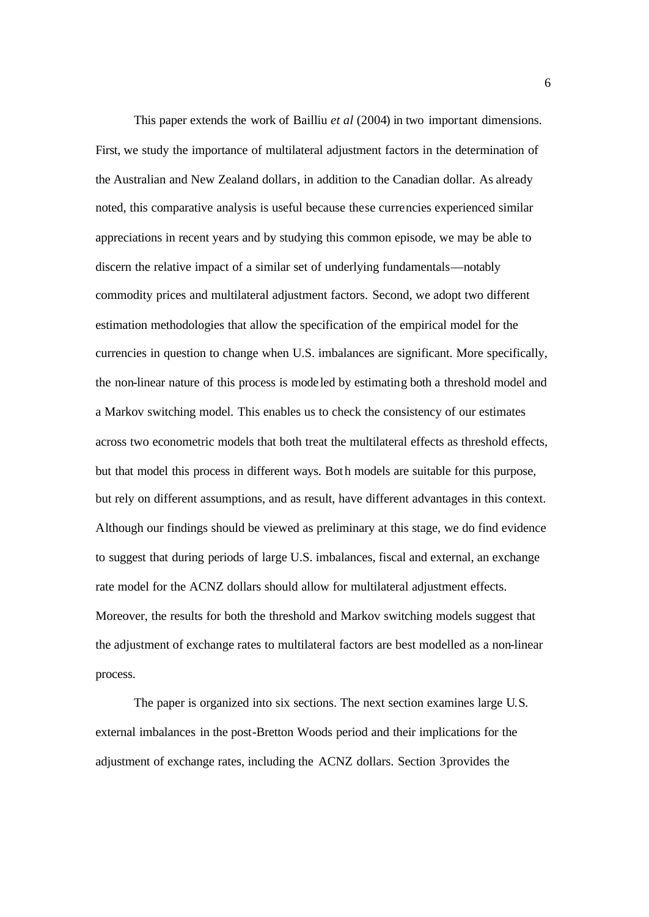This paper extends the work of Bailliu *et al* (2004) in two important dimensions. First, we study the importance of multilateral adjustment factors in the determination of the Australian and New Zealand dollars, in addition to the Canadian dollar. As already noted, this comparative analysis is useful because these currencies experienced similar appreciations in recent years and by studying this common episode, we may be able to discern the relative impact of a similar set of underlying fundamentals—notably commodity prices and multilateral adjustment factors. Second, we adopt two different estimation methodologies that allow the specification of the empirical model for the currencies in question to change when U.S. imbalances are significant. More specifically, the non-linear nature of this process is modeled by estimating both a threshold model and a Markov switching model. This enables us to check the consistency of our estimates across two econometric models that both treat the multilateral effects as threshold effects, but that model this process in different ways. Both models are suitable for this purpose, but rely on different assumptions, and as result, have different advantages in this context. Although our findings should be viewed as preliminary at this stage, we do find evidence to suggest that during periods of large U.S. imbalances, fiscal and external, an exchange rate model for the ACNZ dollars should allow for multilateral adjustment effects. Moreover, the results for both the threshold and Markov switching models suggest that the adjustment of exchange rates to multilateral factors are best modelled as a non-linear process.

The paper is organized into six sections. The next section examines large U.S. external imbalances in the post-Bretton Woods period and their implications for the adjustment of exchange rates, including the ACNZ dollars. Section 3provides the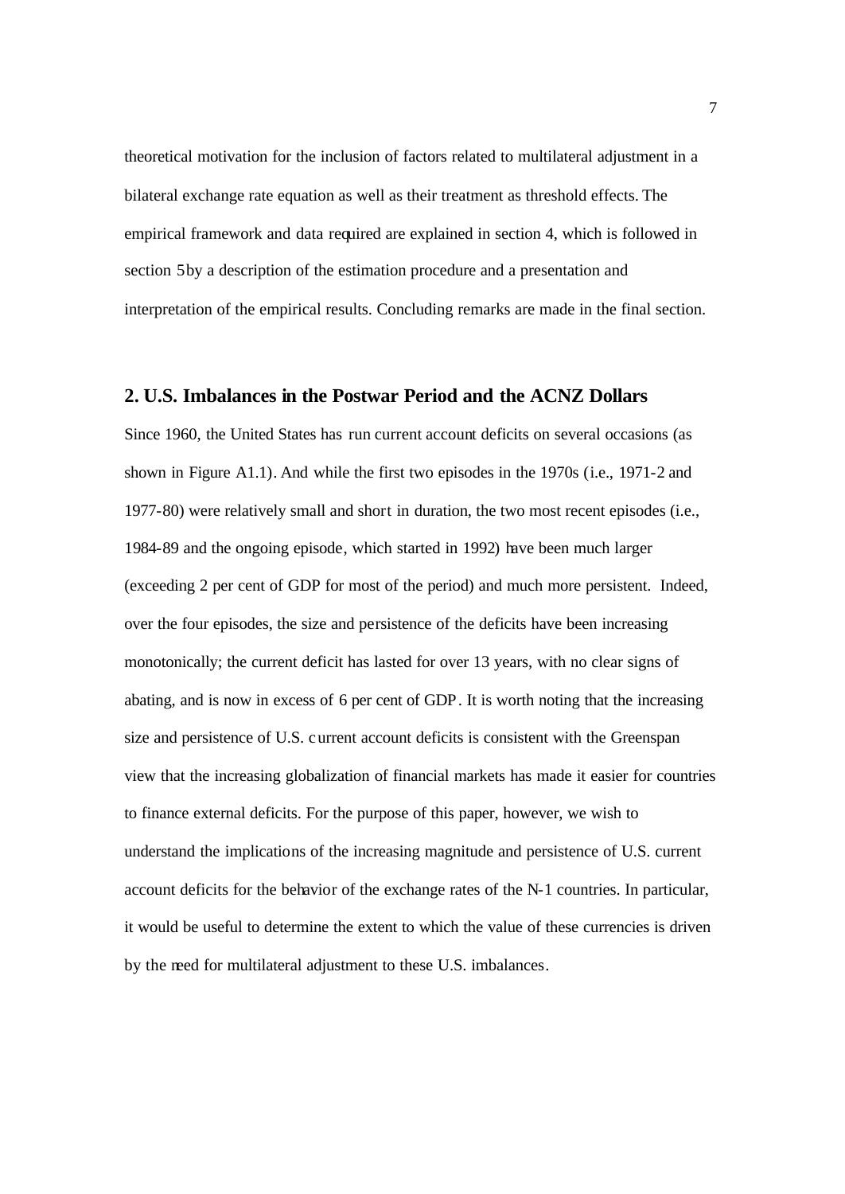theoretical motivation for the inclusion of factors related to multilateral adjustment in a bilateral exchange rate equation as well as their treatment as threshold effects. The empirical framework and data required are explained in section 4, which is followed in section 5 by a description of the estimation procedure and a presentation and interpretation of the empirical results. Concluding remarks are made in the final section.

## 2. U.S. Imbalances in the Postwar Period and the ACNZ Dollars

Since 1960, the United States has run current account deficits on several occasions (as shown in Figure A1.1). And while the first two episodes in the 1970s (i.e., 1971-2 and 1977-80) were relatively small and short in duration, the two most recent episodes (i.e., 1984-89 and the ongoing episode, which started in 1992) have been much larger (exceeding 2 per cent of GDP for most of the period) and much more persistent. Indeed, over the four episodes, the size and persistence of the deficits have been increasing monotonically; the current deficit has lasted for over 13 years, with no clear signs of abating, and is now in excess of 6 per cent of GDP. It is worth noting that the increasing size and persistence of U.S. current account deficits is consistent with the Greenspan view that the increasing globalization of financial markets has made it easier for countries to finance external deficits. For the purpose of this paper, however, we wish to understand the implications of the increasing magnitude and persistence of U.S. current account deficits for the behavior of the exchange rates of the N-1 countries. In particular, it would be useful to determine the extent to which the value of these currencies is driven by the need for multilateral adjustment to these U.S. imbalances.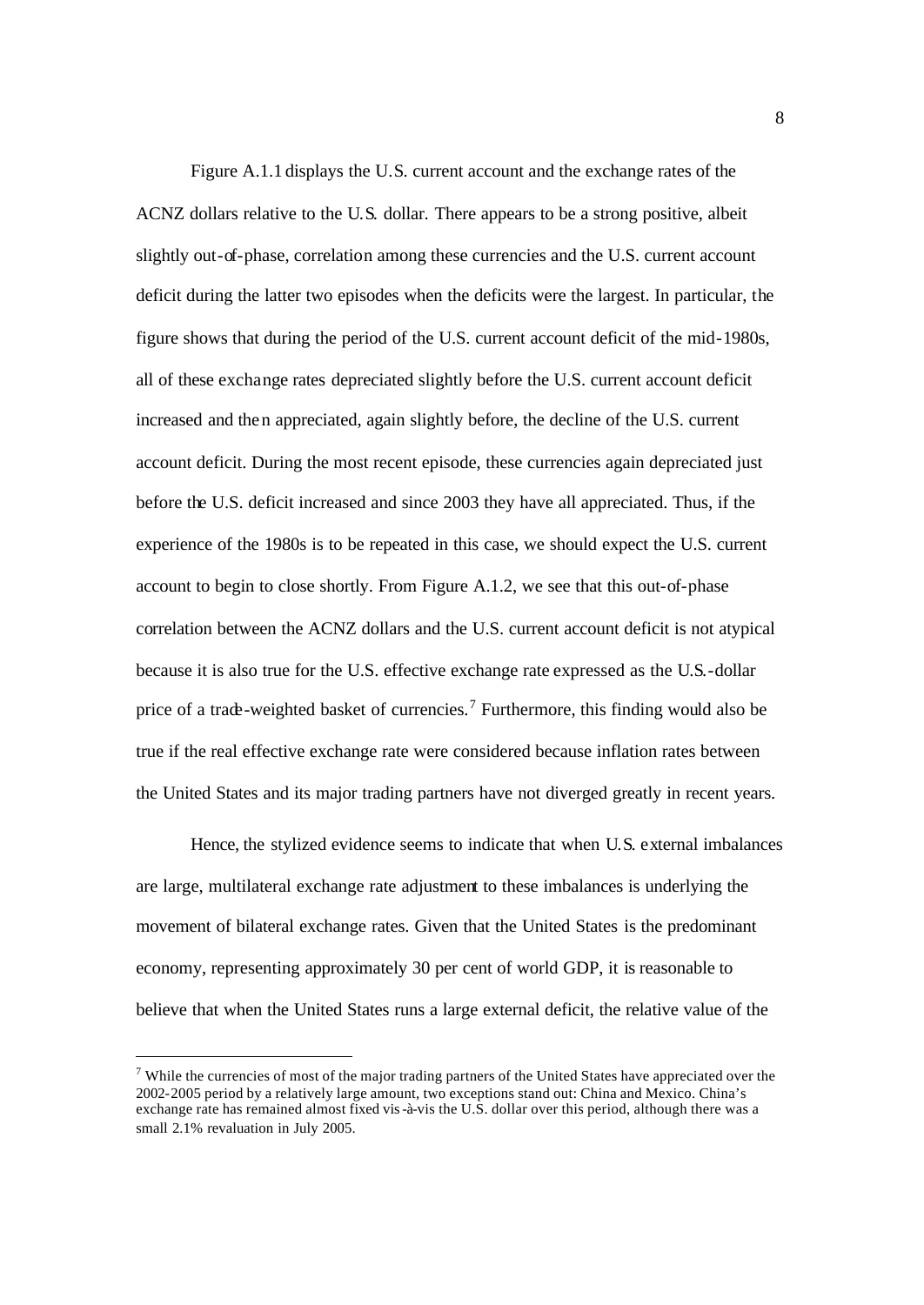Figure A.1.1 displays the U.S. current account and the exchange rates of the ACNZ dollars relative to the U.S. dollar. There appears to be a strong positive, albeit slightly out-of-phase, correlation among these currencies and the U.S. current account deficit during the latter two episodes when the deficits were the largest. In particular, the figure shows that during the period of the U.S. current account deficit of the mid-1980s, all of these exchange rates depreciated slightly before the U.S. current account deficit increased and then appreciated, again slightly before, the decline of the U.S. current account deficit. During the most recent episode, these currencies again depreciated just before the U.S. deficit increased and since 2003 they have all appreciated. Thus, if the experience of the 1980s is to be repeated in this case, we should expect the U.S. current account to begin to close shortly. From Figure A.1.2, we see that this out-of-phase correlation between the ACNZ dollars and the U.S. current account deficit is not atypical because it is also true for the U.S. effective exchange rate expressed as the U.S.-dollar price of a trade-weighted basket of currencies.[7] Furthermore, this finding would also be true if the real effective exchange rate were considered because inflation rates between the United States and its major trading partners have not diverged greatly in recent years.

Hence, the stylized evidence seems to indicate that when U.S. external imbalances are large, multilateral exchange rate adjustment to these imbalances is underlying the movement of bilateral exchange rates. Given that the United States is the predominant economy, representing approximately 30 per cent of world GDP, it is reasonable to believe that when the United States runs a large external deficit, the relative value of the

[7] While the currencies of most of the major trading partners of the United States have appreciated over the 2002-2005 period by a relatively large amount, two exceptions stand out: China and Mexico. China's exchange rate has remained almost fixed vis-à-vis the U.S. dollar over this period, although there was a small 2.1% revaluation in July 2005.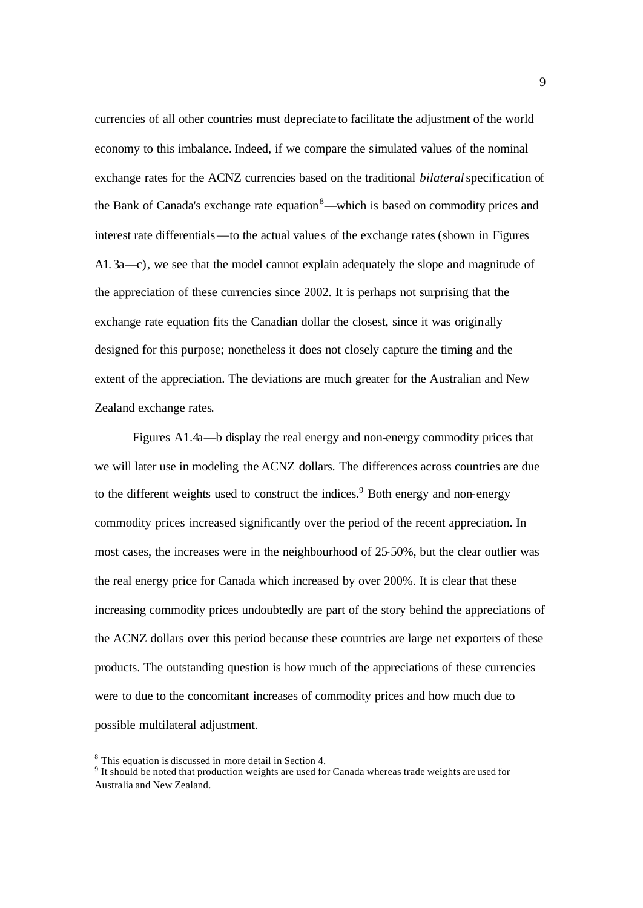currencies of all other countries must depreciate to facilitate the adjustment of the world economy to this imbalance. Indeed, if we compare the simulated values of the nominal exchange rates for the ACNZ currencies based on the traditional *bilateral* specification of the Bank of Canada's exchange rate equation[8]—which is based on commodity prices and interest rate differentials—to the actual values of the exchange rates (shown in Figures A1.3a—c), we see that the model cannot explain adequately the slope and magnitude of the appreciation of these currencies since 2002. It is perhaps not surprising that the exchange rate equation fits the Canadian dollar the closest, since it was originally designed for this purpose; nonetheless it does not closely capture the timing and the extent of the appreciation. The deviations are much greater for the Australian and New Zealand exchange rates.

Figures A1.4a—b display the real energy and non-energy commodity prices that we will later use in modeling the ACNZ dollars. The differences across countries are due to the different weights used to construct the indices.[9] Both energy and non-energy commodity prices increased significantly over the period of the recent appreciation. In most cases, the increases were in the neighbourhood of 25-50%, but the clear outlier was the real energy price for Canada which increased by over 200%. It is clear that these increasing commodity prices undoubtedly are part of the story behind the appreciations of the ACNZ dollars over this period because these countries are large net exporters of these products. The outstanding question is how much of the appreciations of these currencies were to due to the concomitant increases of commodity prices and how much due to possible multilateral adjustment.

[8] This equation is discussed in more detail in Section 4.

[9] It should be noted that production weights are used for Canada whereas trade weights are used for Australia and New Zealand.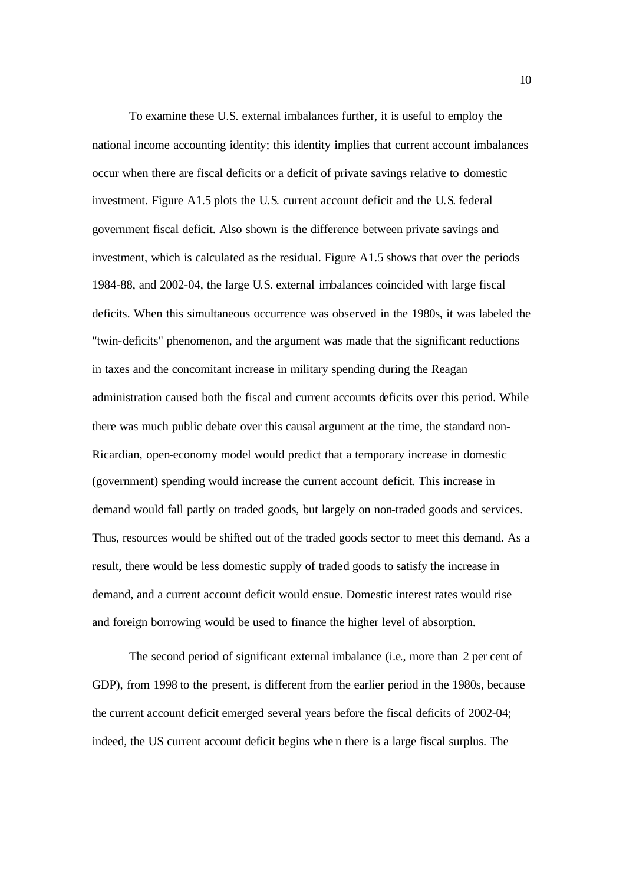To examine these U.S. external imbalances further, it is useful to employ the national income accounting identity; this identity implies that current account imbalances occur when there are fiscal deficits or a deficit of private savings relative to domestic investment. Figure A1.5 plots the U.S. current account deficit and the U.S. federal government fiscal deficit. Also shown is the difference between private savings and investment, which is calculated as the residual. Figure A1.5 shows that over the periods 1984-88, and 2002-04, the large U.S. external imbalances coincided with large fiscal deficits. When this simultaneous occurrence was observed in the 1980s, it was labeled the "twin-deficits" phenomenon, and the argument was made that the significant reductions in taxes and the concomitant increase in military spending during the Reagan administration caused both the fiscal and current accounts deficits over this period. While there was much public debate over this causal argument at the time, the standard non-Ricardian, open-economy model would predict that a temporary increase in domestic (government) spending would increase the current account deficit. This increase in demand would fall partly on traded goods, but largely on non-traded goods and services. Thus, resources would be shifted out of the traded goods sector to meet this demand. As a result, there would be less domestic supply of traded goods to satisfy the increase in demand, and a current account deficit would ensue. Domestic interest rates would rise and foreign borrowing would be used to finance the higher level of absorption.

The second period of significant external imbalance (i.e., more than 2 per cent of GDP), from 1998 to the present, is different from the earlier period in the 1980s, because the current account deficit emerged several years before the fiscal deficits of 2002-04; indeed, the US current account deficit begins when there is a large fiscal surplus. The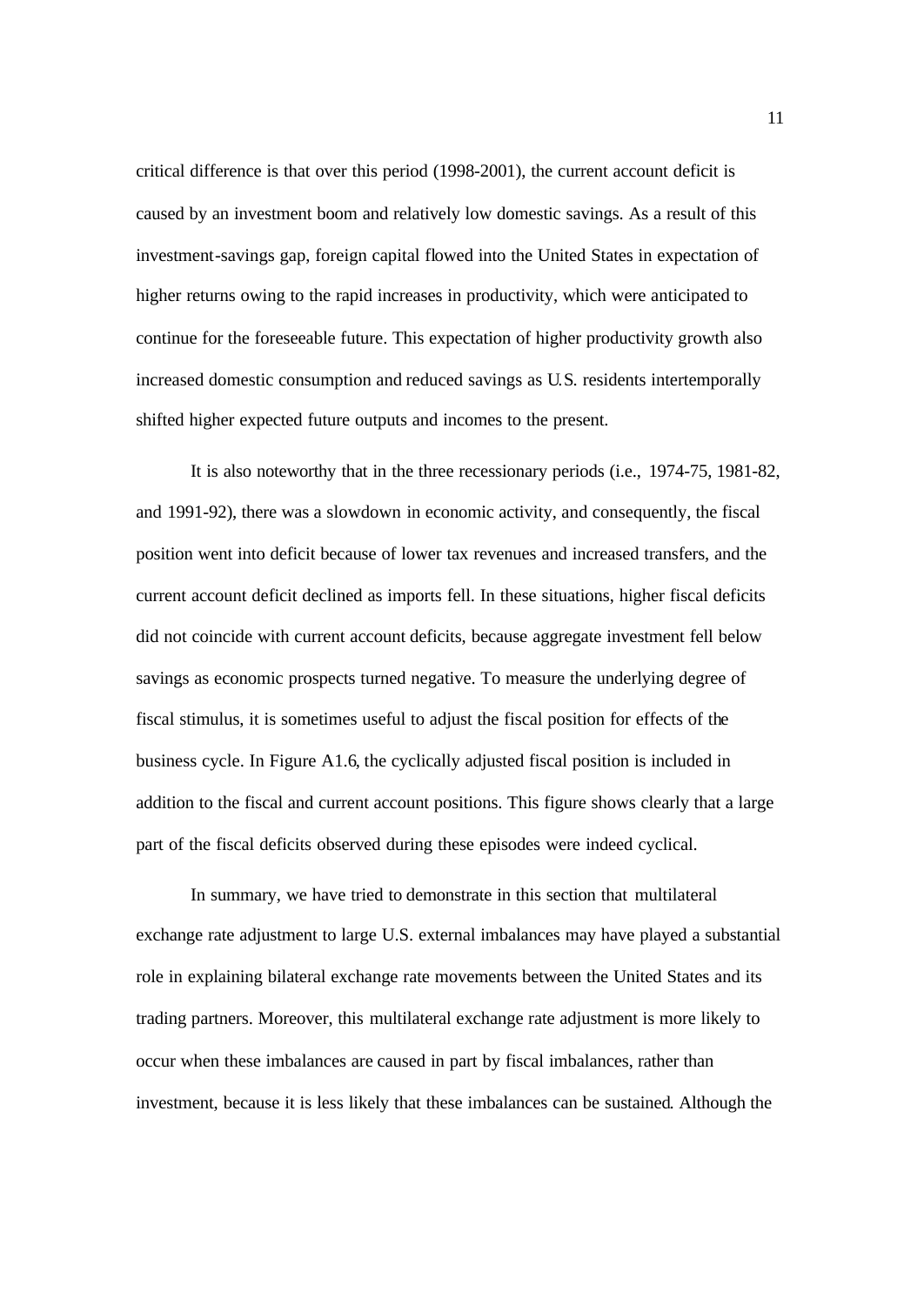critical difference is that over this period (1998-2001), the current account deficit is caused by an investment boom and relatively low domestic savings. As a result of this investment-savings gap, foreign capital flowed into the United States in expectation of higher returns owing to the rapid increases in productivity, which were anticipated to continue for the foreseeable future. This expectation of higher productivity growth also increased domestic consumption and reduced savings as U.S. residents intertemporally shifted higher expected future outputs and incomes to the present.

It is also noteworthy that in the three recessionary periods (i.e., 1974-75, 1981-82, and 1991-92), there was a slowdown in economic activity, and consequently, the fiscal position went into deficit because of lower tax revenues and increased transfers, and the current account deficit declined as imports fell. In these situations, higher fiscal deficits did not coincide with current account deficits, because aggregate investment fell below savings as economic prospects turned negative. To measure the underlying degree of fiscal stimulus, it is sometimes useful to adjust the fiscal position for effects of the business cycle. In Figure A1.6, the cyclically adjusted fiscal position is included in addition to the fiscal and current account positions. This figure shows clearly that a large part of the fiscal deficits observed during these episodes were indeed cyclical.

In summary, we have tried to demonstrate in this section that multilateral exchange rate adjustment to large U.S. external imbalances may have played a substantial role in explaining bilateral exchange rate movements between the United States and its trading partners. Moreover, this multilateral exchange rate adjustment is more likely to occur when these imbalances are caused in part by fiscal imbalances, rather than investment, because it is less likely that these imbalances can be sustained. Although the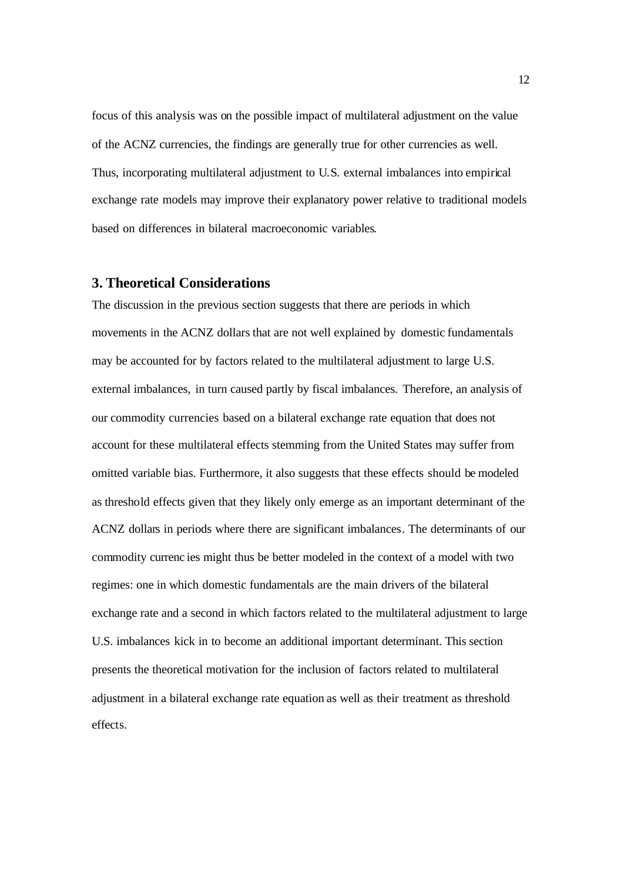focus of this analysis was on the possible impact of multilateral adjustment on the value of the ACNZ currencies, the findings are generally true for other currencies as well. Thus, incorporating multilateral adjustment to U.S. external imbalances into empirical exchange rate models may improve their explanatory power relative to traditional models based on differences in bilateral macroeconomic variables.

## 3. Theoretical Considerations

The discussion in the previous section suggests that there are periods in which movements in the ACNZ dollars that are not well explained by domestic fundamentals may be accounted for by factors related to the multilateral adjustment to large U.S. external imbalances, in turn caused partly by fiscal imbalances. Therefore, an analysis of our commodity currencies based on a bilateral exchange rate equation that does not account for these multilateral effects stemming from the United States may suffer from omitted variable bias. Furthermore, it also suggests that these effects should be modeled as threshold effects given that they likely only emerge as an important determinant of the ACNZ dollars in periods where there are significant imbalances. The determinants of our commodity currencies might thus be better modeled in the context of a model with two regimes: one in which domestic fundamentals are the main drivers of the bilateral exchange rate and a second in which factors related to the multilateral adjustment to large U.S. imbalances kick in to become an additional important determinant. This section presents the theoretical motivation for the inclusion of factors related to multilateral adjustment in a bilateral exchange rate equation as well as their treatment as threshold effects.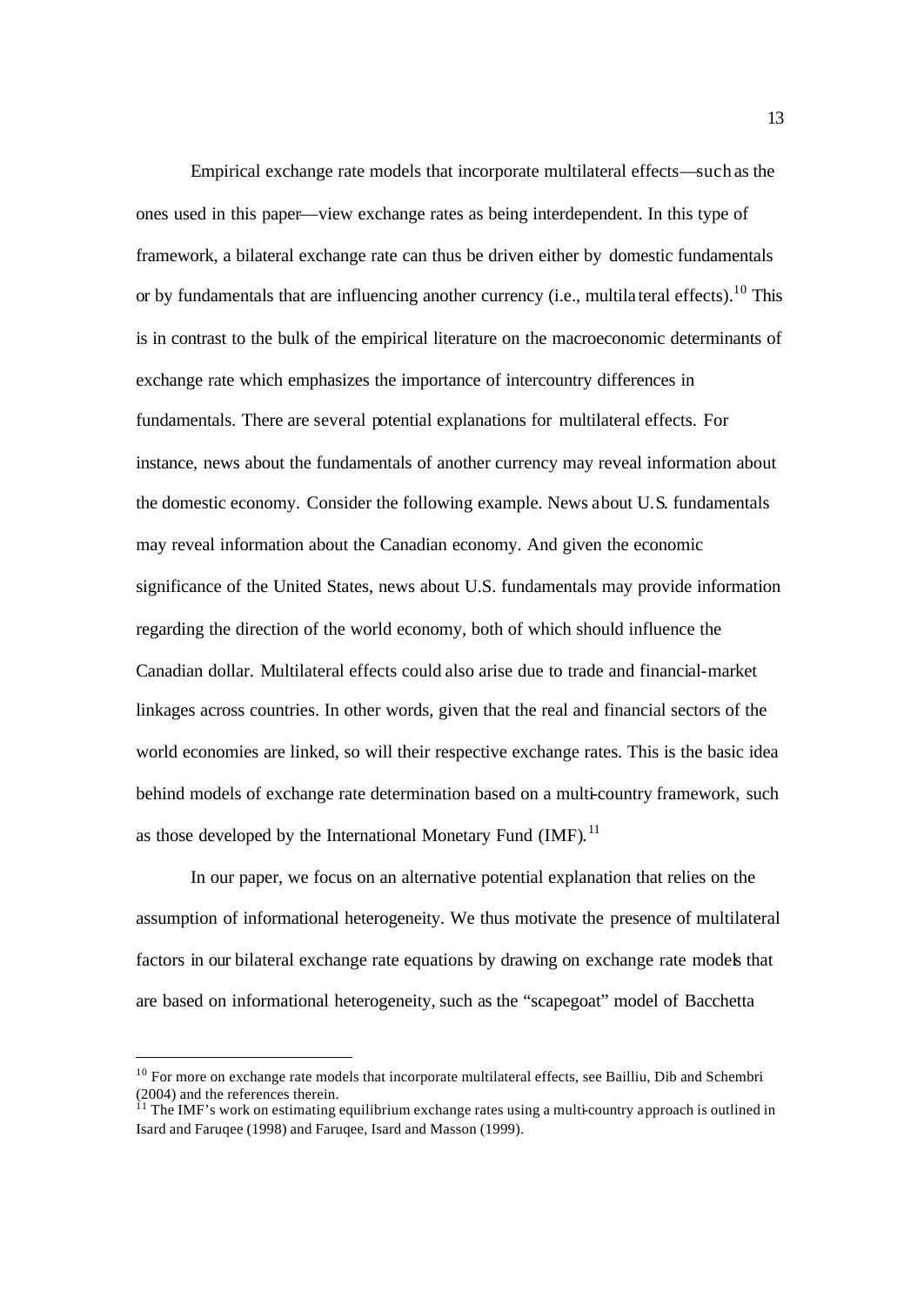Empirical exchange rate models that incorporate multilateral effects—such as the ones used in this paper—view exchange rates as being interdependent. In this type of framework, a bilateral exchange rate can thus be driven either by domestic fundamentals or by fundamentals that are influencing another currency (i.e., multilateral effects).[10] This is in contrast to the bulk of the empirical literature on the macroeconomic determinants of exchange rate which emphasizes the importance of intercountry differences in fundamentals. There are several potential explanations for multilateral effects. For instance, news about the fundamentals of another currency may reveal information about the domestic economy. Consider the following example. News about U.S. fundamentals may reveal information about the Canadian economy. And given the economic significance of the United States, news about U.S. fundamentals may provide information regarding the direction of the world economy, both of which should influence the Canadian dollar. Multilateral effects could also arise due to trade and financial-market linkages across countries. In other words, given that the real and financial sectors of the world economies are linked, so will their respective exchange rates. This is the basic idea behind models of exchange rate determination based on a multi-country framework, such as those developed by the International Monetary Fund (IMF).[11]

In our paper, we focus on an alternative potential explanation that relies on the assumption of informational heterogeneity. We thus motivate the presence of multilateral factors in our bilateral exchange rate equations by drawing on exchange rate models that are based on informational heterogeneity, such as the "scapegoat" model of Bacchetta

[10] For more on exchange rate models that incorporate multilateral effects, see Bailliu, Dib and Schembri (2004) and the references therein.

[11] The IMF's work on estimating equilibrium exchange rates using a multi-country approach is outlined in Isard and Faruqee (1998) and Faruqee, Isard and Masson (1999).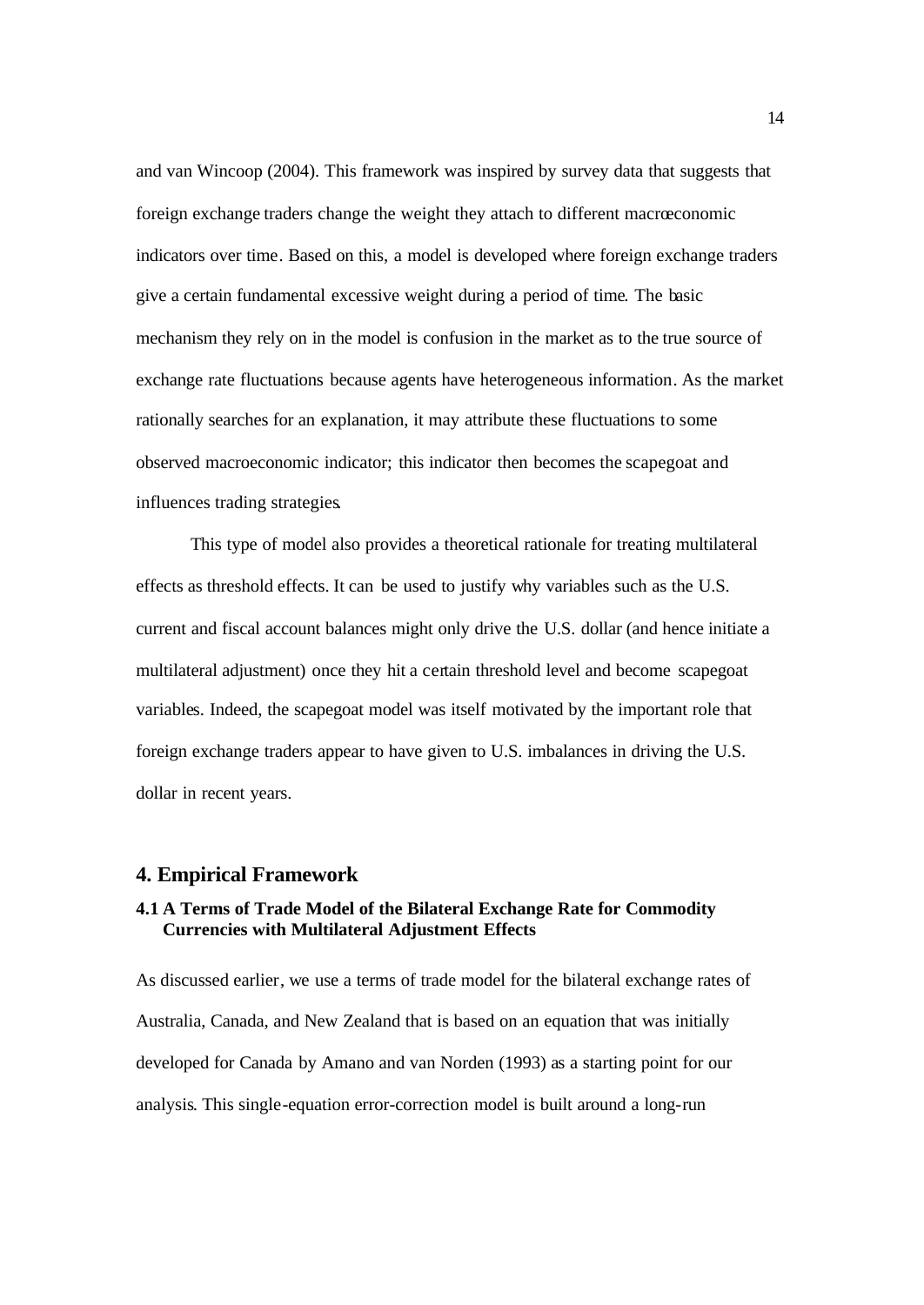and van Wincoop (2004). This framework was inspired by survey data that suggests that foreign exchange traders change the weight they attach to different macroeconomic indicators over time. Based on this, a model is developed where foreign exchange traders give a certain fundamental excessive weight during a period of time. The basic mechanism they rely on in the model is confusion in the market as to the true source of exchange rate fluctuations because agents have heterogeneous information. As the market rationally searches for an explanation, it may attribute these fluctuations to some observed macroeconomic indicator; this indicator then becomes the scapegoat and influences trading strategies.

This type of model also provides a theoretical rationale for treating multilateral effects as threshold effects. It can be used to justify why variables such as the U.S. current and fiscal account balances might only drive the U.S. dollar (and hence initiate a multilateral adjustment) once they hit a certain threshold level and become scapegoat variables. Indeed, the scapegoat model was itself motivated by the important role that foreign exchange traders appear to have given to U.S. imbalances in driving the U.S. dollar in recent years.

## 4. Empirical Framework

### 4.1 A Terms of Trade Model of the Bilateral Exchange Rate for Commodity Currencies with Multilateral Adjustment Effects

As discussed earlier, we use a terms of trade model for the bilateral exchange rates of Australia, Canada, and New Zealand that is based on an equation that was initially developed for Canada by Amano and van Norden (1993) as a starting point for our analysis. This single-equation error-correction model is built around a long-run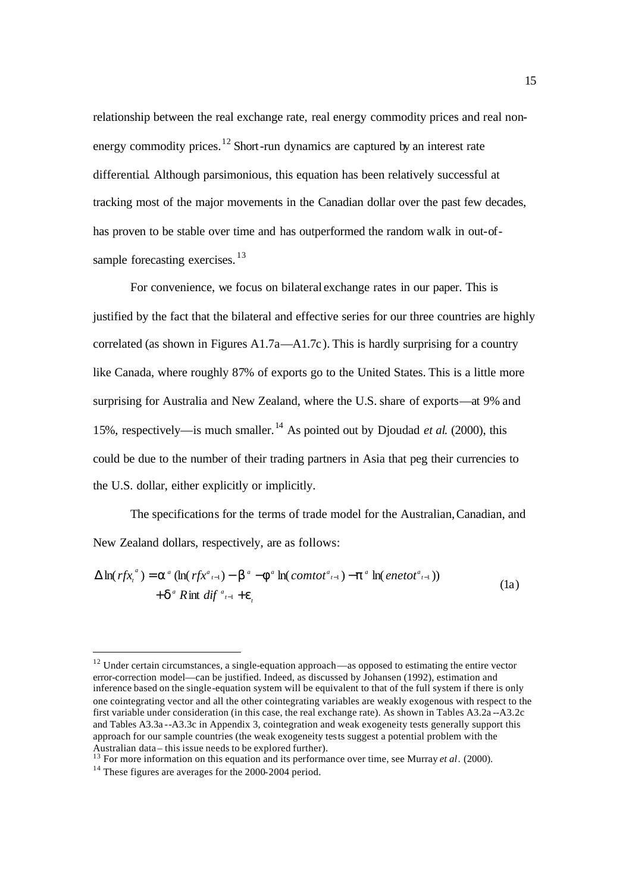relationship between the real exchange rate, real energy commodity prices and real non-energy commodity prices.[12] Short-run dynamics are captured by an interest rate differential. Although parsimonious, this equation has been relatively successful at tracking most of the major movements in the Canadian dollar over the past few decades, has proven to be stable over time and has outperformed the random walk in out-of-sample forecasting exercises.[13]

For convenience, we focus on bilateral exchange rates in our paper. This is justified by the fact that the bilateral and effective series for our three countries are highly correlated (as shown in Figures A1.7a—A1.7c). This is hardly surprising for a country like Canada, where roughly 87% of exports go to the United States. This is a little more surprising for Australia and New Zealand, where the U.S. share of exports—at 9% and 15%, respectively—is much smaller.[14] As pointed out by Djoudad *et al.* (2000), this could be due to the number of their trading partners in Asia that peg their currencies to the U.S. dollar, either explicitly or implicitly.

The specifications for the terms of trade model for the Australian, Canadian, and New Zealand dollars, respectively, are as follows:

$$\Delta \ln(rfx_t^{a}) = \alpha^{a}(\ln(rfx^{a}_{t-1}) - \beta^{a} - \phi^{a}\ln(comtot^{a}_{t-1}) - \pi^{a}\ln(enetot^{a}_{t-1})) + \delta^{a} Rint\,dif^{a}_{t-1} + \varepsilon_t \tag{1a}$$

---

[12] Under certain circumstances, a single-equation approach—as opposed to estimating the entire vector error-correction model—can be justified. Indeed, as discussed by Johansen (1992), estimation and inference based on the single-equation system will be equivalent to that of the full system if there is only one cointegrating vector and all the other cointegrating variables are weakly exogenous with respect to the first variable under consideration (in this case, the real exchange rate). As shown in Tables A3.2a --A3.2c and Tables A3.3a --A3.3c in Appendix 3, cointegration and weak exogeneity tests generally support this approach for our sample countries (the weak exogeneity tests suggest a potential problem with the Australian data – this issue needs to be explored further).

[13] For more information on this equation and its performance over time, see Murray *et al.* (2000).

[14] These figures are averages for the 2000-2004 period.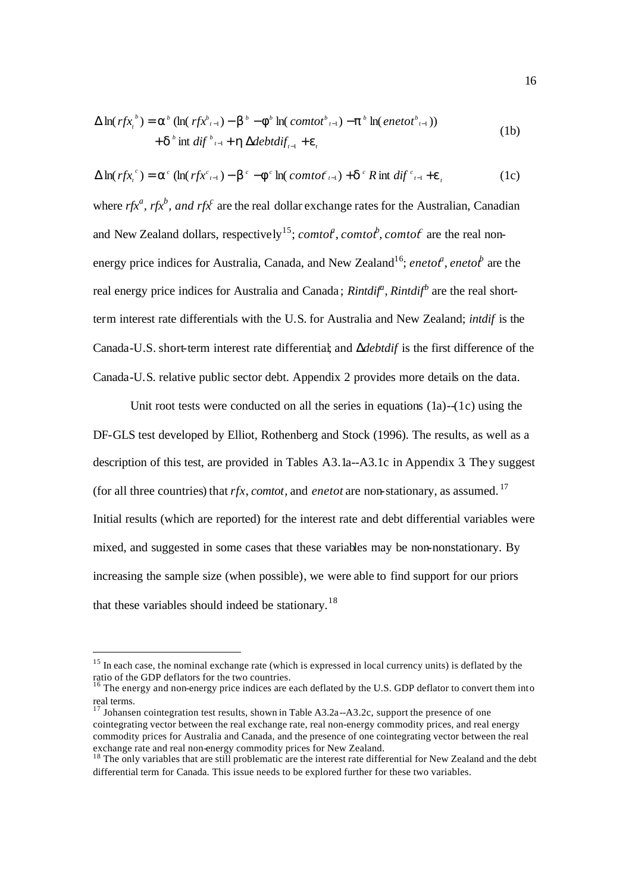$$\Delta \ln(rfx_t^{\,b}) = \alpha^b (\ln(rfx^b{}_{t-1}) - \beta^b - \phi^b \ln(comtot^b{}_{t-1}) - \pi^b \ln(enetot^b{}_{t-1})) + \delta^b \operatorname{int} dif^{\,b}{}_{t-1} + \eta\, \Delta debtdif_{t-1} + \varepsilon_t \tag{1b}$$

$$\Delta \ln(rfx_t^{\,c}) = \alpha^c (\ln(rfx^c{}_{t-1}) - \beta^c - \phi^c \ln(comtot^c{}_{t-1}) + \delta^c R \operatorname{int} dif^{\,c}{}_{t-1} + \varepsilon_t \tag{1c}$$

where $rfx^a$, $rfx^b$, *and* $rfx^c$ are the real dollar exchange rates for the Australian, Canadian and New Zealand dollars, respectively[15]; $comtot^a$, $comtot^b$, $comtot^c$ are the real non-energy price indices for Australia, Canada, and New Zealand[16]; $enetot^a$, $enetot^b$ are the real energy price indices for Australia and Canada; $Rintdif^a$, $Rintdif^b$ are the real short-term interest rate differentials with the U.S. for Australia and New Zealand; *intdif* is the Canada-U.S. short-term interest rate differential; and $\Delta debtdif$ is the first difference of the Canada-U.S. relative public sector debt. Appendix 2 provides more details on the data.

Unit root tests were conducted on all the series in equations (1a)--(1c) using the DF-GLS test developed by Elliot, Rothenberg and Stock (1996). The results, as well as a description of this test, are provided in Tables A3.1a--A3.1c in Appendix 3. They suggest (for all three countries) that *rfx*, *comtot*, and *enetot* are non-stationary, as assumed.[17] Initial results (which are reported) for the interest rate and debt differential variables were mixed, and suggested in some cases that these variables may be non-nonstationary. By increasing the sample size (when possible), we were able to find support for our priors that these variables should indeed be stationary.[18]

---

[15] In each case, the nominal exchange rate (which is expressed in local currency units) is deflated by the ratio of the GDP deflators for the two countries.

[16] The energy and non-energy price indices are each deflated by the U.S. GDP deflator to convert them into real terms.

[17] Johansen cointegration test results, shown in Table A3.2a--A3.2c, support the presence of one cointegrating vector between the real exchange rate, real non-energy commodity prices, and real energy commodity prices for Australia and Canada, and the presence of one cointegrating vector between the real exchange rate and real non-energy commodity prices for New Zealand.

[18] The only variables that are still problematic are the interest rate differential for New Zealand and the debt differential term for Canada. This issue needs to be explored further for these two variables.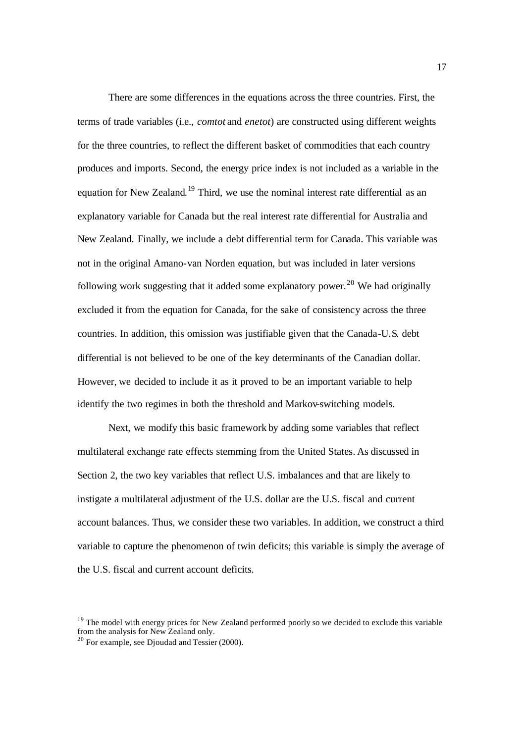There are some differences in the equations across the three countries. First, the terms of trade variables (i.e., *comtot* and *enetot*) are constructed using different weights for the three countries, to reflect the different basket of commodities that each country produces and imports. Second, the energy price index is not included as a variable in the equation for New Zealand.[19] Third, we use the nominal interest rate differential as an explanatory variable for Canada but the real interest rate differential for Australia and New Zealand. Finally, we include a debt differential term for Canada. This variable was not in the original Amano-van Norden equation, but was included in later versions following work suggesting that it added some explanatory power.[20] We had originally excluded it from the equation for Canada, for the sake of consistency across the three countries. In addition, this omission was justifiable given that the Canada-U.S. debt differential is not believed to be one of the key determinants of the Canadian dollar. However, we decided to include it as it proved to be an important variable to help identify the two regimes in both the threshold and Markov-switching models.

Next, we modify this basic framework by adding some variables that reflect multilateral exchange rate effects stemming from the United States. As discussed in Section 2, the two key variables that reflect U.S. imbalances and that are likely to instigate a multilateral adjustment of the U.S. dollar are the U.S. fiscal and current account balances. Thus, we consider these two variables. In addition, we construct a third variable to capture the phenomenon of twin deficits; this variable is simply the average of the U.S. fiscal and current account deficits.

[19] The model with energy prices for New Zealand performed poorly so we decided to exclude this variable from the analysis for New Zealand only.

[20] For example, see Djoudad and Tessier (2000).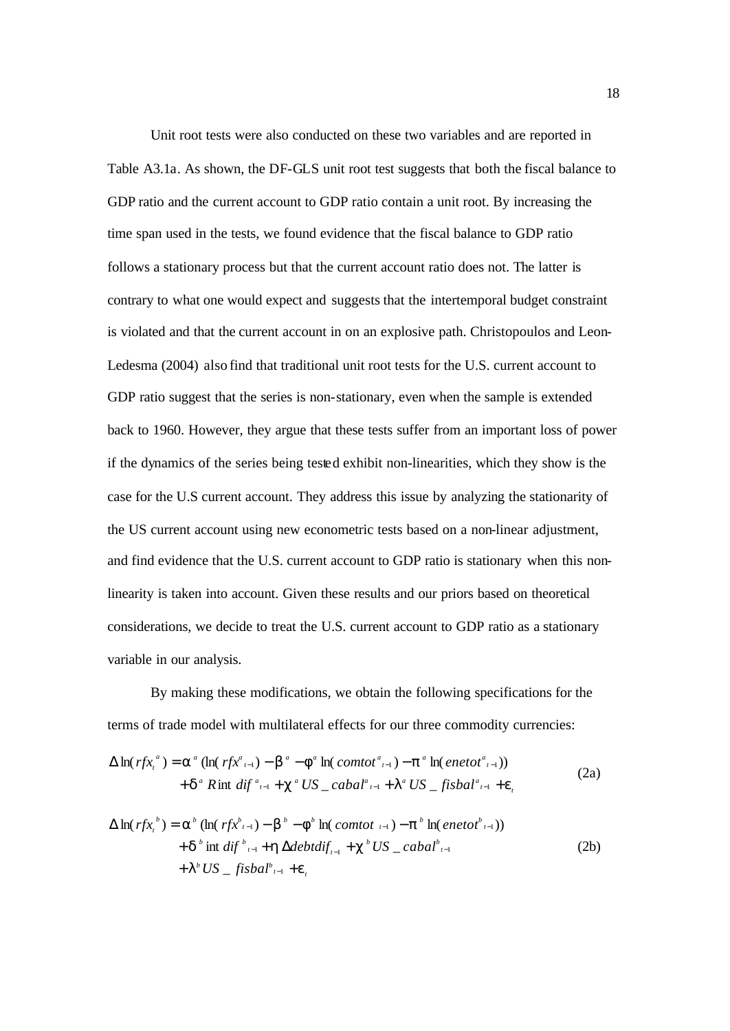Unit root tests were also conducted on these two variables and are reported in Table A3.1a. As shown, the DF-GLS unit root test suggests that both the fiscal balance to GDP ratio and the current account to GDP ratio contain a unit root. By increasing the time span used in the tests, we found evidence that the fiscal balance to GDP ratio follows a stationary process but that the current account ratio does not. The latter is contrary to what one would expect and suggests that the intertemporal budget constraint is violated and that the current account in on an explosive path. Christopoulos and Leon-Ledesma (2004) also find that traditional unit root tests for the U.S. current account to GDP ratio suggest that the series is non-stationary, even when the sample is extended back to 1960. However, they argue that these tests suffer from an important loss of power if the dynamics of the series being tested exhibit non-linearities, which they show is the case for the U.S current account. They address this issue by analyzing the stationarity of the US current account using new econometric tests based on a non-linear adjustment, and find evidence that the U.S. current account to GDP ratio is stationary when this non-linearity is taken into account. Given these results and our priors based on theoretical considerations, we decide to treat the U.S. current account to GDP ratio as a stationary variable in our analysis.

By making these modifications, we obtain the following specifications for the terms of trade model with multilateral effects for our three commodity currencies:

$$
\begin{aligned}
\Delta \ln(rfx_t^{\,a}) = {} & \alpha^a (\ln(rfx^a{}_{t-1}) - \beta^a - \phi^a \ln(comtot^a{}_{t-1}) - \pi^a \ln(enetot^a{}_{t-1})) \\
& + \delta^a \, R\text{int}\, dif^{\,a}{}_{t-1} + \chi^a \, US\_cabal^a{}_{t-1} + \lambda^a \, US\_fisbal^a{}_{t-1} + \varepsilon_t
\end{aligned}
\tag{2a}
$$

$$
\begin{aligned}
\Delta \ln(rfx_t^{\,b}) = {} & \alpha^b (\ln(rfx^b{}_{t-1}) - \beta^b - \phi^b \ln(comtot_{\,t-1}) - \pi^b \ln(enetot^b{}_{t-1})) \\
& + \delta^b \, \text{int}\, dif^{\,b}{}_{t-1} + \eta \, \Delta debtdif_{t-1} + \chi^b \, US\_cabal^b{}_{t-1} \\
& + \lambda^b \, US\_fisbal^b{}_{t-1} + \varepsilon_t
\end{aligned}
\tag{2b}
$$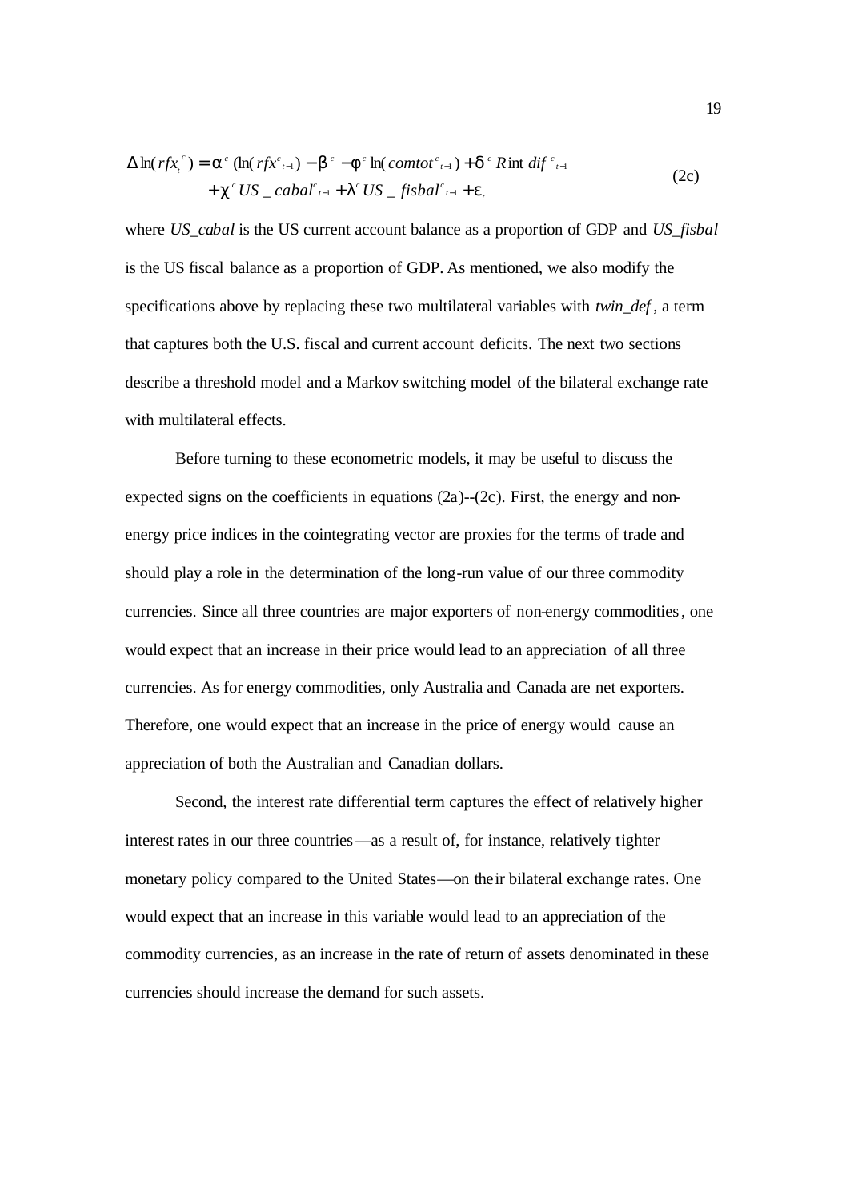$$\Delta \ln(rfx_t^c) = \alpha^c (\ln(rfx^c_{t-1}) - \beta^c - \phi^c \ln(comtot^c_{t-1}) + \delta^c Rint\,dif^c_{t-1} + \chi^c US\_cabal^c_{t-1} + \lambda^c US\_fisbal^c_{t-1} + \varepsilon_t \tag{2c}$$

where *US_cabal* is the US current account balance as a proportion of GDP and *US_fisbal* is the US fiscal balance as a proportion of GDP. As mentioned, we also modify the specifications above by replacing these two multilateral variables with *twin_def*, a term that captures both the U.S. fiscal and current account deficits. The next two sections describe a threshold model and a Markov switching model of the bilateral exchange rate with multilateral effects.

Before turning to these econometric models, it may be useful to discuss the expected signs on the coefficients in equations (2a)--(2c). First, the energy and non-energy price indices in the cointegrating vector are proxies for the terms of trade and should play a role in the determination of the long-run value of our three commodity currencies. Since all three countries are major exporters of non-energy commodities, one would expect that an increase in their price would lead to an appreciation of all three currencies. As for energy commodities, only Australia and Canada are net exporters. Therefore, one would expect that an increase in the price of energy would cause an appreciation of both the Australian and Canadian dollars.

Second, the interest rate differential term captures the effect of relatively higher interest rates in our three countries—as a result of, for instance, relatively tighter monetary policy compared to the United States—on their bilateral exchange rates. One would expect that an increase in this variable would lead to an appreciation of the commodity currencies, as an increase in the rate of return of assets denominated in these currencies should increase the demand for such assets.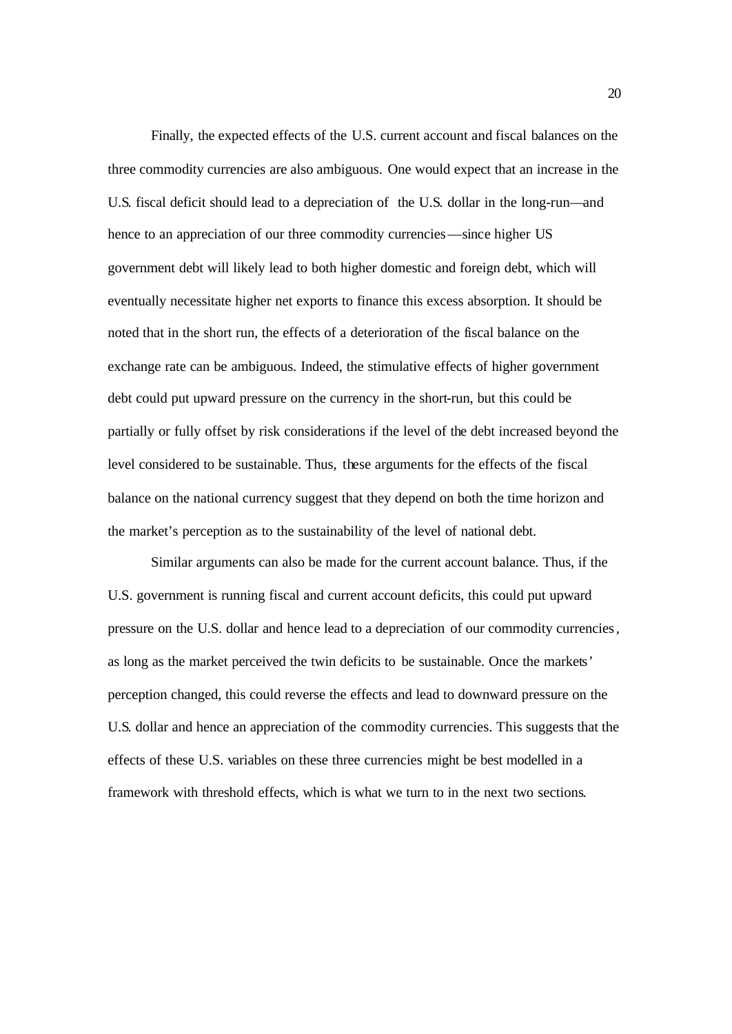Finally, the expected effects of the U.S. current account and fiscal balances on the three commodity currencies are also ambiguous. One would expect that an increase in the U.S. fiscal deficit should lead to a depreciation of the U.S. dollar in the long-run—and hence to an appreciation of our three commodity currencies—since higher US government debt will likely lead to both higher domestic and foreign debt, which will eventually necessitate higher net exports to finance this excess absorption. It should be noted that in the short run, the effects of a deterioration of the fiscal balance on the exchange rate can be ambiguous. Indeed, the stimulative effects of higher government debt could put upward pressure on the currency in the short-run, but this could be partially or fully offset by risk considerations if the level of the debt increased beyond the level considered to be sustainable. Thus, these arguments for the effects of the fiscal balance on the national currency suggest that they depend on both the time horizon and the market's perception as to the sustainability of the level of national debt.

Similar arguments can also be made for the current account balance. Thus, if the U.S. government is running fiscal and current account deficits, this could put upward pressure on the U.S. dollar and hence lead to a depreciation of our commodity currencies, as long as the market perceived the twin deficits to be sustainable. Once the markets' perception changed, this could reverse the effects and lead to downward pressure on the U.S. dollar and hence an appreciation of the commodity currencies. This suggests that the effects of these U.S. variables on these three currencies might be best modelled in a framework with threshold effects, which is what we turn to in the next two sections.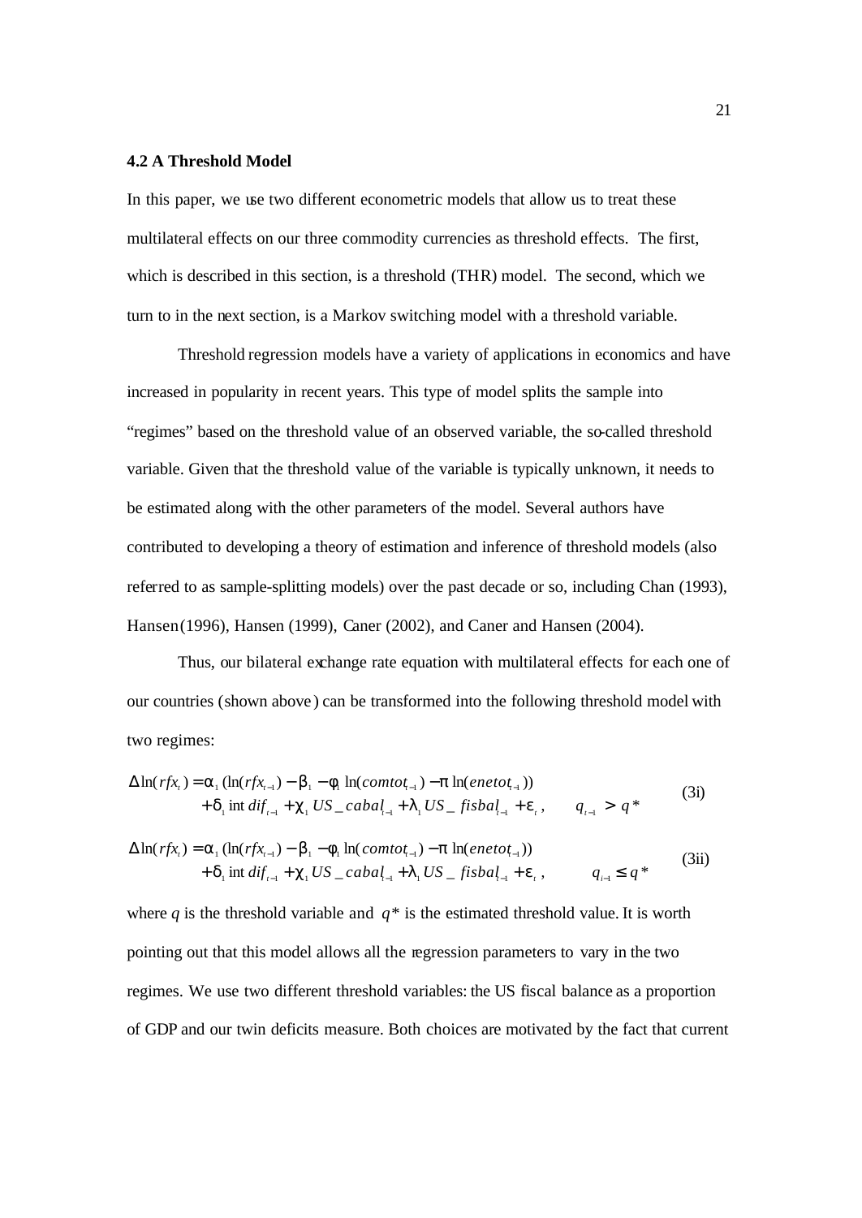### 4.2 A Threshold Model

In this paper, we use two different econometric models that allow us to treat these multilateral effects on our three commodity currencies as threshold effects. The first, which is described in this section, is a threshold (THR) model. The second, which we turn to in the next section, is a Markov switching model with a threshold variable.

Threshold regression models have a variety of applications in economics and have increased in popularity in recent years. This type of model splits the sample into "regimes" based on the threshold value of an observed variable, the so-called threshold variable. Given that the threshold value of the variable is typically unknown, it needs to be estimated along with the other parameters of the model. Several authors have contributed to developing a theory of estimation and inference of threshold models (also referred to as sample-splitting models) over the past decade or so, including Chan (1993), Hansen (1996), Hansen (1999), Caner (2002), and Caner and Hansen (2004).

Thus, our bilateral exchange rate equation with multilateral effects for each one of our countries (shown above) can be transformed into the following threshold model with two regimes:

$$\begin{aligned}\Delta \ln(rfx_t) = {} & \alpha_1 (\ln(rfx_{t-1}) - \beta_1 - \phi_1 \ln(comtot_{t-1}) - \pi \ln(enetot_{t-1})) \\ & + \delta_1 \, \text{int}\, dif_{t-1} + \chi_1 \, US\_cabal_{t-1} + \lambda_1 \, US\_fisbal_{t-1} + \varepsilon_t , \qquad q_{t-1} > q^*\end{aligned} \tag{3i}$$

$$\begin{aligned}\Delta \ln(rfx_t) = {} & \alpha_1 (\ln(rfx_{t-1}) - \beta_1 - \phi_1 \ln(comtot_{t-1}) - \pi \ln(enetot_{t-1})) \\ & + \delta_1 \, \text{int}\, dif_{t-1} + \chi_1 \, US\_cabal_{t-1} + \lambda_1 \, US\_fisbal_{t-1} + \varepsilon_t , \qquad q_{t-1} \leq q^*\end{aligned} \tag{3ii}$$

where $q$ is the threshold variable and $q^*$ is the estimated threshold value. It is worth pointing out that this model allows all the regression parameters to vary in the two regimes. We use two different threshold variables: the US fiscal balance as a proportion of GDP and our twin deficits measure. Both choices are motivated by the fact that current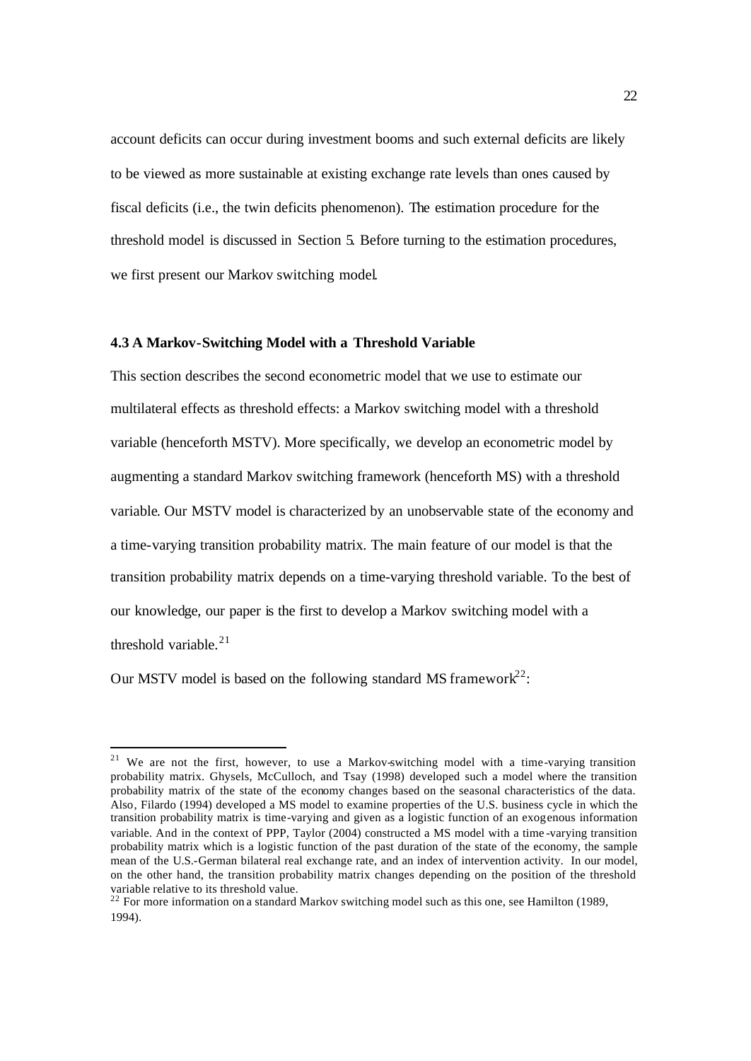account deficits can occur during investment booms and such external deficits are likely to be viewed as more sustainable at existing exchange rate levels than ones caused by fiscal deficits (i.e., the twin deficits phenomenon). The estimation procedure for the threshold model is discussed in Section 5. Before turning to the estimation procedures, we first present our Markov switching model.

### 4.3 A Markov-Switching Model with a Threshold Variable

This section describes the second econometric model that we use to estimate our multilateral effects as threshold effects: a Markov switching model with a threshold variable (henceforth MSTV). More specifically, we develop an econometric model by augmenting a standard Markov switching framework (henceforth MS) with a threshold variable. Our MSTV model is characterized by an unobservable state of the economy and a time-varying transition probability matrix. The main feature of our model is that the transition probability matrix depends on a time-varying threshold variable. To the best of our knowledge, our paper is the first to develop a Markov switching model with a threshold variable.[21]

Our MSTV model is based on the following standard MS framework[22]:

---

[21] We are not the first, however, to use a Markov-switching model with a time-varying transition probability matrix. Ghysels, McCulloch, and Tsay (1998) developed such a model where the transition probability matrix of the state of the economy changes based on the seasonal characteristics of the data. Also, Filardo (1994) developed a MS model to examine properties of the U.S. business cycle in which the transition probability matrix is time-varying and given as a logistic function of an exogenous information variable. And in the context of PPP, Taylor (2004) constructed a MS model with a time-varying transition probability matrix which is a logistic function of the past duration of the state of the economy, the sample mean of the U.S.-German bilateral real exchange rate, and an index of intervention activity. In our model, on the other hand, the transition probability matrix changes depending on the position of the threshold variable relative to its threshold value.

[22] For more information on a standard Markov switching model such as this one, see Hamilton (1989, 1994).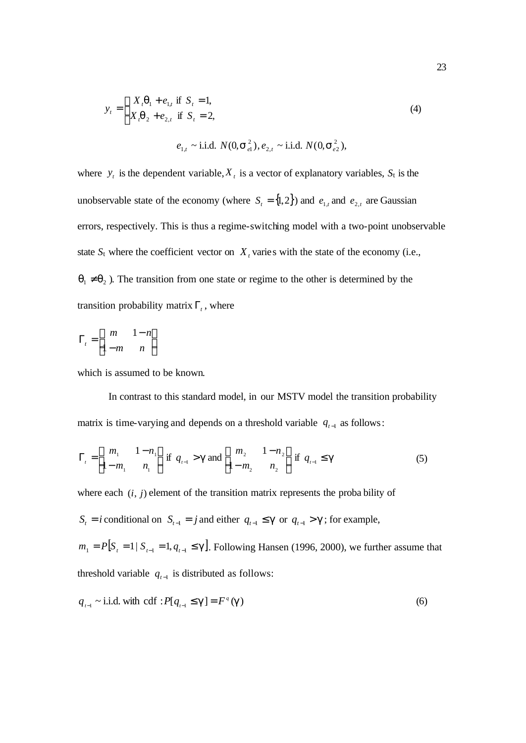$$y_t = \begin{cases} X_t \theta_1 + e_{1,t} \text{ if } S_t = 1, \\ X_t \theta_2 + e_{2,t} \text{ if } S_t = 2, \end{cases} \tag{4}$$

$$e_{1,t} \sim \text{i.i.d. } N(0, \sigma_{e1}^2), e_{2,t} \sim \text{i.i.d. } N(0, \sigma_{e2}^2),$$

where $y_t$ is the dependent variable, $X_t$ is a vector of explanatory variables, $S_t$ is the unobservable state of the economy (where $S_t = \{1, 2\}$) and $e_{1,t}$ and $e_{2,t}$ are Gaussian errors, respectively. This is thus a regime-switching model with a two-point unobservable state $S_t$ where the coefficient vector on $X_t$ varies with the state of the economy (i.e., $\theta_1 \neq \theta_2$). The transition from one state or regime to the other is determined by the transition probability matrix $\Gamma_t$, where

$$\Gamma_t = \begin{bmatrix} m & 1-n \\ 1-m & n \end{bmatrix}$$

which is assumed to be known.

In contrast to this standard model, in our MSTV model the transition probability matrix is time-varying and depends on a threshold variable $q_{t-1}$ as follows:

$$\Gamma_t = \begin{bmatrix} m_1 & 1-n_1 \\ 1-m_1 & n_1 \end{bmatrix} \text{ if } q_{t-1} > \gamma \text{ and } \begin{bmatrix} m_2 & 1-n_2 \\ 1-m_2 & n_2 \end{bmatrix} \text{ if } q_{t-1} \leq \gamma \tag{5}$$

where each $(i, j)$ element of the transition matrix represents the probability of $S_t = i$ conditional on $S_{t-1} = j$ and either $q_{t-1} \leq \gamma$ or $q_{t-1} > \gamma$; for example, $m_1 = P[S_t = 1 | S_{t-1} = 1, q_{t-1} \leq \gamma]$. Following Hansen (1996, 2000), we further assume that threshold variable $q_{t-1}$ is distributed as follows:

$$q_{t-1} \sim \text{i.i.d. with cdf} : P[q_{t-1} \leq \gamma] = F^q(\gamma) \tag{6}$$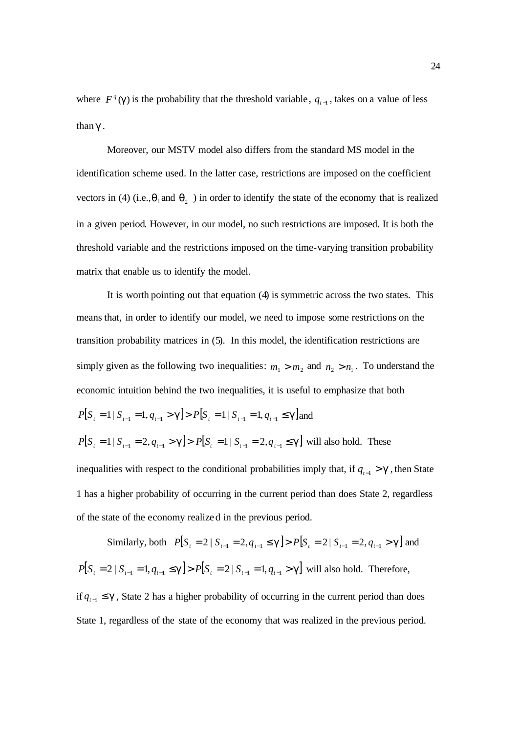where $F^q(\gamma)$ is the probability that the threshold variable, $q_{t-1}$, takes on a value of less than $\gamma$.

Moreover, our MSTV model also differs from the standard MS model in the identification scheme used. In the latter case, restrictions are imposed on the coefficient vectors in (4) (i.e., $\theta_1$ and $\theta_2$ ) in order to identify the state of the economy that is realized in a given period. However, in our model, no such restrictions are imposed. It is both the threshold variable and the restrictions imposed on the time-varying transition probability matrix that enable us to identify the model.

It is worth pointing out that equation (4) is symmetric across the two states. This means that, in order to identify our model, we need to impose some restrictions on the transition probability matrices in (5). In this model, the identification restrictions are simply given as the following two inequalities: $m_1 > m_2$ and $n_2 > n_1$. To understand the economic intuition behind the two inequalities, it is useful to emphasize that both $P[S_t = 1 \mid S_{t-1} = 1, q_{t-1} > \gamma] > P[S_t = 1 \mid S_{t-1} = 1, q_{t-1} \leq \gamma]$ and $P[S_t = 1 \mid S_{t-1} = 2, q_{t-1} > \gamma] > P[S_t = 1 \mid S_{t-1} = 2, q_{t-1} \leq \gamma]$ will also hold. These inequalities with respect to the conditional probabilities imply that, if $q_{t-1} > \gamma$, then State 1 has a higher probability of occurring in the current period than does State 2, regardless of the state of the economy realized in the previous period.

Similarly, both $P[S_t = 2 \mid S_{t-1} = 2, q_{t-1} \leq \gamma] > P[S_t = 2 \mid S_{t-1} = 2, q_{t-1} > \gamma]$ and $P[S_t = 2 \mid S_{t-1} = 1, q_{t-1} \leq \gamma] > P[S_t = 2 \mid S_{t-1} = 1, q_{t-1} > \gamma]$ will also hold. Therefore, if $q_{t-1} \leq \gamma$, State 2 has a higher probability of occurring in the current period than does State 1, regardless of the state of the economy that was realized in the previous period.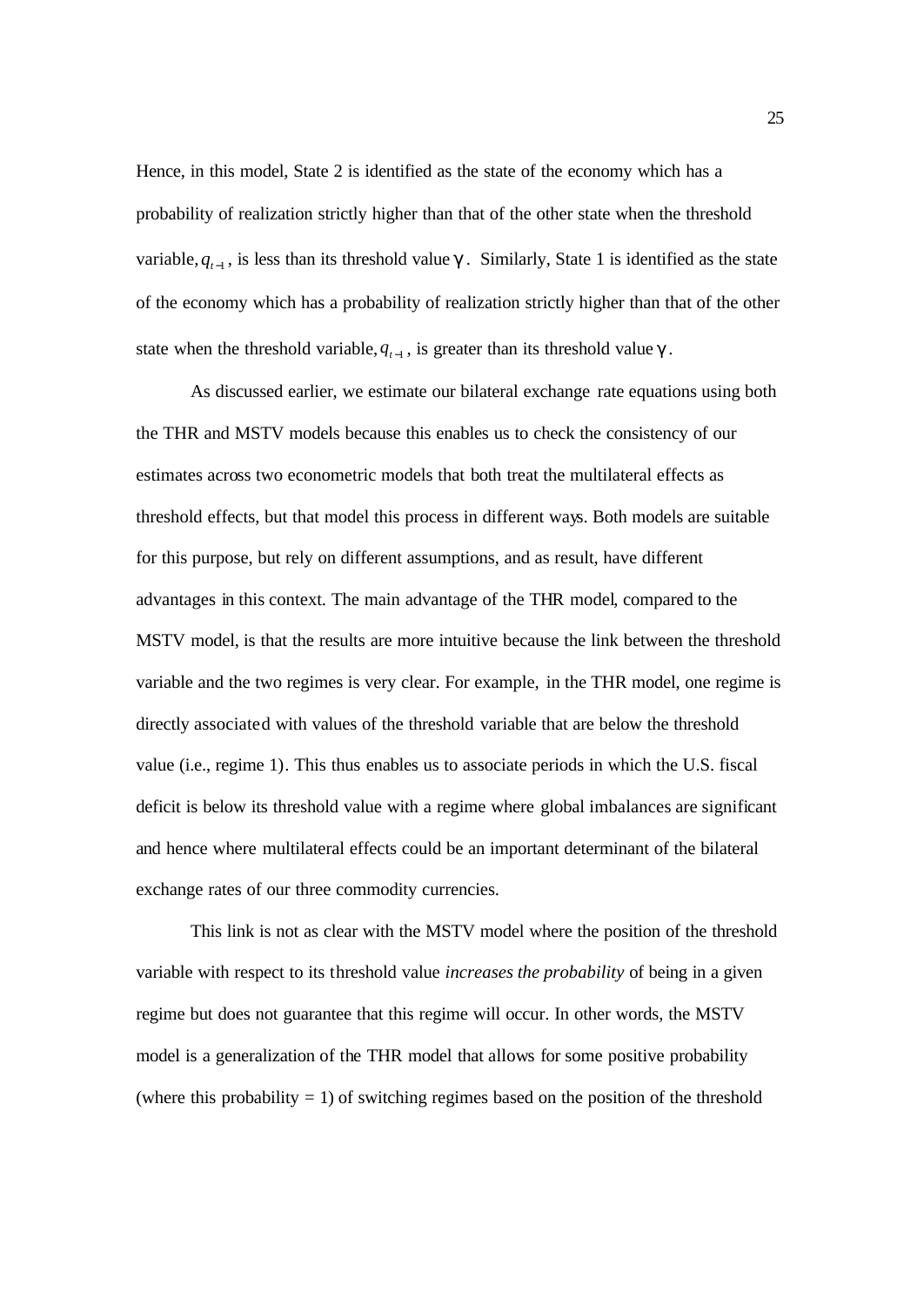Hence, in this model, State 2 is identified as the state of the economy which has a probability of realization strictly higher than that of the other state when the threshold variable, $q_{t-1}$, is less than its threshold value $\gamma$. Similarly, State 1 is identified as the state of the economy which has a probability of realization strictly higher than that of the other state when the threshold variable, $q_{t-1}$, is greater than its threshold value $\gamma$.

As discussed earlier, we estimate our bilateral exchange rate equations using both the THR and MSTV models because this enables us to check the consistency of our estimates across two econometric models that both treat the multilateral effects as threshold effects, but that model this process in different ways. Both models are suitable for this purpose, but rely on different assumptions, and as result, have different advantages in this context. The main advantage of the THR model, compared to the MSTV model, is that the results are more intuitive because the link between the threshold variable and the two regimes is very clear. For example, in the THR model, one regime is directly associated with values of the threshold variable that are below the threshold value (i.e., regime 1). This thus enables us to associate periods in which the U.S. fiscal deficit is below its threshold value with a regime where global imbalances are significant and hence where multilateral effects could be an important determinant of the bilateral exchange rates of our three commodity currencies.

This link is not as clear with the MSTV model where the position of the threshold variable with respect to its threshold value *increases the probability* of being in a given regime but does not guarantee that this regime will occur. In other words, the MSTV model is a generalization of the THR model that allows for some positive probability (where this probability = 1) of switching regimes based on the position of the threshold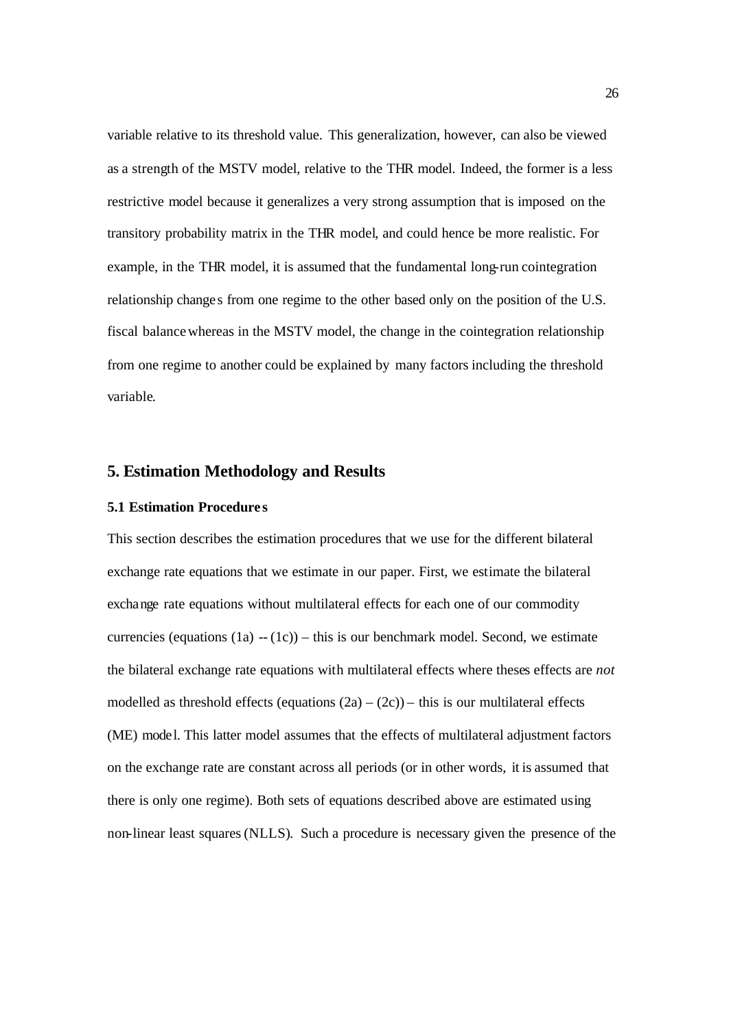variable relative to its threshold value. This generalization, however, can also be viewed as a strength of the MSTV model, relative to the THR model. Indeed, the former is a less restrictive model because it generalizes a very strong assumption that is imposed on the transitory probability matrix in the THR model, and could hence be more realistic. For example, in the THR model, it is assumed that the fundamental long-run cointegration relationship changes from one regime to the other based only on the position of the U.S. fiscal balance whereas in the MSTV model, the change in the cointegration relationship from one regime to another could be explained by many factors including the threshold variable.

## 5. Estimation Methodology and Results

### 5.1 Estimation Procedures

This section describes the estimation procedures that we use for the different bilateral exchange rate equations that we estimate in our paper. First, we estimate the bilateral exchange rate equations without multilateral effects for each one of our commodity currencies (equations (1a) -- (1c)) – this is our benchmark model. Second, we estimate the bilateral exchange rate equations with multilateral effects where theses effects are *not* modelled as threshold effects (equations (2a) – (2c)) – this is our multilateral effects (ME) model. This latter model assumes that the effects of multilateral adjustment factors on the exchange rate are constant across all periods (or in other words, it is assumed that there is only one regime). Both sets of equations described above are estimated using non-linear least squares (NLLS). Such a procedure is necessary given the presence of the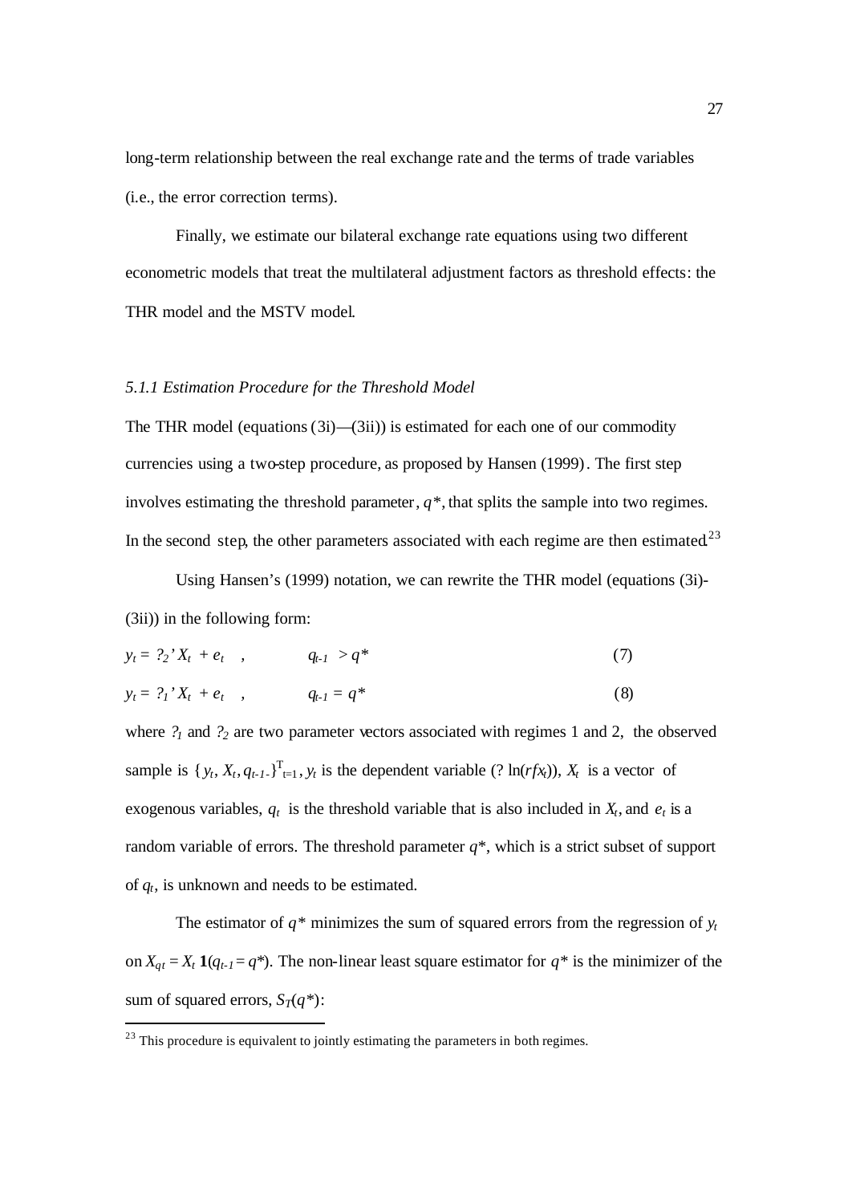long-term relationship between the real exchange rate and the terms of trade variables (i.e., the error correction terms).

Finally, we estimate our bilateral exchange rate equations using two different econometric models that treat the multilateral adjustment factors as threshold effects: the THR model and the MSTV model.

### *5.1.1 Estimation Procedure for the Threshold Model*

The THR model (equations (3i)—(3ii)) is estimated for each one of our commodity currencies using a two-step procedure, as proposed by Hansen (1999). The first step involves estimating the threshold parameter, $q^*$, that splits the sample into two regimes. In the second step, the other parameters associated with each regime are then estimated.[23]

Using Hansen's (1999) notation, we can rewrite the THR model (equations (3i)-(3ii)) in the following form:

$$y_t = ?_2' X_t + e_t \quad , \qquad q_{t-1} > q^* \tag{7}$$

$$y_t = ?_1' X_t + e_t \quad , \qquad q_{t-1} = q^* \tag{8}$$

where $?_1$ and $?_2$ are two parameter vectors associated with regimes 1 and 2, the observed sample is $\{y_t, X_t, q_{t-1}\}^{T}_{t=1}$, $y_t$ is the dependent variable ($? \ln(rfx_t)$), $X_t$ is a vector of exogenous variables, $q_t$ is the threshold variable that is also included in $X_t$, and $e_t$ is a random variable of errors. The threshold parameter $q^*$, which is a strict subset of support of $q_t$, is unknown and needs to be estimated.

The estimator of $q^*$ minimizes the sum of squared errors from the regression of $y_t$ on $X_{qt} = X_t \, \mathbf{1}(q_{t-1} = q^*)$. The non-linear least square estimator for $q^*$ is the minimizer of the sum of squared errors, $S_T(q^*)$:

[23] This procedure is equivalent to jointly estimating the parameters in both regimes.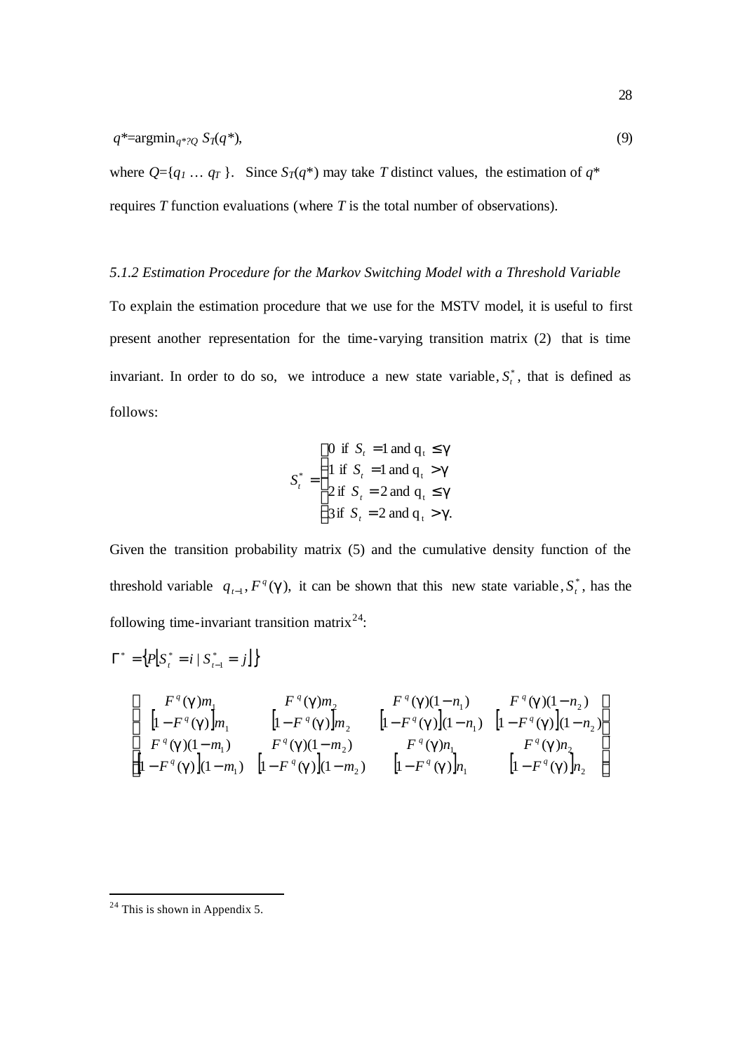$q^*$=argmin$_{q^* ? Q}$ $S_T(q^*)$, (9)

where $Q$={$q_1$ … $q_T$ }. Since $S_T(q^*)$ may take $T$ distinct values, the estimation of $q^*$ requires $T$ function evaluations (where $T$ is the total number of observations).

*5.1.2 Estimation Procedure for the Markov Switching Model with a Threshold Variable*

To explain the estimation procedure that we use for the MSTV model, it is useful to first present another representation for the time-varying transition matrix (2) that is time invariant. In order to do so, we introduce a new state variable, $S_t^*$, that is defined as follows:

$$S_t^* = \begin{cases} 0 \text{ if } S_t = 1 \text{ and } q_t \le \gamma \\ 1 \text{ if } S_t = 1 \text{ and } q_t > \gamma \\ 2 \text{ if } S_t = 2 \text{ and } q_t \le \gamma \\ 3 \text{ if } S_t = 2 \text{ and } q_t > \gamma. \end{cases}$$

Given the transition probability matrix (5) and the cumulative density function of the threshold variable $q_{t-1}, F^q(\gamma)$, it can be shown that this new state variable, $S_t^*$, has the following time-invariant transition matrix[24]:

$$\Gamma^* = \left\{ P\left[ S_t^* = i \mid S_{t-1}^* = j \right] \right\}$$

$$= \begin{bmatrix} F^q(\gamma) m_1 & F^q(\gamma) m_2 & F^q(\gamma)(1-n_1) & F^q(\gamma)(1-n_2) \\ \left[1 - F^q(\gamma)\right] m_1 & \left[1 - F^q(\gamma)\right] m_2 & \left[1 - F^q(\gamma)\right](1-n_1) & \left[1 - F^q(\gamma)\right](1-n_2) \\ F^q(\gamma)(1-m_1) & F^q(\gamma)(1-m_2) & F^q(\gamma) n_1 & F^q(\gamma) n_2 \\ \left[1 - F^q(\gamma)\right](1-m_1) & \left[1 - F^q(\gamma)\right](1-m_2) & \left[1 - F^q(\gamma)\right] n_1 & \left[1 - F^q(\gamma)\right] n_2 \end{bmatrix}$$

---

[24] This is shown in Appendix 5.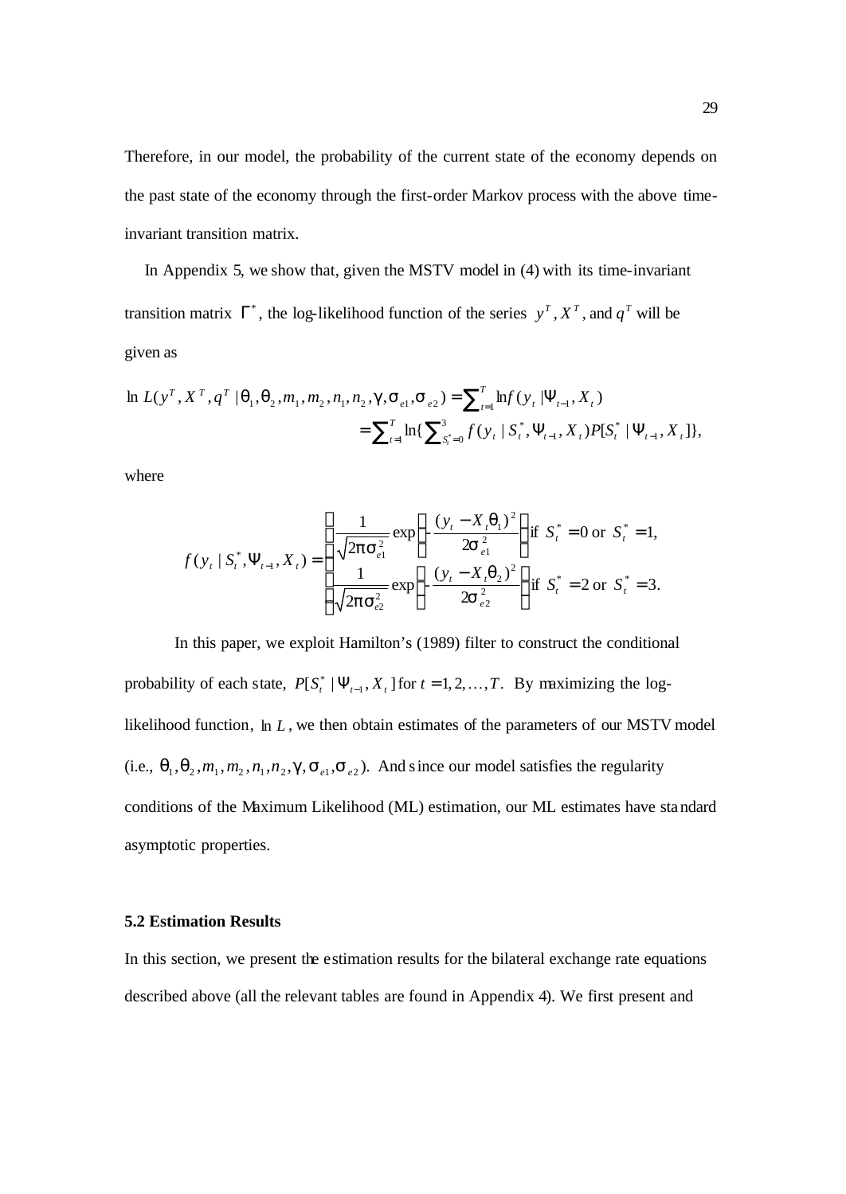Therefore, in our model, the probability of the current state of the economy depends on the past state of the economy through the first-order Markov process with the above time-invariant transition matrix.

In Appendix 5, we show that, given the MSTV model in (4) with its time-invariant transition matrix $\Gamma^*$, the log-likelihood function of the series $y^T, X^T$, and $q^T$ will be given as

$$
\begin{aligned}
\ln L(y^T, X^T, q^T \mid \theta_1, \theta_2, m_1, m_2, n_1, n_2, \gamma, \sigma_{e1}, \sigma_{e2}) &= \sum_{t=1}^{T} \ln f(y_t \mid \Psi_{t-1}, X_t) \\
&= \sum_{t=1}^{T} \ln \{ \sum_{S_t^*=0}^{3} f(y_t \mid S_t^*, \Psi_{t-1}, X_t) P[S_t^* \mid \Psi_{t-1}, X_t] \},
\end{aligned}
$$

where

$$
f(y_t \mid S_t^*, \Psi_{t-1}, X_t) = \begin{cases} \dfrac{1}{\sqrt{2\pi\sigma_{e1}^2}} \exp\left( -\dfrac{(y_t - X_t\theta_1)^2}{2\sigma_{e1}^2} \right) \text{if } S_t^* = 0 \text{ or } S_t^* = 1, \\ \dfrac{1}{\sqrt{2\pi\sigma_{e2}^2}} \exp\left( -\dfrac{(y_t - X_t\theta_2)^2}{2\sigma_{e2}^2} \right) \text{if } S_t^* = 2 \text{ or } S_t^* = 3. \end{cases}
$$

In this paper, we exploit Hamilton's (1989) filter to construct the conditional probability of each state, $P[S_t^* \mid \Psi_{t-1}, X_t]$ for $t = 1, 2, \ldots, T$. By maximizing the log-likelihood function, $\ln L$, we then obtain estimates of the parameters of our MSTV model (i.e., $\theta_1, \theta_2, m_1, m_2, n_1, n_2, \gamma, \sigma_{e1}, \sigma_{e2}$). And since our model satisfies the regularity conditions of the Maximum Likelihood (ML) estimation, our ML estimates have standard asymptotic properties.

### 5.2 Estimation Results

In this section, we present the estimation results for the bilateral exchange rate equations described above (all the relevant tables are found in Appendix 4). We first present and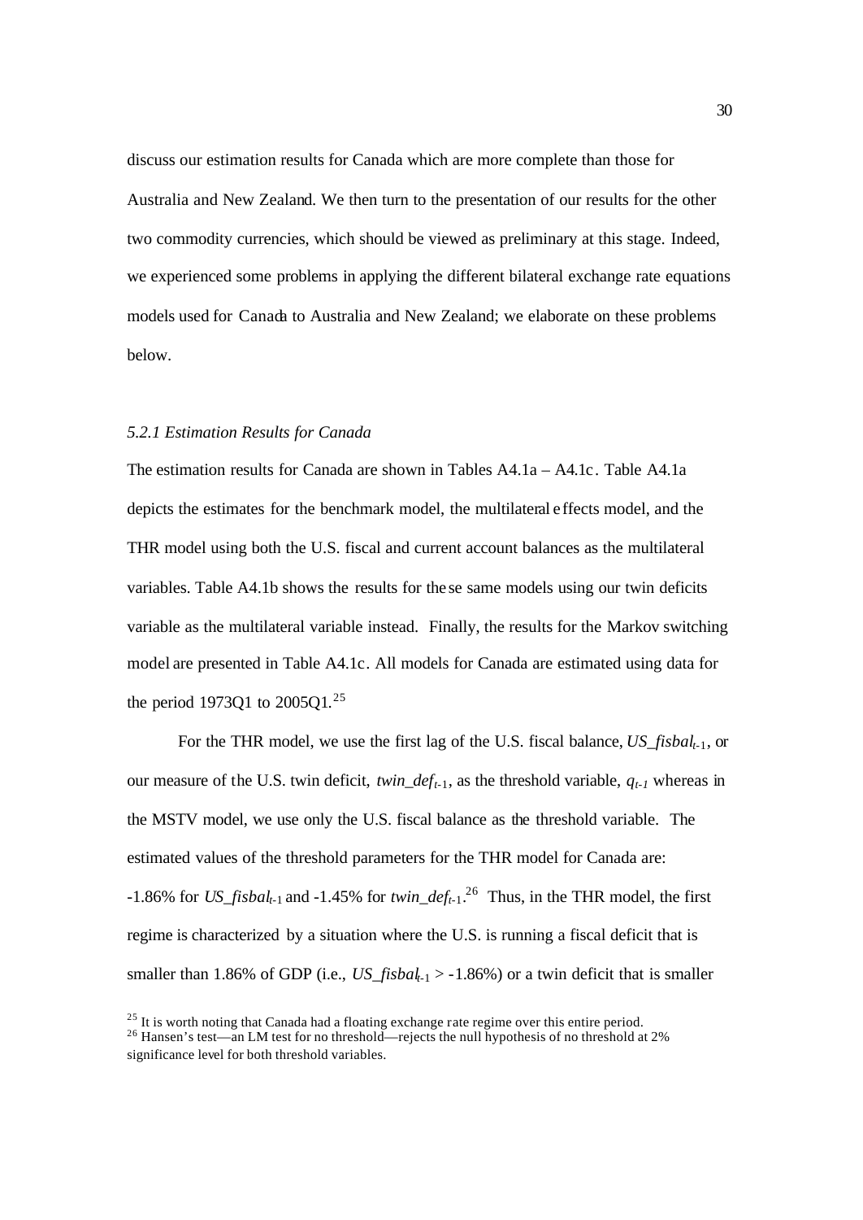discuss our estimation results for Canada which are more complete than those for Australia and New Zealand. We then turn to the presentation of our results for the other two commodity currencies, which should be viewed as preliminary at this stage. Indeed, we experienced some problems in applying the different bilateral exchange rate equations models used for Canada to Australia and New Zealand; we elaborate on these problems below.

### *5.2.1 Estimation Results for Canada*

The estimation results for Canada are shown in Tables A4.1a – A4.1c. Table A4.1a depicts the estimates for the benchmark model, the multilateral effects model, and the THR model using both the U.S. fiscal and current account balances as the multilateral variables. Table A4.1b shows the results for these same models using our twin deficits variable as the multilateral variable instead. Finally, the results for the Markov switching model are presented in Table A4.1c. All models for Canada are estimated using data for the period 1973Q1 to 2005Q1.[25]

For the THR model, we use the first lag of the U.S. fiscal balance, $US\_fisbal_{t-1}$, or our measure of the U.S. twin deficit, $twin\_def_{t-1}$, as the threshold variable, $q_{t-1}$ whereas in the MSTV model, we use only the U.S. fiscal balance as the threshold variable. The estimated values of the threshold parameters for the THR model for Canada are: -1.86% for $US\_fisbal_{t-1}$ and -1.45% for $twin\_def_{t-1}$.[26] Thus, in the THR model, the first regime is characterized by a situation where the U.S. is running a fiscal deficit that is smaller than 1.86% of GDP (i.e., $US\_fisbal_{t-1} > -1.86\%$) or a twin deficit that is smaller

[25] It is worth noting that Canada had a floating exchange rate regime over this entire period.

[26] Hansen's test—an LM test for no threshold—rejects the null hypothesis of no threshold at 2% significance level for both threshold variables.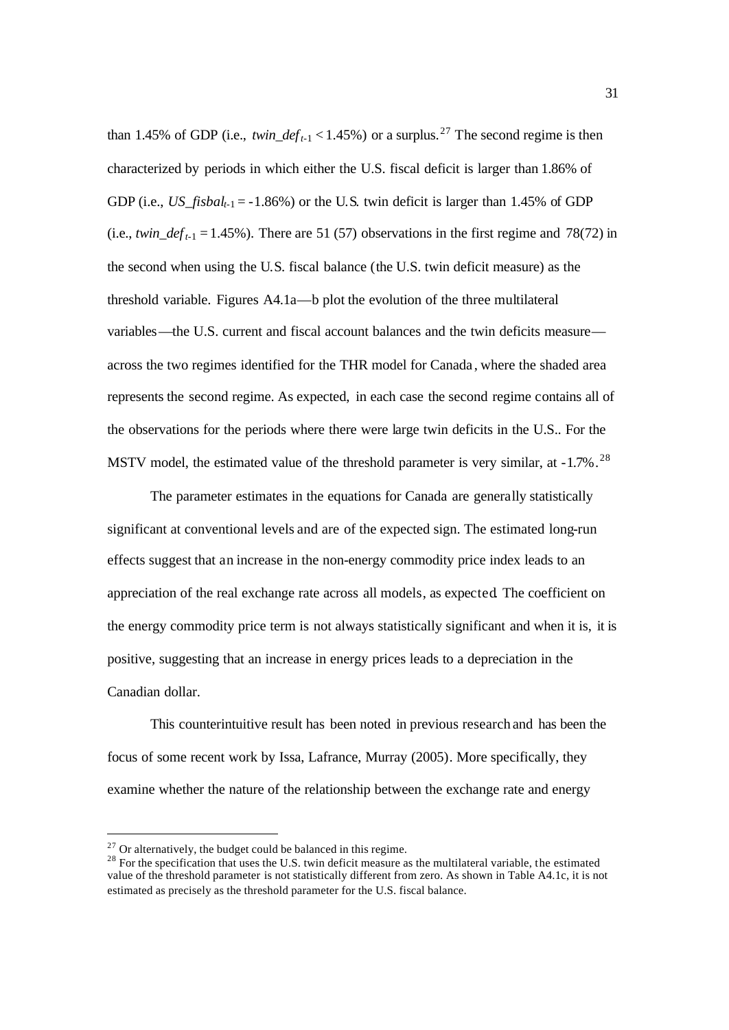than 1.45% of GDP (i.e., $twin\_def_{t-1} < 1.45\%$) or a surplus.[27] The second regime is then characterized by periods in which either the U.S. fiscal deficit is larger than 1.86% of GDP (i.e., $US\_fisbal_{t-1} = -1.86\%$) or the U.S. twin deficit is larger than 1.45% of GDP (i.e., $twin\_def_{t-1} = 1.45\%$). There are 51 (57) observations in the first regime and 78(72) in the second when using the U.S. fiscal balance (the U.S. twin deficit measure) as the threshold variable. Figures A4.1a—b plot the evolution of the three multilateral variables—the U.S. current and fiscal account balances and the twin deficits measure—across the two regimes identified for the THR model for Canada, where the shaded area represents the second regime. As expected, in each case the second regime contains all of the observations for the periods where there were large twin deficits in the U.S.. For the MSTV model, the estimated value of the threshold parameter is very similar, at -1.7%.[28]

The parameter estimates in the equations for Canada are generally statistically significant at conventional levels and are of the expected sign. The estimated long-run effects suggest that an increase in the non-energy commodity price index leads to an appreciation of the real exchange rate across all models, as expected. The coefficient on the energy commodity price term is not always statistically significant and when it is, it is positive, suggesting that an increase in energy prices leads to a depreciation in the Canadian dollar.

This counterintuitive result has been noted in previous research and has been the focus of some recent work by Issa, Lafrance, Murray (2005). More specifically, they examine whether the nature of the relationship between the exchange rate and energy

---

[27] Or alternatively, the budget could be balanced in this regime.

[28] For the specification that uses the U.S. twin deficit measure as the multilateral variable, the estimated value of the threshold parameter is not statistically different from zero. As shown in Table A4.1c, it is not estimated as precisely as the threshold parameter for the U.S. fiscal balance.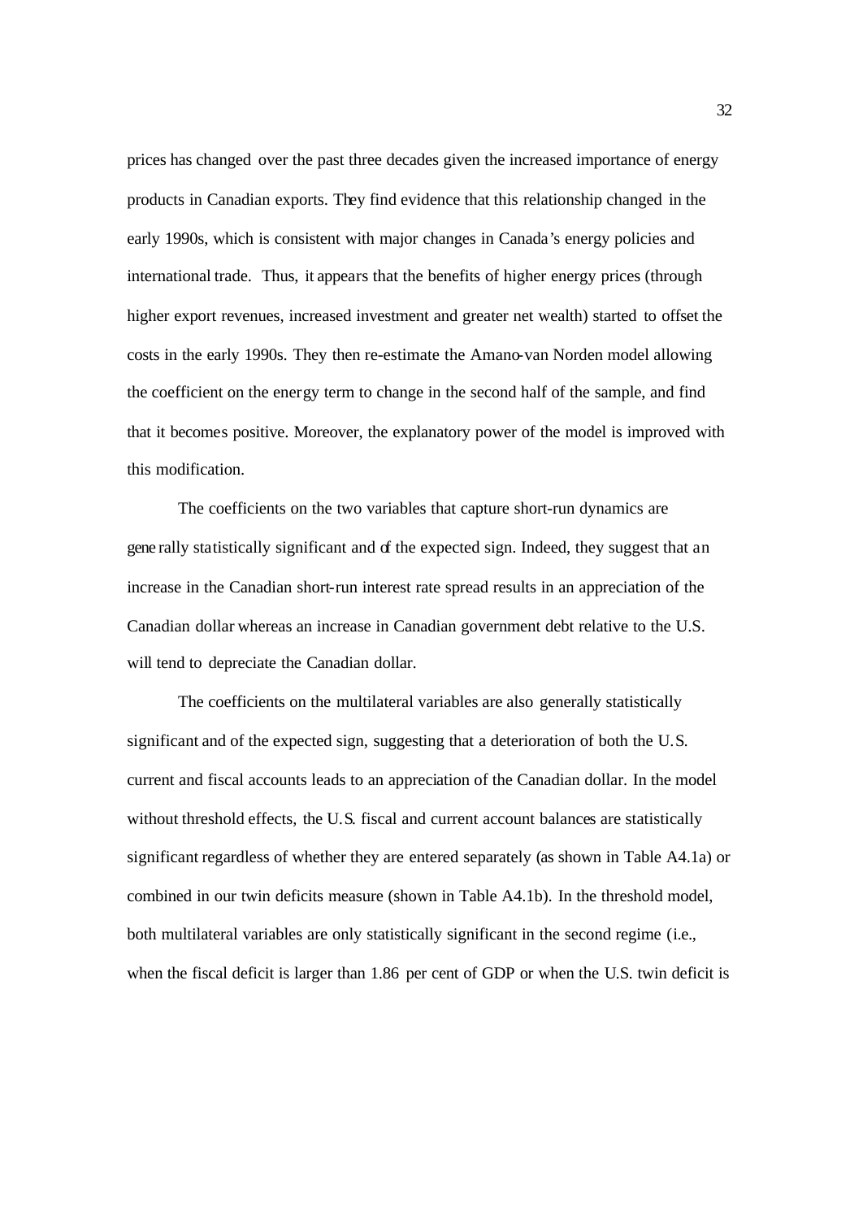prices has changed over the past three decades given the increased importance of energy products in Canadian exports. They find evidence that this relationship changed in the early 1990s, which is consistent with major changes in Canada's energy policies and international trade. Thus, it appears that the benefits of higher energy prices (through higher export revenues, increased investment and greater net wealth) started to offset the costs in the early 1990s. They then re-estimate the Amano-van Norden model allowing the coefficient on the energy term to change in the second half of the sample, and find that it becomes positive. Moreover, the explanatory power of the model is improved with this modification.

The coefficients on the two variables that capture short-run dynamics are generally statistically significant and of the expected sign. Indeed, they suggest that an increase in the Canadian short-run interest rate spread results in an appreciation of the Canadian dollar whereas an increase in Canadian government debt relative to the U.S. will tend to depreciate the Canadian dollar.

The coefficients on the multilateral variables are also generally statistically significant and of the expected sign, suggesting that a deterioration of both the U.S. current and fiscal accounts leads to an appreciation of the Canadian dollar. In the model without threshold effects, the U.S. fiscal and current account balances are statistically significant regardless of whether they are entered separately (as shown in Table A4.1a) or combined in our twin deficits measure (shown in Table A4.1b). In the threshold model, both multilateral variables are only statistically significant in the second regime (i.e., when the fiscal deficit is larger than 1.86 per cent of GDP or when the U.S. twin deficit is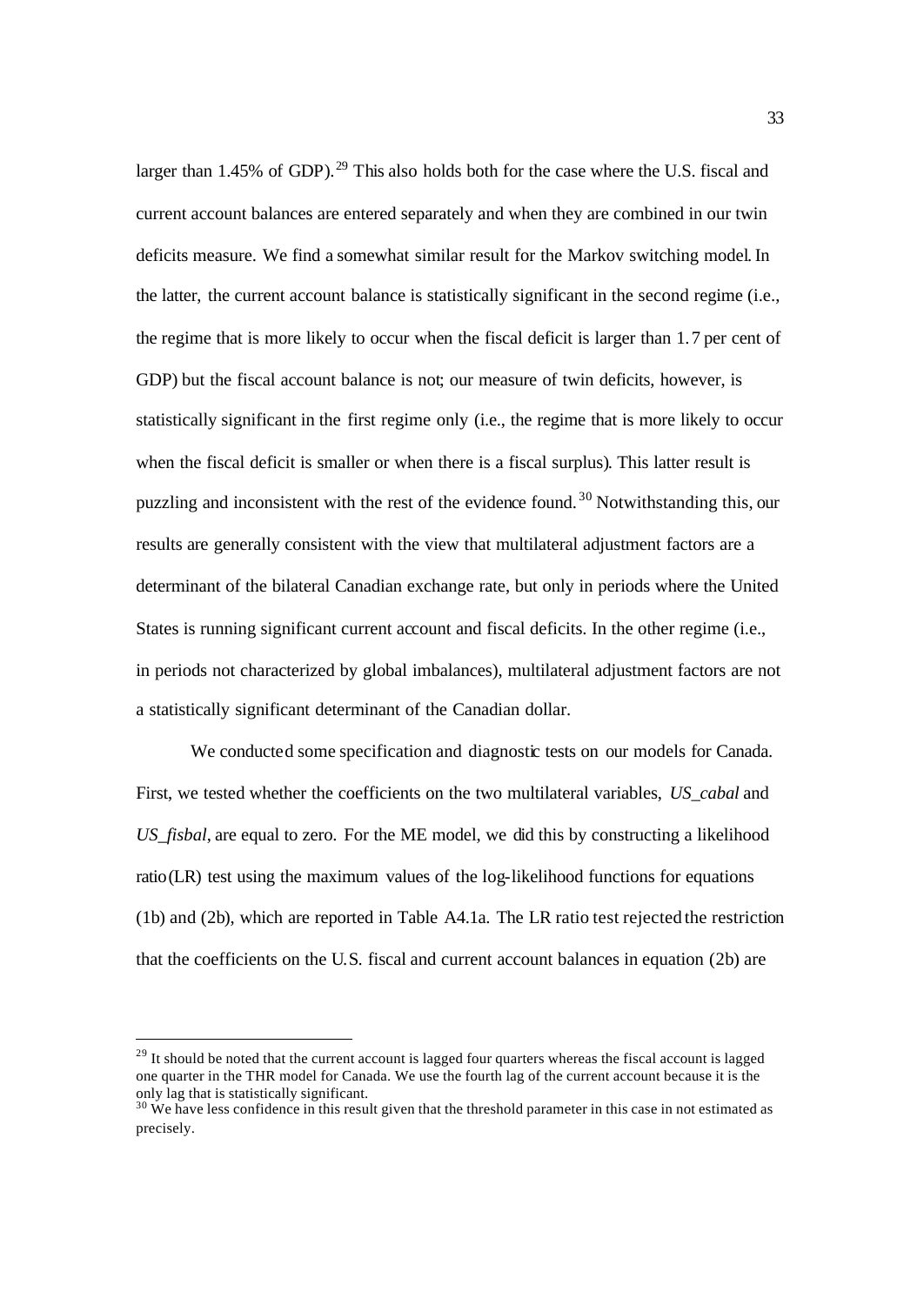larger than 1.45% of GDP).[29] This also holds both for the case where the U.S. fiscal and current account balances are entered separately and when they are combined in our twin deficits measure. We find a somewhat similar result for the Markov switching model. In the latter, the current account balance is statistically significant in the second regime (i.e., the regime that is more likely to occur when the fiscal deficit is larger than 1.7 per cent of GDP) but the fiscal account balance is not; our measure of twin deficits, however, is statistically significant in the first regime only (i.e., the regime that is more likely to occur when the fiscal deficit is smaller or when there is a fiscal surplus). This latter result is puzzling and inconsistent with the rest of the evidence found.[30] Notwithstanding this, our results are generally consistent with the view that multilateral adjustment factors are a determinant of the bilateral Canadian exchange rate, but only in periods where the United States is running significant current account and fiscal deficits. In the other regime (i.e., in periods not characterized by global imbalances), multilateral adjustment factors are not a statistically significant determinant of the Canadian dollar.

We conducted some specification and diagnostic tests on our models for Canada. First, we tested whether the coefficients on the two multilateral variables, *US_cabal* and *US_fisbal*, are equal to zero. For the ME model, we did this by constructing a likelihood ratio (LR) test using the maximum values of the log-likelihood functions for equations (1b) and (2b), which are reported in Table A4.1a. The LR ratio test rejected the restriction that the coefficients on the U.S. fiscal and current account balances in equation (2b) are

---

[29] It should be noted that the current account is lagged four quarters whereas the fiscal account is lagged one quarter in the THR model for Canada. We use the fourth lag of the current account because it is the only lag that is statistically significant.

[30] We have less confidence in this result given that the threshold parameter in this case in not estimated as precisely.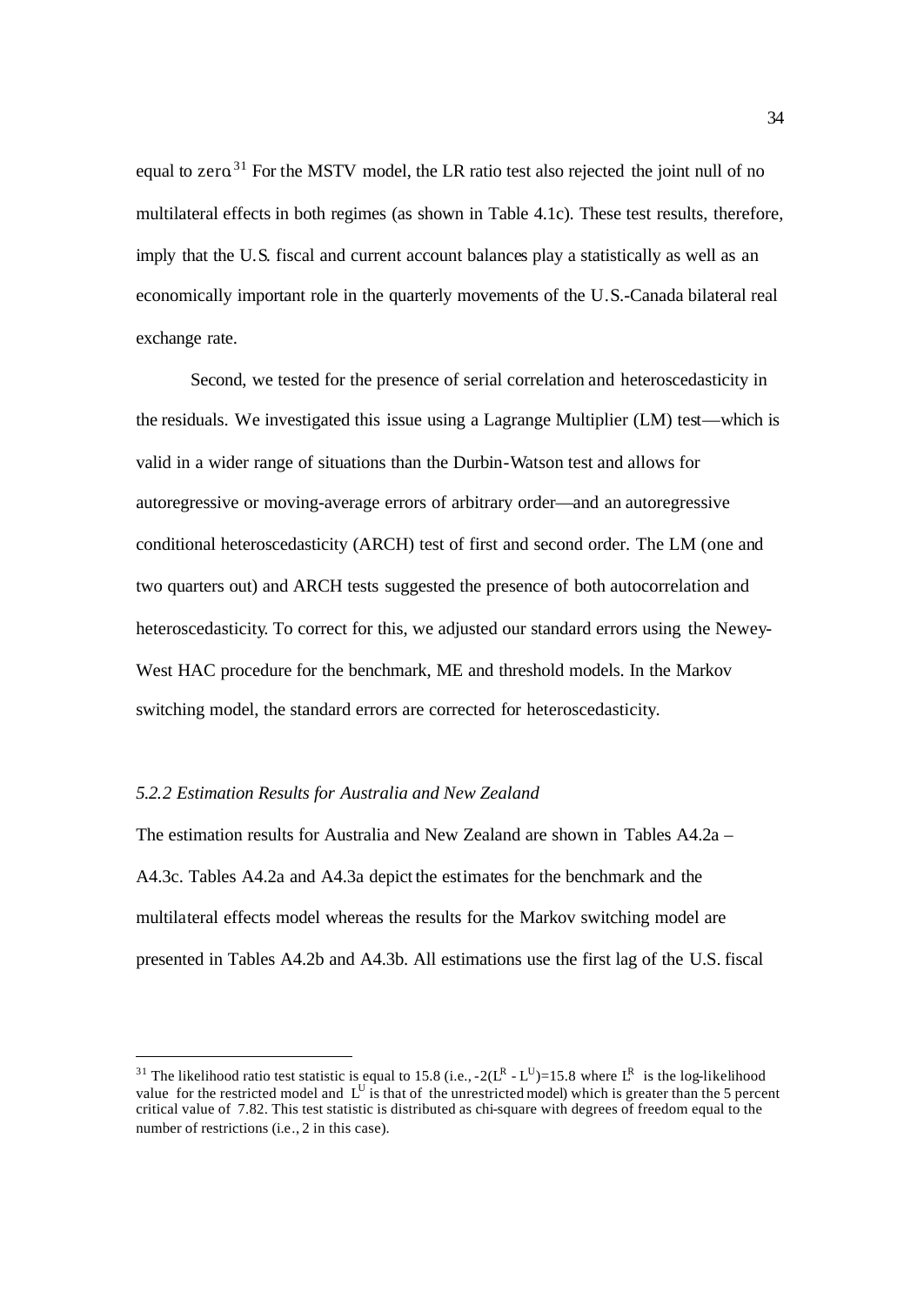equal to zero.[31] For the MSTV model, the LR ratio test also rejected the joint null of no multilateral effects in both regimes (as shown in Table 4.1c). These test results, therefore, imply that the U.S. fiscal and current account balances play a statistically as well as an economically important role in the quarterly movements of the U.S.-Canada bilateral real exchange rate.

Second, we tested for the presence of serial correlation and heteroscedasticity in the residuals. We investigated this issue using a Lagrange Multiplier (LM) test—which is valid in a wider range of situations than the Durbin-Watson test and allows for autoregressive or moving-average errors of arbitrary order—and an autoregressive conditional heteroscedasticity (ARCH) test of first and second order. The LM (one and two quarters out) and ARCH tests suggested the presence of both autocorrelation and heteroscedasticity. To correct for this, we adjusted our standard errors using the Newey-West HAC procedure for the benchmark, ME and threshold models. In the Markov switching model, the standard errors are corrected for heteroscedasticity.

### *5.2.2 Estimation Results for Australia and New Zealand*

The estimation results for Australia and New Zealand are shown in Tables A4.2a – A4.3c. Tables A4.2a and A4.3a depict the estimates for the benchmark and the multilateral effects model whereas the results for the Markov switching model are presented in Tables A4.2b and A4.3b. All estimations use the first lag of the U.S. fiscal

---

[31] The likelihood ratio test statistic is equal to 15.8 (i.e., $-2(L^R - L^U)=15.8$ where $L^R$ is the log-likelihood value for the restricted model and $L^U$ is that of the unrestricted model) which is greater than the 5 percent critical value of 7.82. This test statistic is distributed as chi-square with degrees of freedom equal to the number of restrictions (i.e., 2 in this case).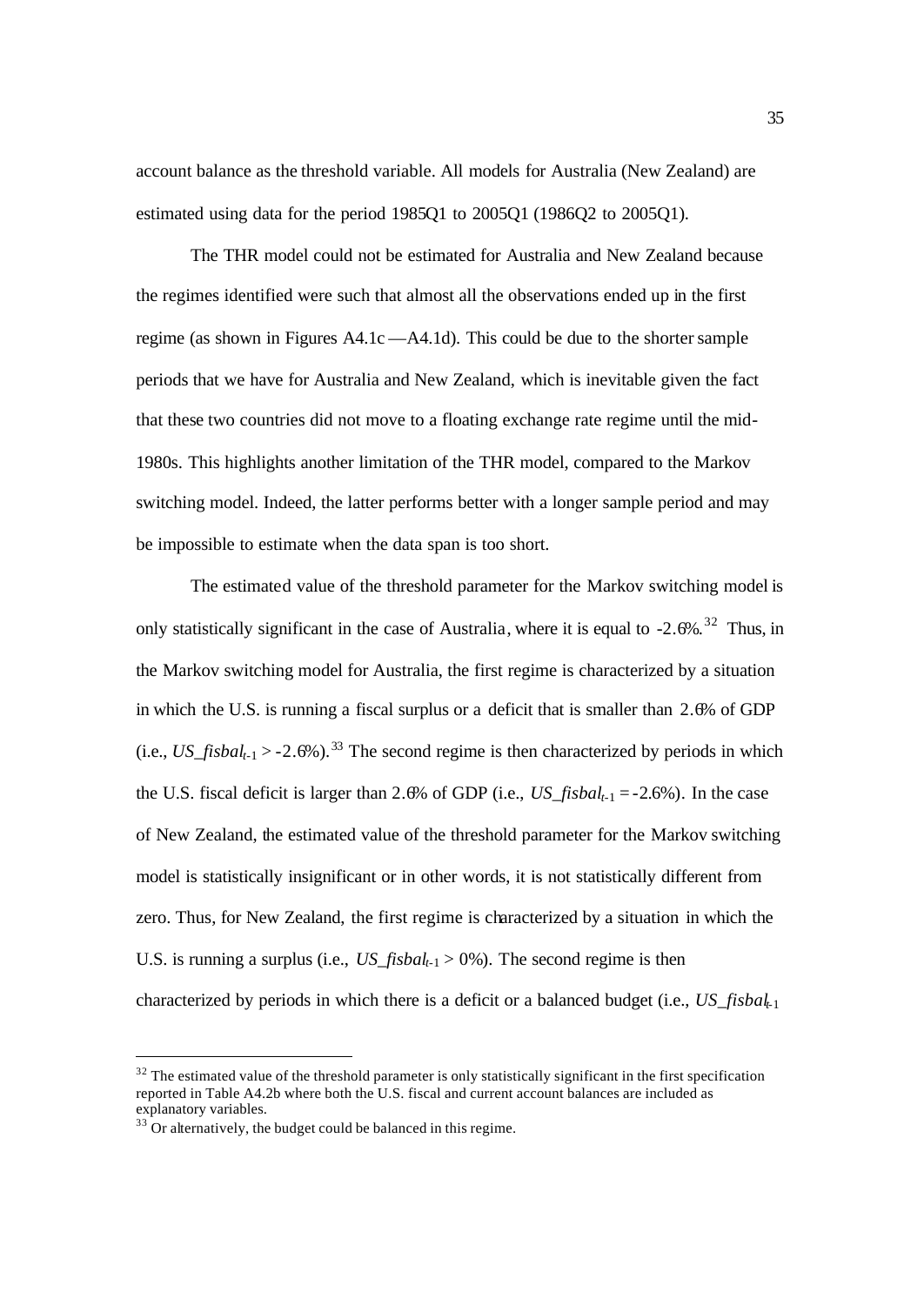account balance as the threshold variable. All models for Australia (New Zealand) are estimated using data for the period 1985Q1 to 2005Q1 (1986Q2 to 2005Q1).

The THR model could not be estimated for Australia and New Zealand because the regimes identified were such that almost all the observations ended up in the first regime (as shown in Figures A4.1c —A4.1d). This could be due to the shorter sample periods that we have for Australia and New Zealand, which is inevitable given the fact that these two countries did not move to a floating exchange rate regime until the mid-1980s. This highlights another limitation of the THR model, compared to the Markov switching model. Indeed, the latter performs better with a longer sample period and may be impossible to estimate when the data span is too short.

The estimated value of the threshold parameter for the Markov switching model is only statistically significant in the case of Australia, where it is equal to -2.6%.[32] Thus, in the Markov switching model for Australia, the first regime is characterized by a situation in which the U.S. is running a fiscal surplus or a deficit that is smaller than 2.6% of GDP (i.e., $US\_fisbal_{t-1} > -2.6\%$).[33] The second regime is then characterized by periods in which the U.S. fiscal deficit is larger than 2.6% of GDP (i.e., $US\_fisbal_{t-1} = -2.6\%$). In the case of New Zealand, the estimated value of the threshold parameter for the Markov switching model is statistically insignificant or in other words, it is not statistically different from zero. Thus, for New Zealand, the first regime is characterized by a situation in which the U.S. is running a surplus (i.e., $US\_fisbal_{t-1} > 0\%$). The second regime is then characterized by periods in which there is a deficit or a balanced budget (i.e., $US\_fisbal_{t-1}$

---

[32] The estimated value of the threshold parameter is only statistically significant in the first specification reported in Table A4.2b where both the U.S. fiscal and current account balances are included as explanatory variables.

[33] Or alternatively, the budget could be balanced in this regime.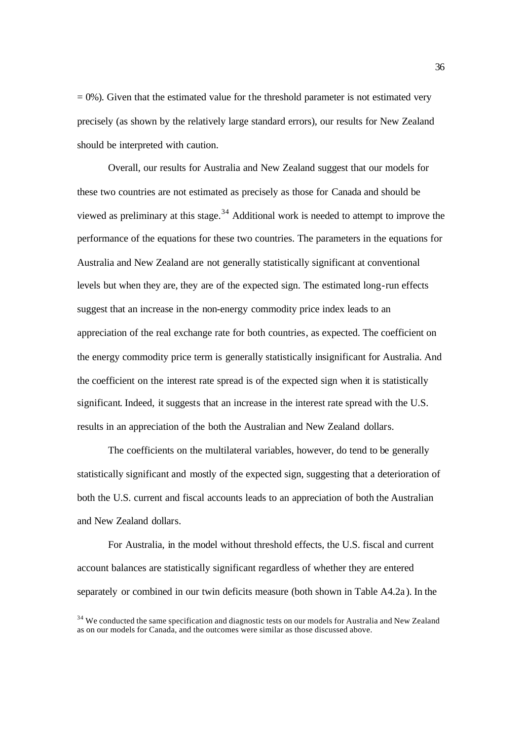= 0%). Given that the estimated value for the threshold parameter is not estimated very precisely (as shown by the relatively large standard errors), our results for New Zealand should be interpreted with caution.

Overall, our results for Australia and New Zealand suggest that our models for these two countries are not estimated as precisely as those for Canada and should be viewed as preliminary at this stage.[34] Additional work is needed to attempt to improve the performance of the equations for these two countries. The parameters in the equations for Australia and New Zealand are not generally statistically significant at conventional levels but when they are, they are of the expected sign. The estimated long-run effects suggest that an increase in the non-energy commodity price index leads to an appreciation of the real exchange rate for both countries, as expected. The coefficient on the energy commodity price term is generally statistically insignificant for Australia. And the coefficient on the interest rate spread is of the expected sign when it is statistically significant. Indeed, it suggests that an increase in the interest rate spread with the U.S. results in an appreciation of the both the Australian and New Zealand dollars.

The coefficients on the multilateral variables, however, do tend to be generally statistically significant and mostly of the expected sign, suggesting that a deterioration of both the U.S. current and fiscal accounts leads to an appreciation of both the Australian and New Zealand dollars.

For Australia, in the model without threshold effects, the U.S. fiscal and current account balances are statistically significant regardless of whether they are entered separately or combined in our twin deficits measure (both shown in Table A4.2a). In the

[34] We conducted the same specification and diagnostic tests on our models for Australia and New Zealand as on our models for Canada, and the outcomes were similar as those discussed above.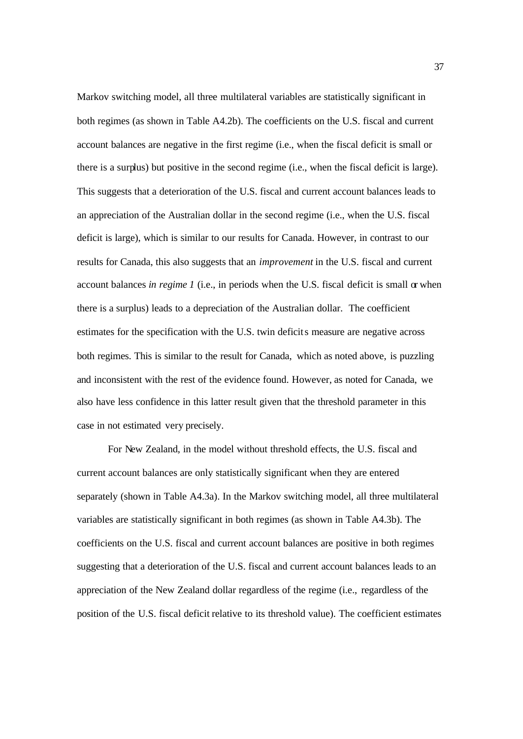Markov switching model, all three multilateral variables are statistically significant in both regimes (as shown in Table A4.2b). The coefficients on the U.S. fiscal and current account balances are negative in the first regime (i.e., when the fiscal deficit is small or there is a surplus) but positive in the second regime (i.e., when the fiscal deficit is large). This suggests that a deterioration of the U.S. fiscal and current account balances leads to an appreciation of the Australian dollar in the second regime (i.e., when the U.S. fiscal deficit is large), which is similar to our results for Canada. However, in contrast to our results for Canada, this also suggests that an *improvement* in the U.S. fiscal and current account balances *in regime 1* (i.e., in periods when the U.S. fiscal deficit is small or when there is a surplus) leads to a depreciation of the Australian dollar. The coefficient estimates for the specification with the U.S. twin deficits measure are negative across both regimes. This is similar to the result for Canada, which as noted above, is puzzling and inconsistent with the rest of the evidence found. However, as noted for Canada, we also have less confidence in this latter result given that the threshold parameter in this case in not estimated very precisely.

For New Zealand, in the model without threshold effects, the U.S. fiscal and current account balances are only statistically significant when they are entered separately (shown in Table A4.3a). In the Markov switching model, all three multilateral variables are statistically significant in both regimes (as shown in Table A4.3b). The coefficients on the U.S. fiscal and current account balances are positive in both regimes suggesting that a deterioration of the U.S. fiscal and current account balances leads to an appreciation of the New Zealand dollar regardless of the regime (i.e., regardless of the position of the U.S. fiscal deficit relative to its threshold value). The coefficient estimates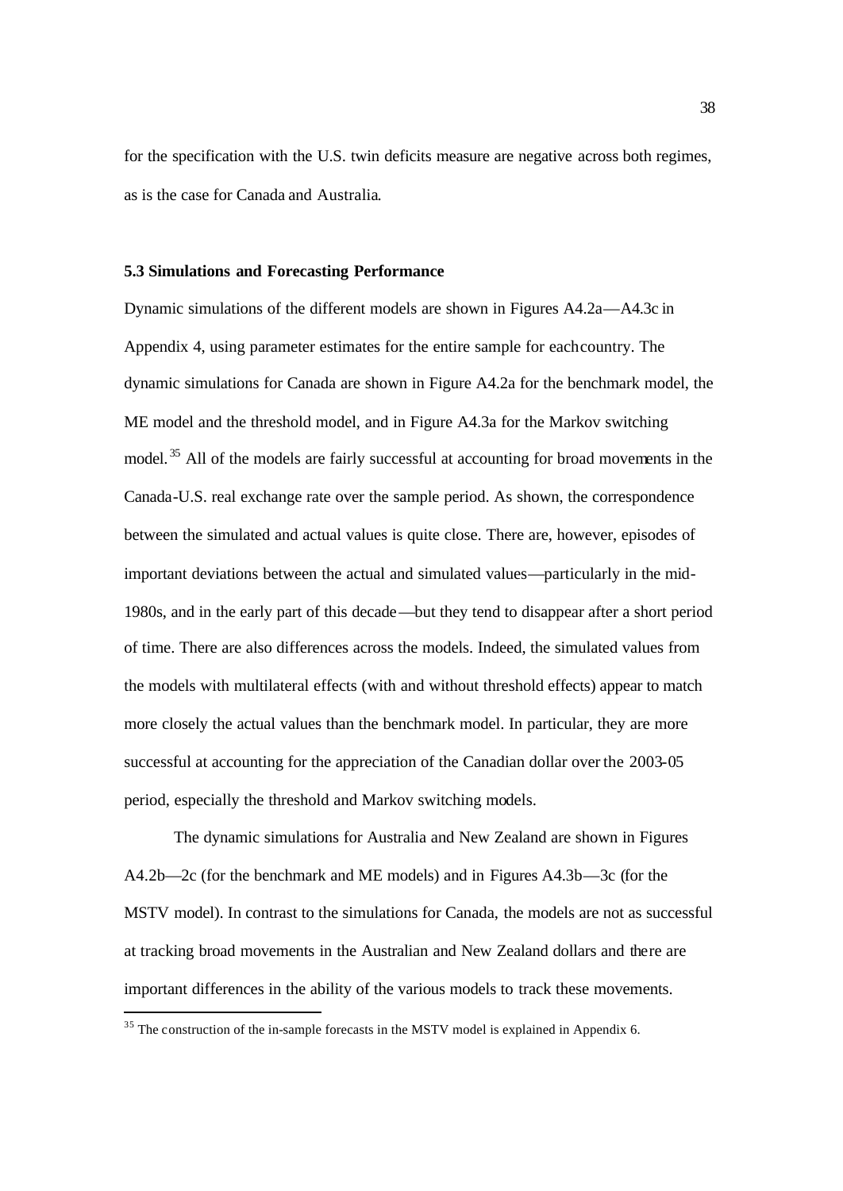for the specification with the U.S. twin deficits measure are negative across both regimes, as is the case for Canada and Australia.

### 5.3 Simulations and Forecasting Performance

Dynamic simulations of the different models are shown in Figures A4.2a—A4.3c in Appendix 4, using parameter estimates for the entire sample for each country. The dynamic simulations for Canada are shown in Figure A4.2a for the benchmark model, the ME model and the threshold model, and in Figure A4.3a for the Markov switching model.[35] All of the models are fairly successful at accounting for broad movements in the Canada-U.S. real exchange rate over the sample period. As shown, the correspondence between the simulated and actual values is quite close. There are, however, episodes of important deviations between the actual and simulated values—particularly in the mid-1980s, and in the early part of this decade—but they tend to disappear after a short period of time. There are also differences across the models. Indeed, the simulated values from the models with multilateral effects (with and without threshold effects) appear to match more closely the actual values than the benchmark model. In particular, they are more successful at accounting for the appreciation of the Canadian dollar over the 2003-05 period, especially the threshold and Markov switching models.

The dynamic simulations for Australia and New Zealand are shown in Figures A4.2b—2c (for the benchmark and ME models) and in Figures A4.3b—3c (for the MSTV model). In contrast to the simulations for Canada, the models are not as successful at tracking broad movements in the Australian and New Zealand dollars and there are important differences in the ability of the various models to track these movements.

[35] The construction of the in-sample forecasts in the MSTV model is explained in Appendix 6.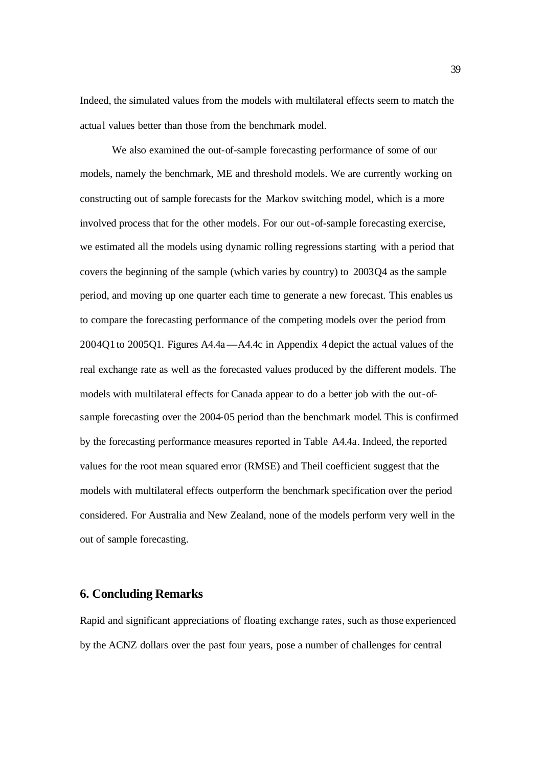Indeed, the simulated values from the models with multilateral effects seem to match the actual values better than those from the benchmark model.

We also examined the out-of-sample forecasting performance of some of our models, namely the benchmark, ME and threshold models. We are currently working on constructing out of sample forecasts for the Markov switching model, which is a more involved process that for the other models. For our out-of-sample forecasting exercise, we estimated all the models using dynamic rolling regressions starting with a period that covers the beginning of the sample (which varies by country) to 2003Q4 as the sample period, and moving up one quarter each time to generate a new forecast. This enables us to compare the forecasting performance of the competing models over the period from 2004Q1 to 2005Q1. Figures A4.4a —A4.4c in Appendix 4 depict the actual values of the real exchange rate as well as the forecasted values produced by the different models. The models with multilateral effects for Canada appear to do a better job with the out-of-sample forecasting over the 2004-05 period than the benchmark model. This is confirmed by the forecasting performance measures reported in Table A4.4a. Indeed, the reported values for the root mean squared error (RMSE) and Theil coefficient suggest that the models with multilateral effects outperform the benchmark specification over the period considered. For Australia and New Zealand, none of the models perform very well in the out of sample forecasting.

## 6. Concluding Remarks

Rapid and significant appreciations of floating exchange rates, such as those experienced by the ACNZ dollars over the past four years, pose a number of challenges for central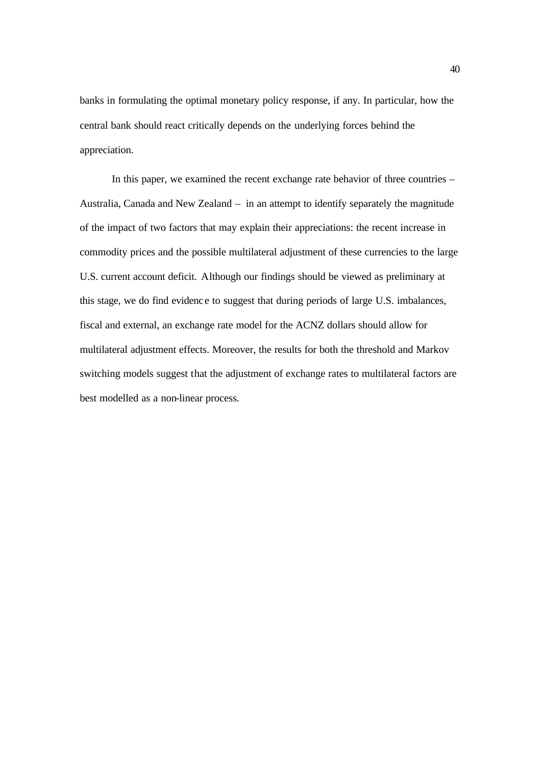banks in formulating the optimal monetary policy response, if any. In particular, how the central bank should react critically depends on the underlying forces behind the appreciation.

In this paper, we examined the recent exchange rate behavior of three countries – Australia, Canada and New Zealand – in an attempt to identify separately the magnitude of the impact of two factors that may explain their appreciations: the recent increase in commodity prices and the possible multilateral adjustment of these currencies to the large U.S. current account deficit. Although our findings should be viewed as preliminary at this stage, we do find evidence to suggest that during periods of large U.S. imbalances, fiscal and external, an exchange rate model for the ACNZ dollars should allow for multilateral adjustment effects. Moreover, the results for both the threshold and Markov switching models suggest that the adjustment of exchange rates to multilateral factors are best modelled as a non-linear process.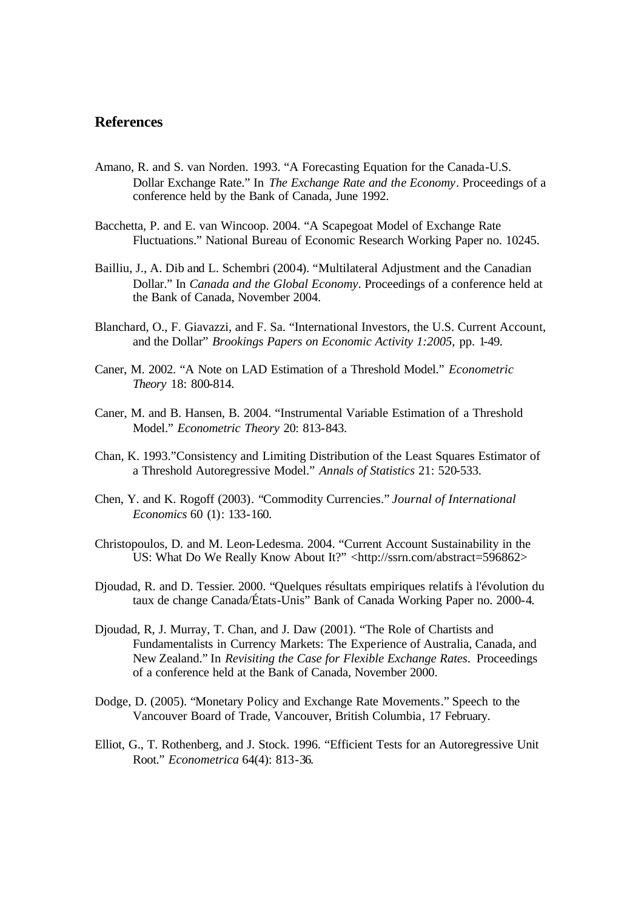## References

Amano, R. and S. van Norden. 1993. "A Forecasting Equation for the Canada-U.S. Dollar Exchange Rate." In *The Exchange Rate and the Economy*. Proceedings of a conference held by the Bank of Canada, June 1992.

Bacchetta, P. and E. van Wincoop. 2004. "A Scapegoat Model of Exchange Rate Fluctuations." National Bureau of Economic Research Working Paper no. 10245.

Bailliu, J., A. Dib and L. Schembri (2004). "Multilateral Adjustment and the Canadian Dollar." In *Canada and the Global Economy*. Proceedings of a conference held at the Bank of Canada, November 2004.

Blanchard, O., F. Giavazzi, and F. Sa. "International Investors, the U.S. Current Account, and the Dollar" *Brookings Papers on Economic Activity 1:2005,* pp. 1-49.

Caner, M. 2002. "A Note on LAD Estimation of a Threshold Model." *Econometric Theory* 18: 800-814.

Caner, M. and B. Hansen, B. 2004. "Instrumental Variable Estimation of a Threshold Model." *Econometric Theory* 20: 813-843.

Chan, K. 1993."Consistency and Limiting Distribution of the Least Squares Estimator of a Threshold Autoregressive Model." *Annals of Statistics* 21: 520-533.

Chen, Y. and K. Rogoff (2003). "Commodity Currencies." *Journal of International Economics* 60 (1): 133-160.

Christopoulos, D. and M. Leon-Ledesma. 2004. "Current Account Sustainability in the US: What Do We Really Know About It?" <http://ssrn.com/abstract=596862>

Djoudad, R. and D. Tessier. 2000. "Quelques résultats empiriques relatifs à l'évolution du taux de change Canada/États-Unis" Bank of Canada Working Paper no. 2000-4.

Djoudad, R, J. Murray, T. Chan, and J. Daw (2001). "The Role of Chartists and Fundamentalists in Currency Markets: The Experience of Australia, Canada, and New Zealand." In *Revisiting the Case for Flexible Exchange Rates*. Proceedings of a conference held at the Bank of Canada, November 2000.

Dodge, D. (2005). "Monetary Policy and Exchange Rate Movements." Speech to the Vancouver Board of Trade, Vancouver, British Columbia, 17 February.

Elliot, G., T. Rothenberg, and J. Stock. 1996. "Efficient Tests for an Autoregressive Unit Root." *Econometrica* 64(4): 813-36.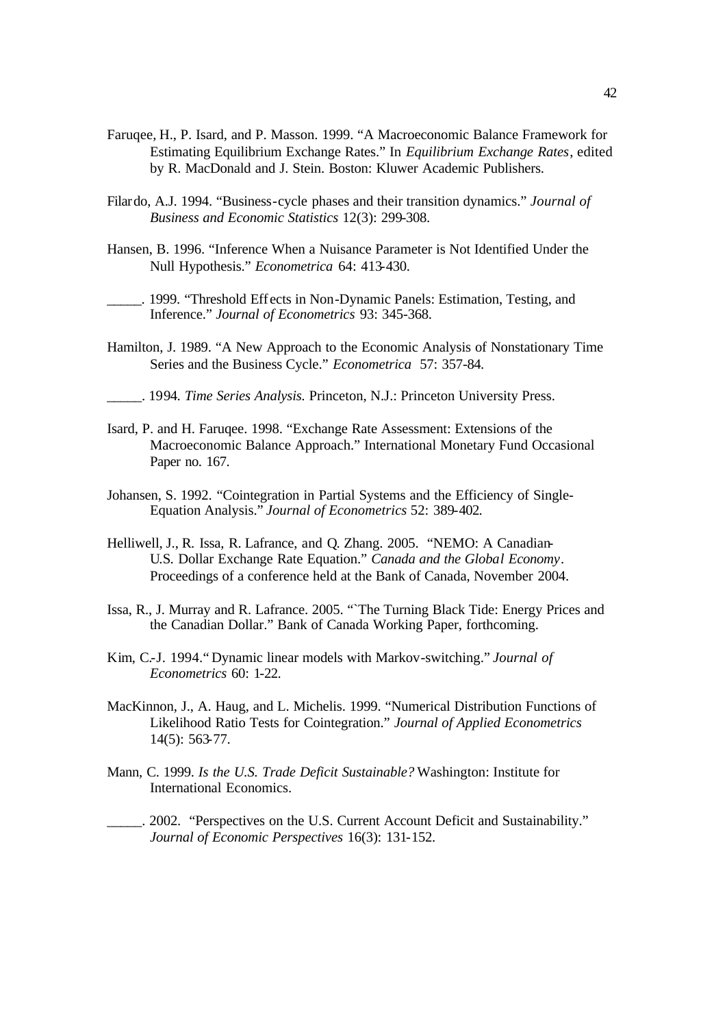Faruqee, H., P. Isard, and P. Masson. 1999. "A Macroeconomic Balance Framework for Estimating Equilibrium Exchange Rates." In *Equilibrium Exchange Rates*, edited by R. MacDonald and J. Stein. Boston: Kluwer Academic Publishers.

Filardo, A.J. 1994. "Business-cycle phases and their transition dynamics." *Journal of Business and Economic Statistics* 12(3): 299-308.

Hansen, B. 1996. "Inference When a Nuisance Parameter is Not Identified Under the Null Hypothesis." *Econometrica* 64: 413-430.

_____. 1999. "Threshold Effects in Non-Dynamic Panels: Estimation, Testing, and Inference." *Journal of Econometrics* 93: 345-368.

Hamilton, J. 1989. "A New Approach to the Economic Analysis of Nonstationary Time Series and the Business Cycle." *Econometrica* 57: 357-84.

_____. 1994. *Time Series Analysis.* Princeton, N.J.: Princeton University Press.

Isard, P. and H. Faruqee. 1998. "Exchange Rate Assessment: Extensions of the Macroeconomic Balance Approach." International Monetary Fund Occasional Paper no. 167.

Johansen, S. 1992. "Cointegration in Partial Systems and the Efficiency of Single-Equation Analysis." *Journal of Econometrics* 52: 389-402.

Helliwell, J., R. Issa, R. Lafrance, and Q. Zhang. 2005. "NEMO: A Canadian-U.S. Dollar Exchange Rate Equation." *Canada and the Global Economy*. Proceedings of a conference held at the Bank of Canada, November 2004.

Issa, R., J. Murray and R. Lafrance. 2005. "`The Turning Black Tide: Energy Prices and the Canadian Dollar." Bank of Canada Working Paper, forthcoming.

Kim, C.-J. 1994." Dynamic linear models with Markov-switching." *Journal of Econometrics* 60: 1-22.

MacKinnon, J., A. Haug, and L. Michelis. 1999. "Numerical Distribution Functions of Likelihood Ratio Tests for Cointegration." *Journal of Applied Econometrics* 14(5): 563-77.

Mann, C. 1999. *Is the U.S. Trade Deficit Sustainable?* Washington: Institute for International Economics.

_____. 2002. "Perspectives on the U.S. Current Account Deficit and Sustainability." *Journal of Economic Perspectives* 16(3): 131-152.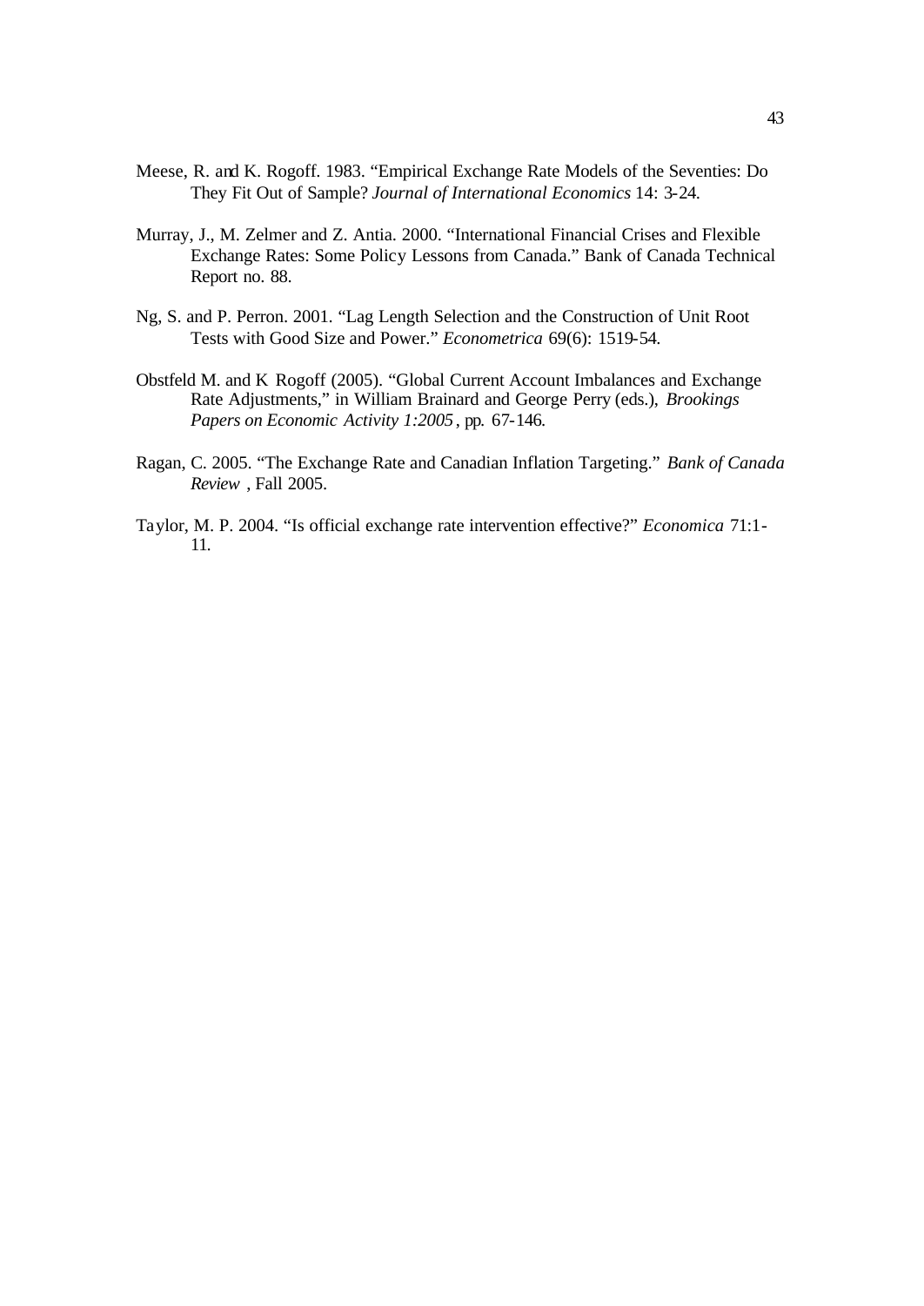Meese, R. and K. Rogoff. 1983. "Empirical Exchange Rate Models of the Seventies: Do They Fit Out of Sample? *Journal of International Economics* 14: 3-24.

Murray, J., M. Zelmer and Z. Antia. 2000. "International Financial Crises and Flexible Exchange Rates: Some Policy Lessons from Canada." Bank of Canada Technical Report no. 88.

Ng, S. and P. Perron. 2001. "Lag Length Selection and the Construction of Unit Root Tests with Good Size and Power." *Econometrica* 69(6): 1519-54.

Obstfeld M. and K Rogoff (2005). "Global Current Account Imbalances and Exchange Rate Adjustments," in William Brainard and George Perry (eds.), *Brookings Papers on Economic Activity 1:2005*, pp. 67-146.

Ragan, C. 2005. "The Exchange Rate and Canadian Inflation Targeting." *Bank of Canada Review* , Fall 2005.

Taylor, M. P. 2004. "Is official exchange rate intervention effective?" *Economica* 71:1-11.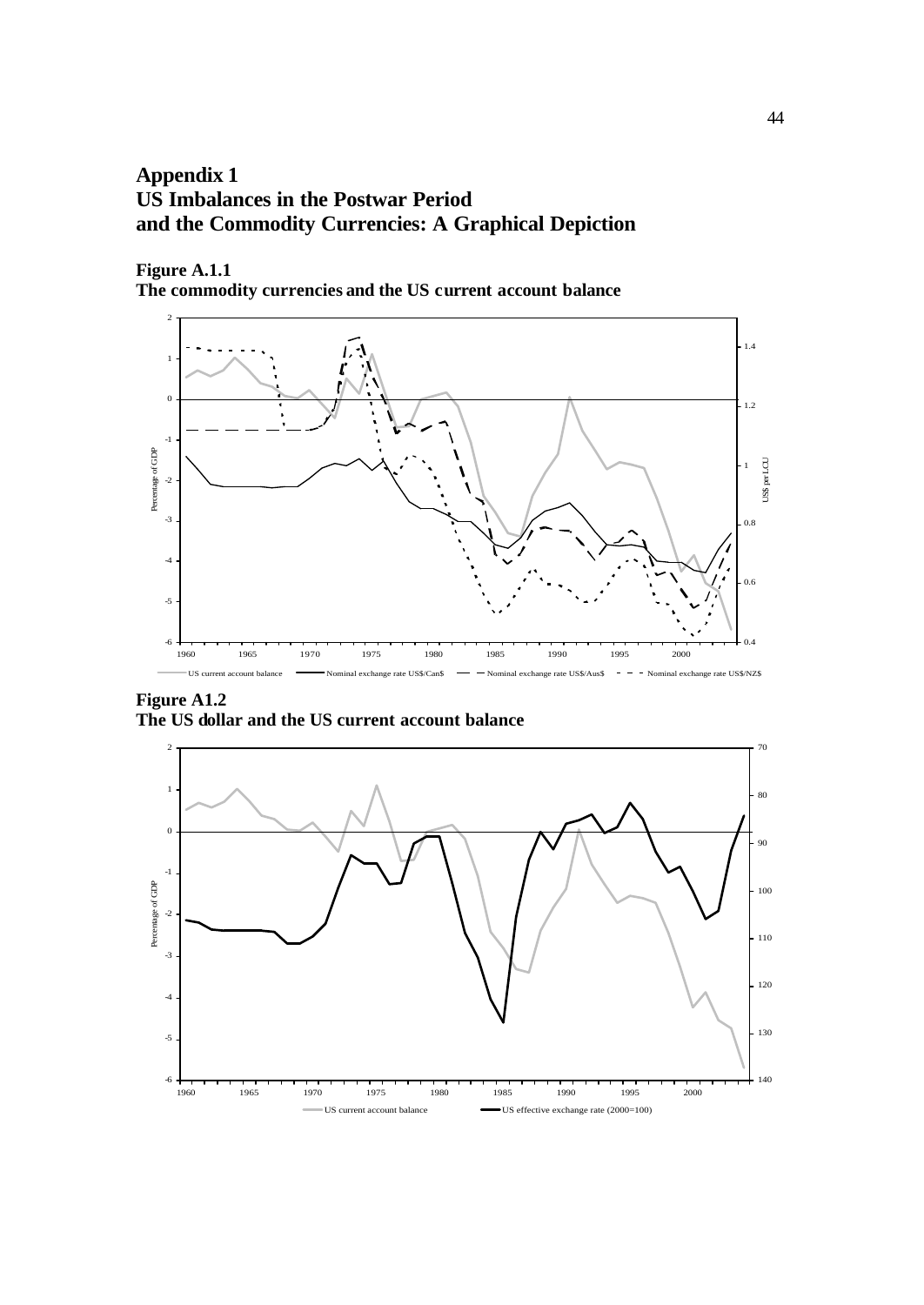# Appendix 1
# US Imbalances in the Postwar Period and the Commodity Currencies: A Graphical Depiction

**Figure A.1.1**
**The commodity currencies and the US current account balance**

**Figure A1.2**
**The US dollar and the US current account balance**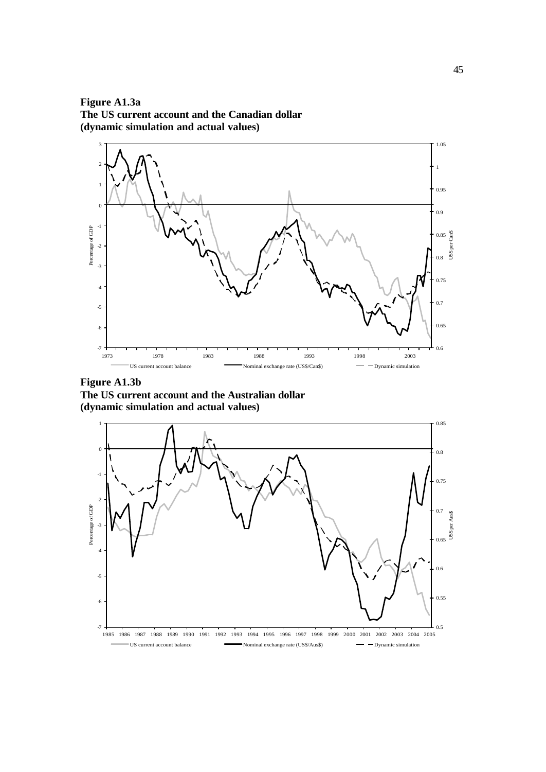**Figure A1.3a**
**The US current account and the Canadian dollar**
**(dynamic simulation and actual values)**

**Figure A1.3b**
**The US current account and the Australian dollar**
**(dynamic simulation and actual values)**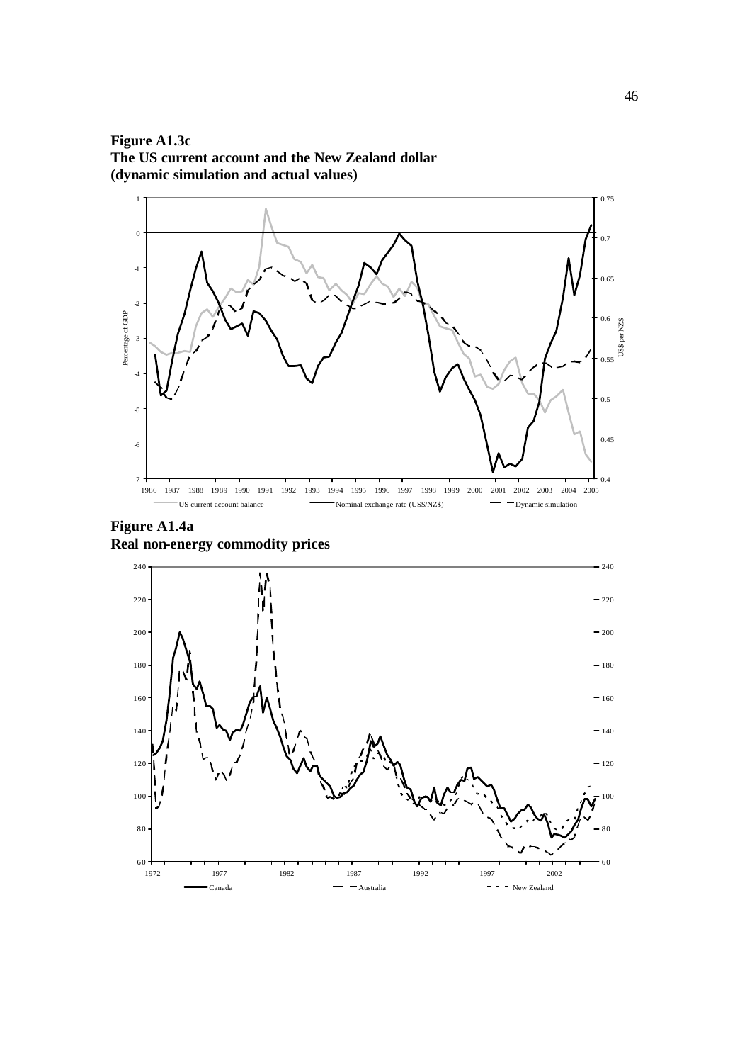**Figure A1.3c**
**The US current account and the New Zealand dollar**
**(dynamic simulation and actual values)**

**Figure A1.4a**
**Real non-energy commodity prices**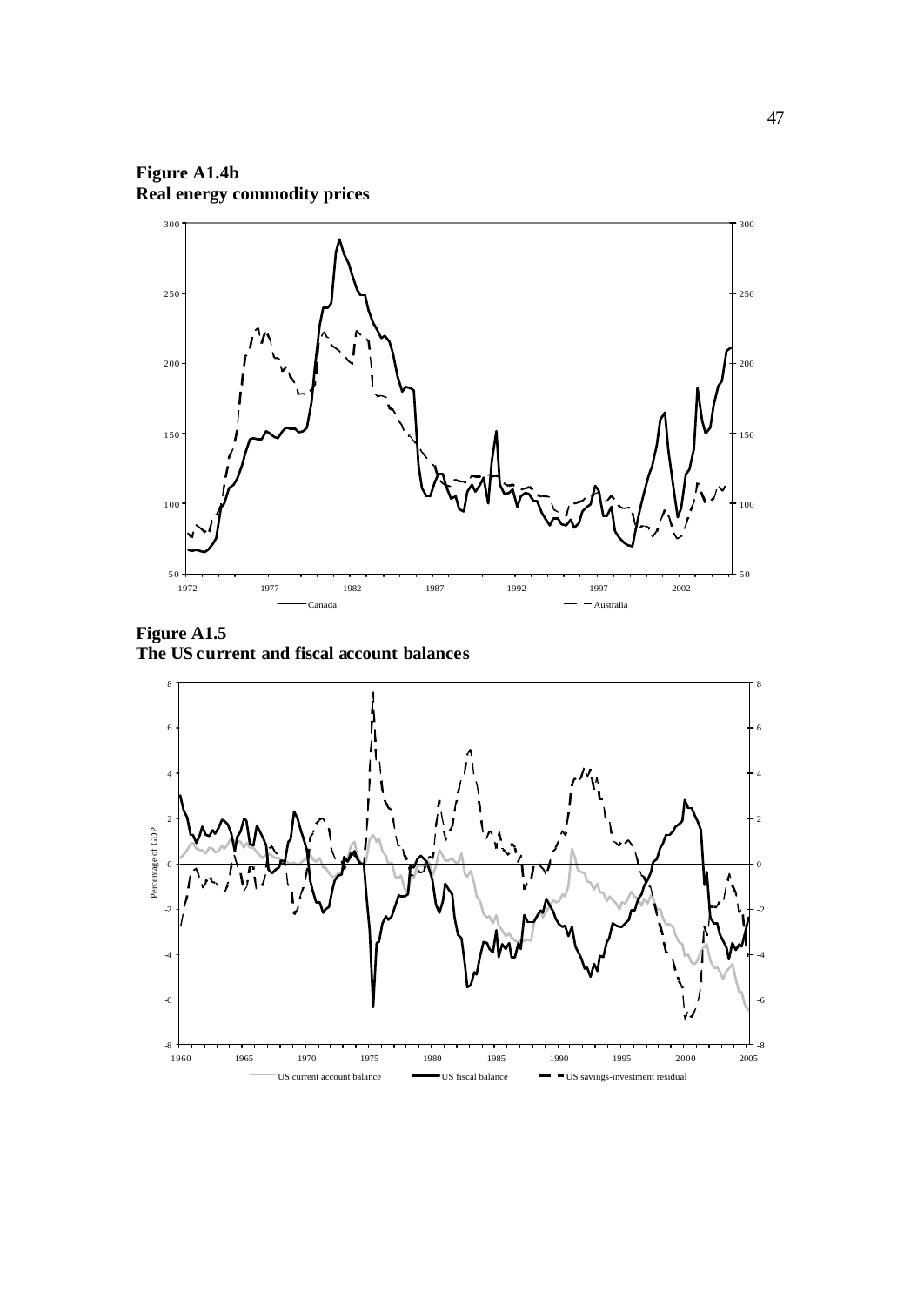**Figure A1.4b**
**Real energy commodity prices**

**Figure A1.5**
**The US current and fiscal account balances**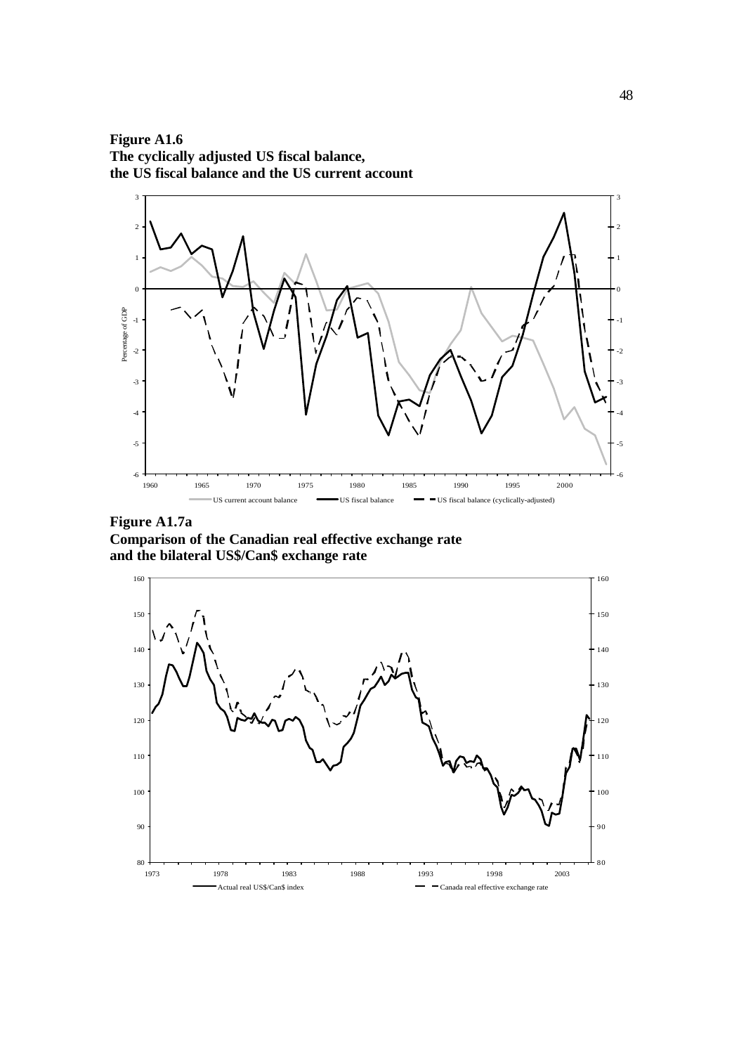**Figure A1.6**
**The cyclically adjusted US fiscal balance, the US fiscal balance and the US current account**

**Figure A1.7a**
**Comparison of the Canadian real effective exchange rate and the bilateral US$/Can$ exchange rate**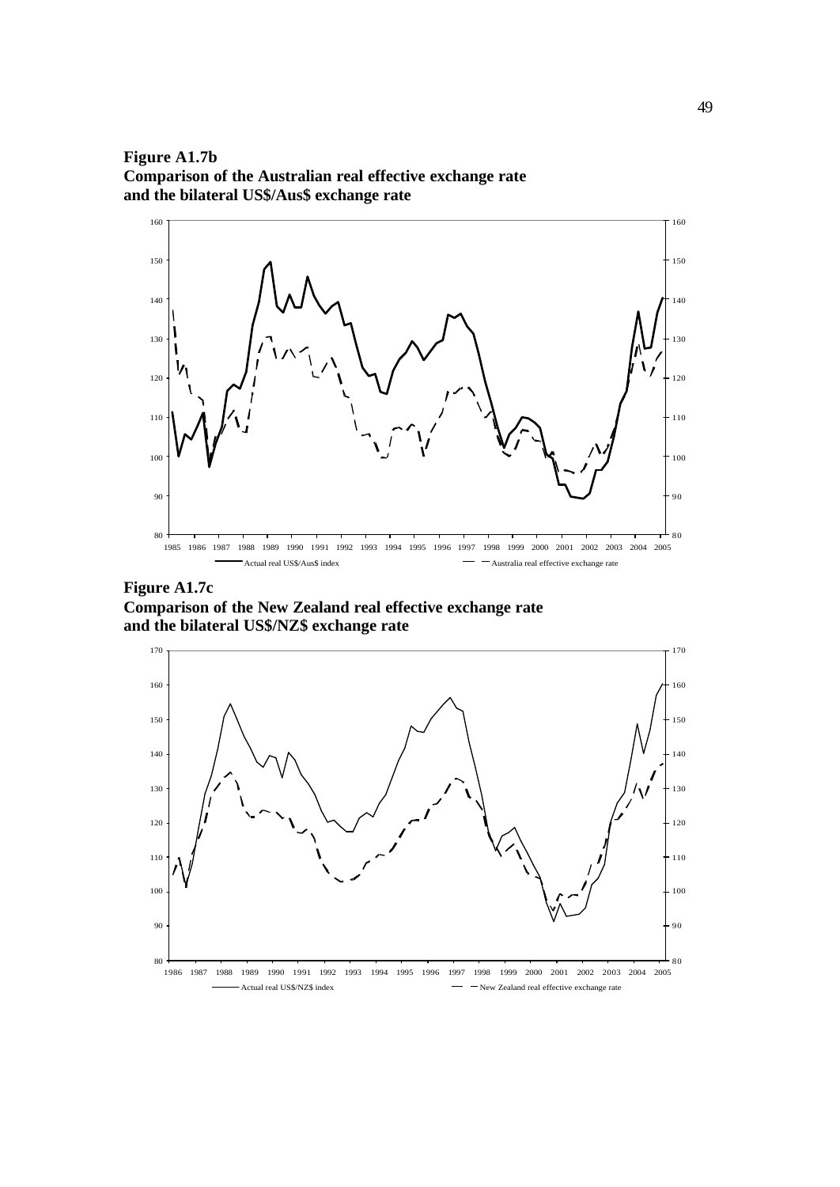**Figure A1.7b**
**Comparison of the Australian real effective exchange rate and the bilateral US$/Aus$ exchange rate**

**Figure A1.7c**
**Comparison of the New Zealand real effective exchange rate and the bilateral US$/NZ$ exchange rate**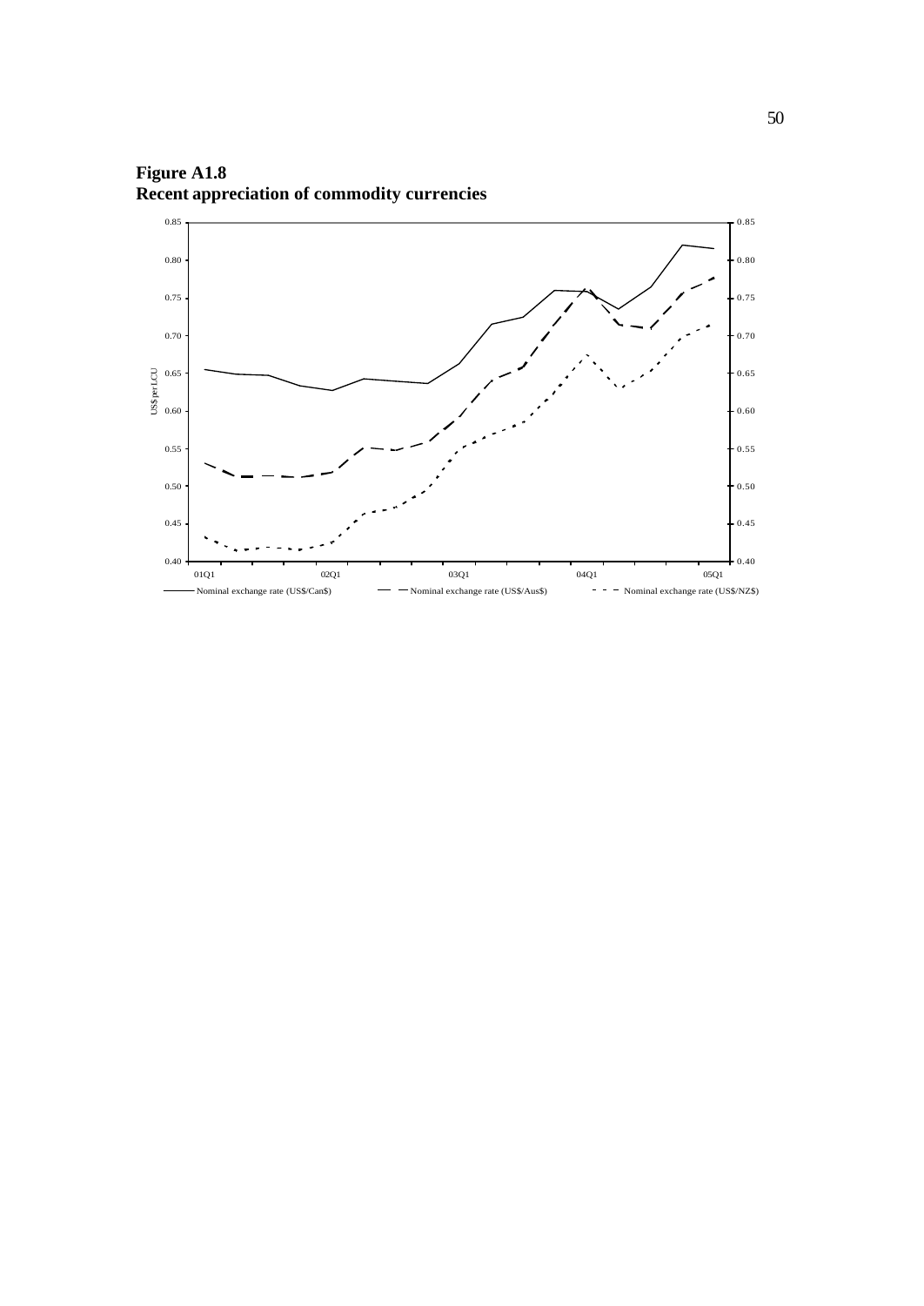**Figure A1.8**
**Recent appreciation of commodity currencies**

0.85 0.80 0.75 0.70 0.65 0.60 0.55 0.50 0.45 0.40

US$ per LCU

01Q1 02Q1 03Q1 04Q1 05Q1

Nominal exchange rate (US$/Can$) — Nominal exchange rate (US$/Aus$) — Nominal exchange rate (US$/NZ$)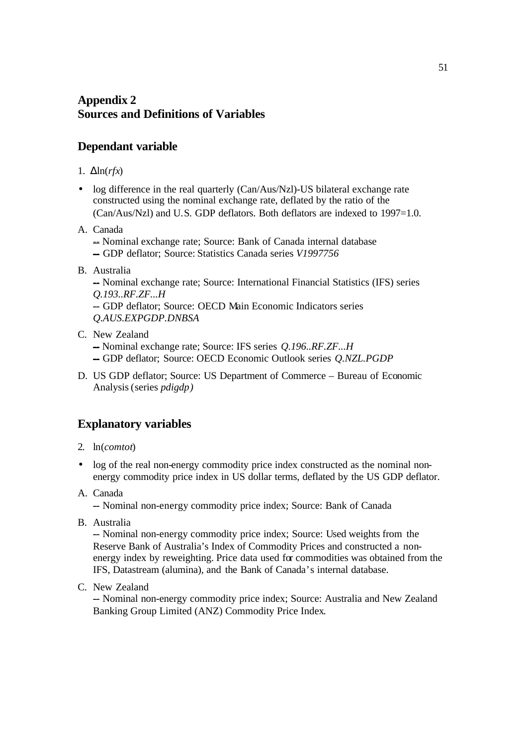## Appendix 2
## Sources and Definitions of Variables

### Dependant variable

1. $\Delta \ln(rfx)$

- log difference in the real quarterly (Can/Aus/Nzl)-US bilateral exchange rate constructed using the nominal exchange rate, deflated by the ratio of the (Can/Aus/Nzl) and U.S. GDP deflators. Both deflators are indexed to 1997=1.0.

A. Canada
   -- Nominal exchange rate; Source: Bank of Canada internal database
   -- GDP deflator; Source: Statistics Canada series *V1997756*

B. Australia
   -- Nominal exchange rate; Source: International Financial Statistics (IFS) series *Q.193..RF.ZF...H*
   -- GDP deflator; Source: OECD Main Economic Indicators series *Q.AUS.EXPGDP.DNBSA*

C. New Zealand
   -- Nominal exchange rate; Source: IFS series *Q.196..RF.ZF...H*
   -- GDP deflator; Source: OECD Economic Outlook series *Q.NZL.PGDP*

D. US GDP deflator; Source: US Department of Commerce – Bureau of Economic Analysis (series *pdigdp)*

### Explanatory variables

2. $\ln(comtot)$

- log of the real non-energy commodity price index constructed as the nominal non-energy commodity price index in US dollar terms, deflated by the US GDP deflator.

A. Canada
   -- Nominal non-energy commodity price index; Source: Bank of Canada

B. Australia
   -- Nominal non-energy commodity price index; Source: Used weights from the Reserve Bank of Australia's Index of Commodity Prices and constructed a non-energy index by reweighting. Price data used for commodities was obtained from the IFS, Datastream (alumina), and the Bank of Canada's internal database.

C. New Zealand
   -- Nominal non-energy commodity price index; Source: Australia and New Zealand Banking Group Limited (ANZ) Commodity Price Index.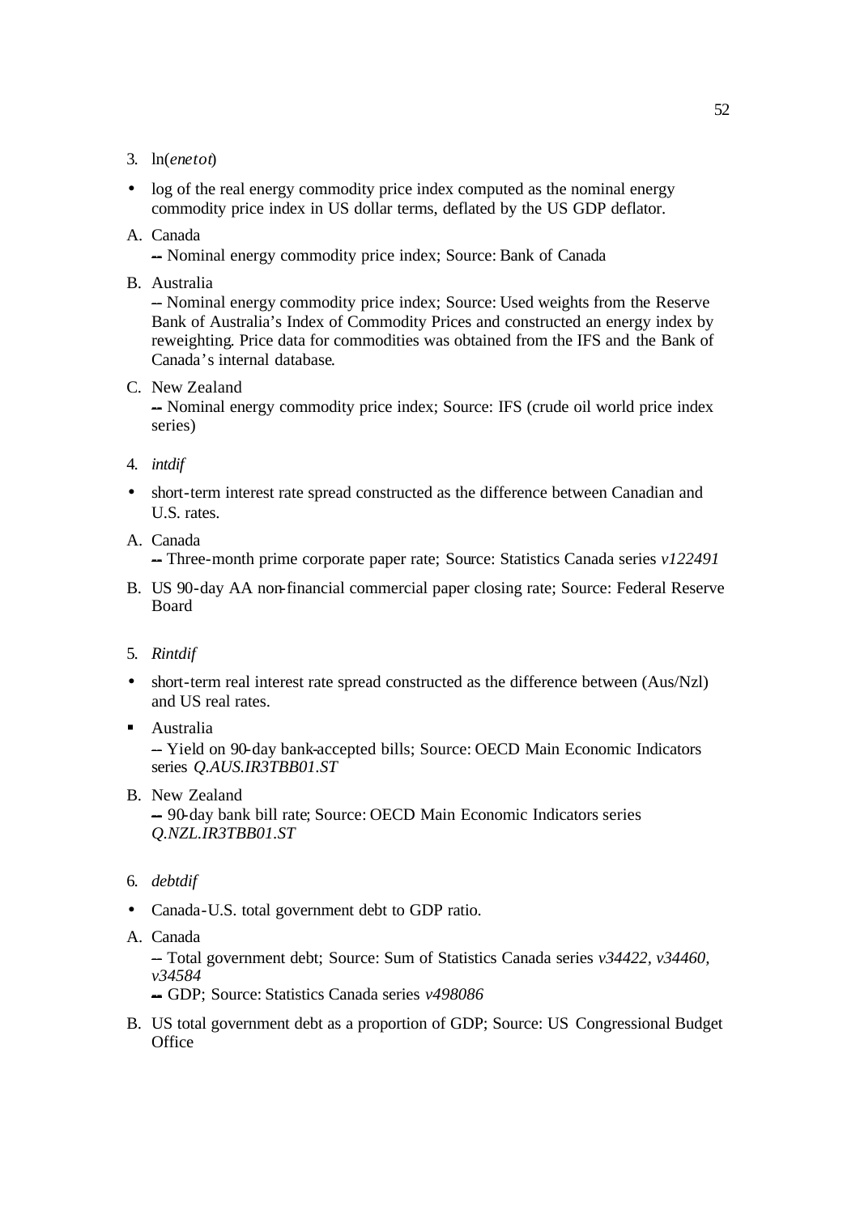3. ln(*enetot*)

- log of the real energy commodity price index computed as the nominal energy commodity price index in US dollar terms, deflated by the US GDP deflator.

A. Canada
-- Nominal energy commodity price index; Source: Bank of Canada

B. Australia
-- Nominal energy commodity price index; Source: Used weights from the Reserve Bank of Australia's Index of Commodity Prices and constructed an energy index by reweighting. Price data for commodities was obtained from the IFS and the Bank of Canada's internal database.

C. New Zealand
-- Nominal energy commodity price index; Source: IFS (crude oil world price index series)

4. *intdif*

- short-term interest rate spread constructed as the difference between Canadian and U.S. rates.

A. Canada
-- Three-month prime corporate paper rate; Source: Statistics Canada series *v122491*

B. US 90-day AA non-financial commercial paper closing rate; Source: Federal Reserve Board

5. *Rintdif*

- short-term real interest rate spread constructed as the difference between (Aus/Nzl) and US real rates.

- Australia
-- Yield on 90-day bank-accepted bills; Source: OECD Main Economic Indicators series *Q.AUS.IR3TBB01.ST*

B. New Zealand
-- 90-day bank bill rate; Source: OECD Main Economic Indicators series *Q.NZL.IR3TBB01.ST*

6. *debtdif*

- Canada-U.S. total government debt to GDP ratio.

A. Canada
-- Total government debt; Source: Sum of Statistics Canada series *v34422*, *v34460, v34584*
-- GDP; Source: Statistics Canada series *v498086*

B. US total government debt as a proportion of GDP; Source: US Congressional Budget Office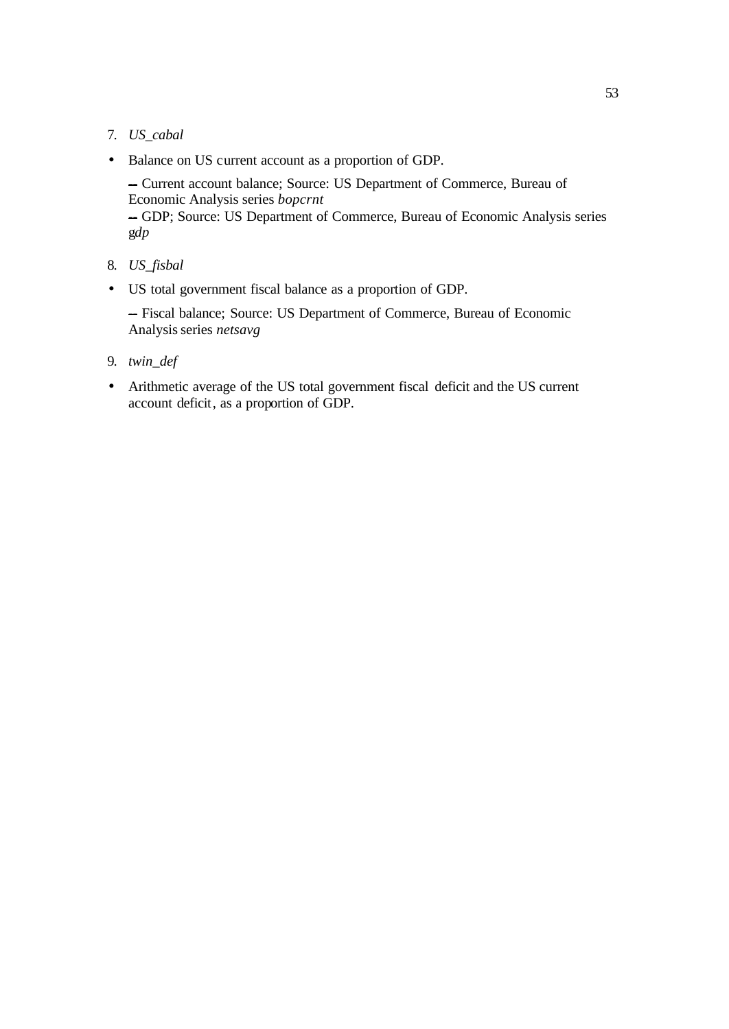7. *US_cabal*

- Balance on US current account as a proportion of GDP.

  -- Current account balance; Source: US Department of Commerce, Bureau of Economic Analysis series *bopcrnt*
  -- GDP; Source: US Department of Commerce, Bureau of Economic Analysis series g*dp*

8. *US_fisbal*

- US total government fiscal balance as a proportion of GDP.

  -- Fiscal balance; Source: US Department of Commerce, Bureau of Economic Analysis series *netsavg*

9. *twin_def*

- Arithmetic average of the US total government fiscal deficit and the US current account deficit, as a proportion of GDP.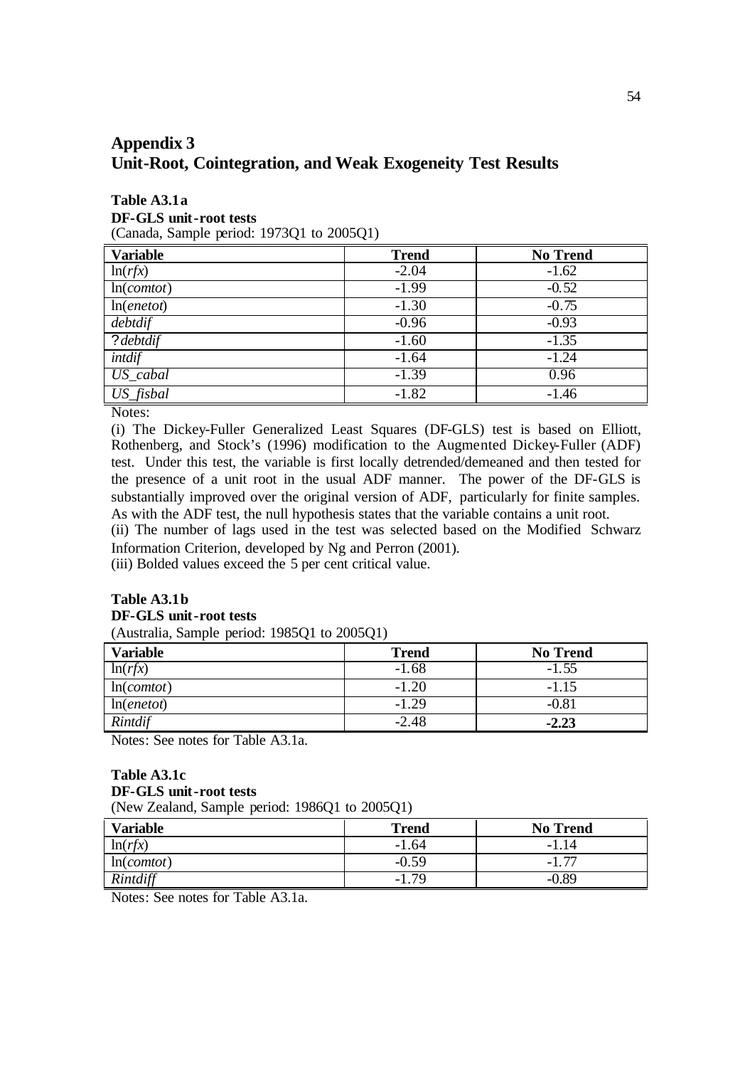# Appendix 3
# Unit-Root, Cointegration, and Weak Exogeneity Test Results

**Table A3.1a**
**DF-GLS unit-root tests**
(Canada, Sample period: 1973Q1 to 2005Q1)

| **Variable** | **Trend** | **No Trend** |
|---|---|---|
| ln(*rfx*) | -2.04 | -1.62 |
| ln(*comtot*) | -1.99 | -0.52 |
| ln(*enetot*) | -1.30 | -0.75 |
| *debtdif* | -0.96 | -0.93 |
| ? *debtdif* | -1.60 | -1.35 |
| *intdif* | -1.64 | -1.24 |
| *US_cabal* | -1.39 | 0.96 |
| *US_fisbal* | -1.82 | -1.46 |

Notes:

(i) The Dickey-Fuller Generalized Least Squares (DF-GLS) test is based on Elliott, Rothenberg, and Stock's (1996) modification to the Augmented Dickey-Fuller (ADF) test. Under this test, the variable is first locally detrended/demeaned and then tested for the presence of a unit root in the usual ADF manner. The power of the DF-GLS is substantially improved over the original version of ADF, particularly for finite samples. As with the ADF test, the null hypothesis states that the variable contains a unit root.

(ii) The number of lags used in the test was selected based on the Modified Schwarz Information Criterion, developed by Ng and Perron (2001).

(iii) Bolded values exceed the 5 per cent critical value.

**Table A3.1b**
**DF-GLS unit-root tests**
(Australia, Sample period: 1985Q1 to 2005Q1)

| **Variable** | **Trend** | **No Trend** |
|---|---|---|
| ln(*rfx*) | -1.68 | -1.55 |
| ln(*comtot*) | -1.20 | -1.15 |
| ln(*enetot*) | -1.29 | -0.81 |
| *Rintdif* | -2.48 | **-2.23** |

Notes: See notes for Table A3.1a.

**Table A3.1c**
**DF-GLS unit-root tests**
(New Zealand, Sample period: 1986Q1 to 2005Q1)

| **Variable** | **Trend** | **No Trend** |
|---|---|---|
| ln(*rfx*) | -1.64 | -1.14 |
| ln(*comtot*) | -0.59 | -1.77 |
| *Rintdiff* | -1.79 | -0.89 |

Notes: See notes for Table A3.1a.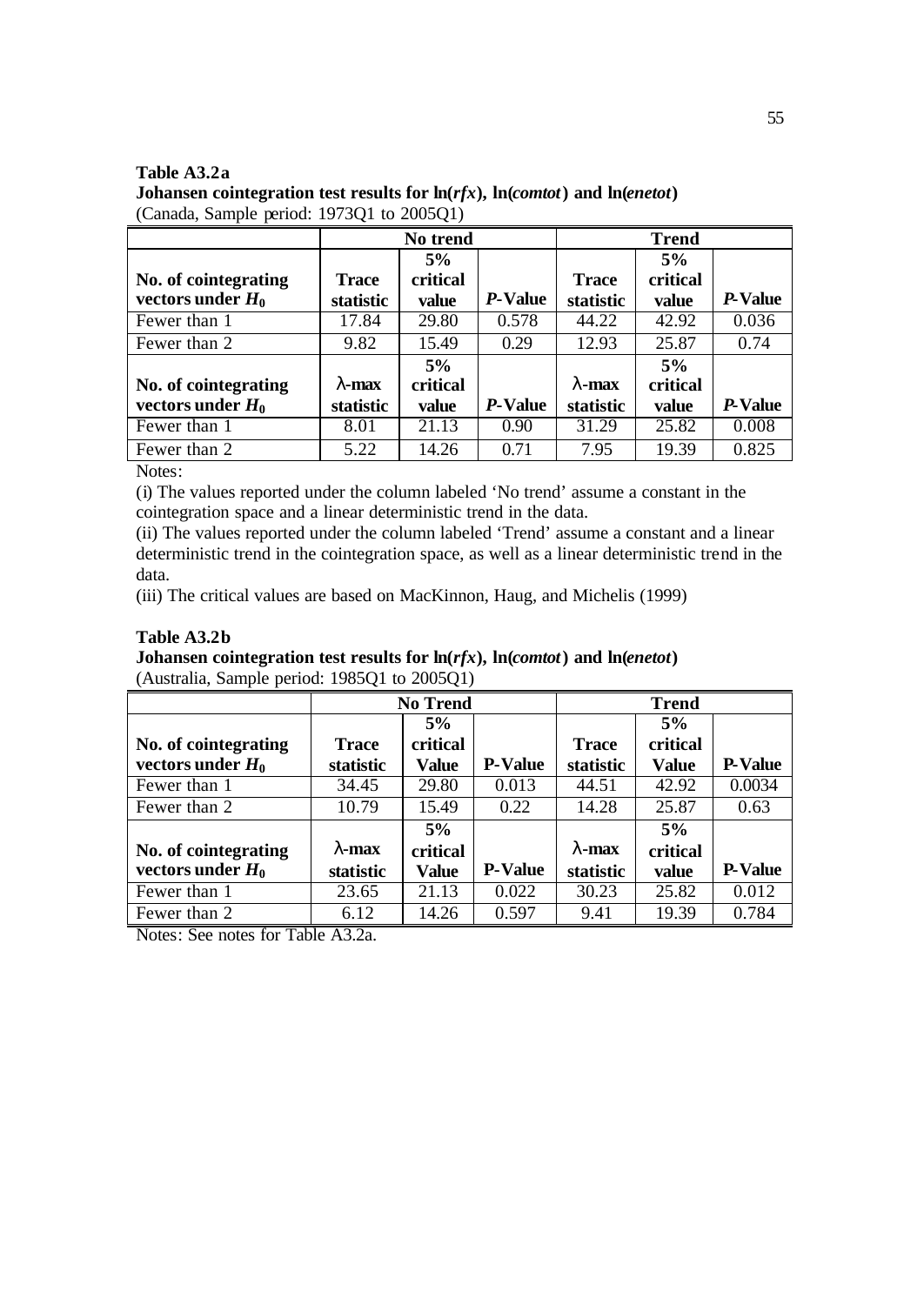**Table A3.2a**
**Johansen cointegration test results for ln(*rfx*), ln(*comtot*) and ln(*enetot*)**
(Canada, Sample period: 1973Q1 to 2005Q1)

| | No trend | | | Trend | | |
|---|---|---|---|---|---|---|
| **No. of cointegrating vectors under $H_0$** | **Trace statistic** | **5% critical value** | ***P*-Value** | **Trace statistic** | **5% critical value** | ***P*-Value** |
| Fewer than 1 | 17.84 | 29.80 | 0.578 | 44.22 | 42.92 | 0.036 |
| Fewer than 2 | 9.82 | 15.49 | 0.29 | 12.93 | 25.87 | 0.74 |
| **No. of cointegrating vectors under $H_0$** | **$\lambda$-max statistic** | **5% critical value** | ***P*-Value** | **$\lambda$-max statistic** | **5% critical value** | ***P*-Value** |
| Fewer than 1 | 8.01 | 21.13 | 0.90 | 31.29 | 25.82 | 0.008 |
| Fewer than 2 | 5.22 | 14.26 | 0.71 | 7.95 | 19.39 | 0.825 |

Notes:

(i) The values reported under the column labeled 'No trend' assume a constant in the cointegration space and a linear deterministic trend in the data.

(ii) The values reported under the column labeled 'Trend' assume a constant and a linear deterministic trend in the cointegration space, as well as a linear deterministic trend in the data.

(iii) The critical values are based on MacKinnon, Haug, and Michelis (1999)

**Table A3.2b**
**Johansen cointegration test results for ln(*rfx*), ln(*comtot*) and ln(*enetot*)**
(Australia, Sample period: 1985Q1 to 2005Q1)

| | No Trend | | | Trend | | |
|---|---|---|---|---|---|---|
| **No. of cointegrating vectors under $H_0$** | **Trace statistic** | **5% critical Value** | **P-Value** | **Trace statistic** | **5% critical Value** | **P-Value** |
| Fewer than 1 | 34.45 | 29.80 | 0.013 | 44.51 | 42.92 | 0.0034 |
| Fewer than 2 | 10.79 | 15.49 | 0.22 | 14.28 | 25.87 | 0.63 |
| **No. of cointegrating vectors under $H_0$** | **$\lambda$-max statistic** | **5% critical Value** | **P-Value** | **$\lambda$-max statistic** | **5% critical value** | **P-Value** |
| Fewer than 1 | 23.65 | 21.13 | 0.022 | 30.23 | 25.82 | 0.012 |
| Fewer than 2 | 6.12 | 14.26 | 0.597 | 9.41 | 19.39 | 0.784 |

Notes: See notes for Table A3.2a.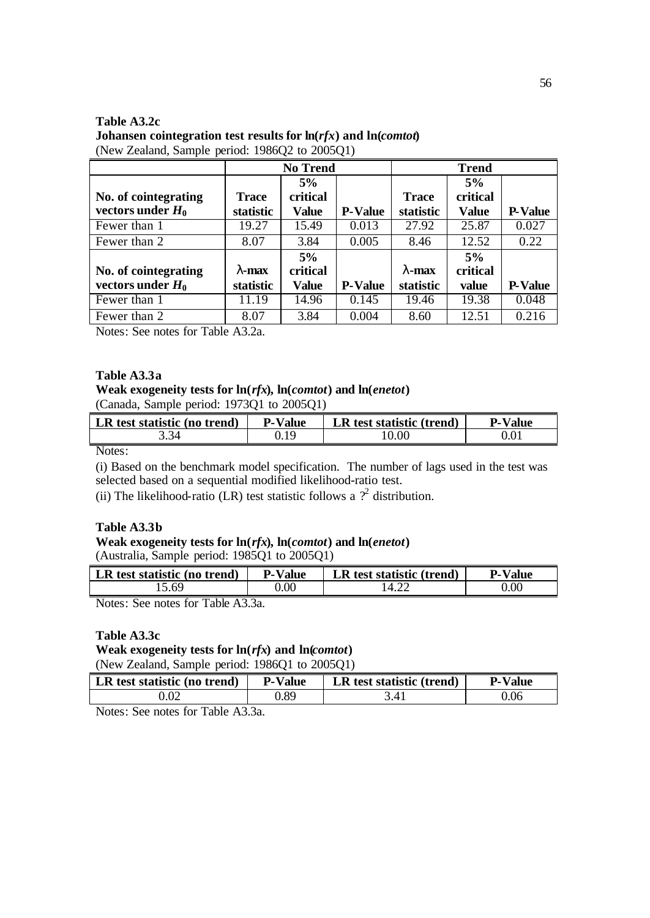**Table A3.2c**
**Johansen cointegration test results for ln(*rfx*) and ln(*comtot*)**
(New Zealand, Sample period: 1986Q2 to 2005Q1)

| | No Trend | | | Trend | | |
|---|---|---|---|---|---|---|
| **No. of cointegrating vectors under $H_0$** | **Trace statistic** | **5% critical Value** | **P-Value** | **Trace statistic** | **5% critical Value** | **P-Value** |
| Fewer than 1 | 19.27 | 15.49 | 0.013 | 27.92 | 25.87 | 0.027 |
| Fewer than 2 | 8.07 | 3.84 | 0.005 | 8.46 | 12.52 | 0.22 |
| **No. of cointegrating vectors under $H_0$** | **$\lambda$-max statistic** | **5% critical Value** | **P-Value** | **$\lambda$-max statistic** | **5% critical value** | **P-Value** |
| Fewer than 1 | 11.19 | 14.96 | 0.145 | 19.46 | 19.38 | 0.048 |
| Fewer than 2 | 8.07 | 3.84 | 0.004 | 8.60 | 12.51 | 0.216 |

Notes: See notes for Table A3.2a.

**Table A3.3a**
**Weak exogeneity tests for ln(*rfx*), ln(*comtot*) and ln(*enetot*)**
(Canada, Sample period: 1973Q1 to 2005Q1)

| LR test statistic (no trend) | P-Value | LR test statistic (trend) | P-Value |
|---|---|---|---|
| 3.34 | 0.19 | 10.00 | 0.01 |

Notes:

(i) Based on the benchmark model specification. The number of lags used in the test was selected based on a sequential modified likelihood-ratio test.

(ii) The likelihood-ratio (LR) test statistic follows a $\chi^2$ distribution.

**Table A3.3b**
**Weak exogeneity tests for ln(*rfx*), ln(*comtot*) and ln(*enetot*)**
(Australia, Sample period: 1985Q1 to 2005Q1)

| LR test statistic (no trend) | P-Value | LR test statistic (trend) | P-Value |
|---|---|---|---|
| 15.69 | 0.00 | 14.22 | 0.00 |

Notes: See notes for Table A3.3a.

**Table A3.3c**
**Weak exogeneity tests for ln(*rfx*) and ln(*comtot*)**
(New Zealand, Sample period: 1986Q1 to 2005Q1)

| LR test statistic (no trend) | P-Value | LR test statistic (trend) | P-Value |
|---|---|---|---|
| 0.02 | 0.89 | 3.41 | 0.06 |

Notes: See notes for Table A3.3a.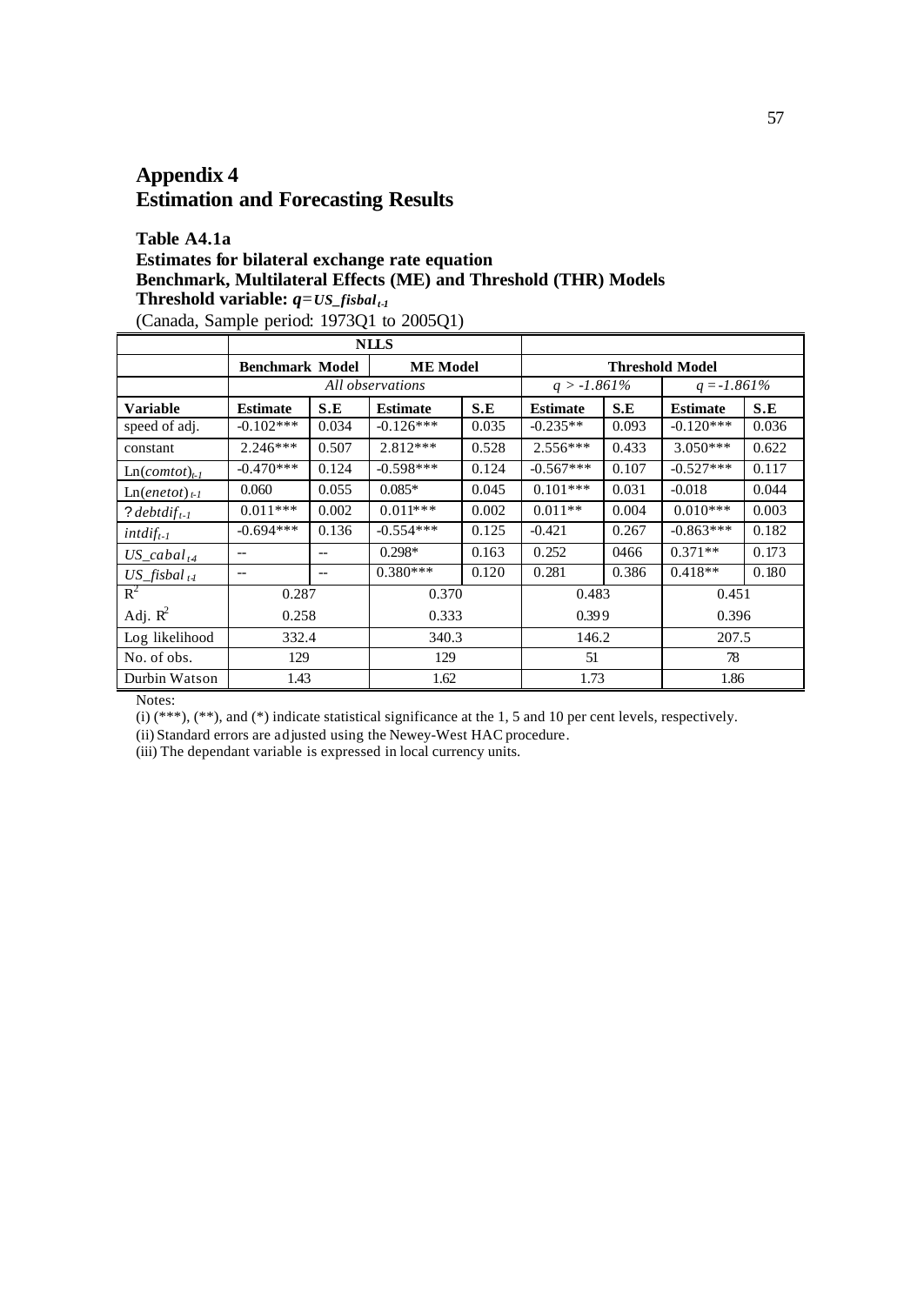# Appendix 4
# Estimation and Forecasting Results

**Table A4.1a**
**Estimates for bilateral exchange rate equation**
**Benchmark, Multilateral Effects (ME) and Threshold (THR) Models**
**Threshold variable:** $q$=$US\_fisbal_{t-1}$
(Canada, Sample period: 1973Q1 to 2005Q1)

| | NLLS | | | | | | | |
|---|---|---|---|---|---|---|---|---|
| | Benchmark Model | | ME Model | | Threshold Model | | | |
| | *All observations* | | | | $q > -1.861\%$ | | $q = -1.861\%$ | |
| **Variable** | **Estimate** | **S.E** | **Estimate** | **S.E** | **Estimate** | **S.E** | **Estimate** | **S.E** |
| speed of adj. | -0.102*** | 0.034 | -0.126*** | 0.035 | -0.235** | 0.093 | -0.120*** | 0.036 |
| constant | 2.246*** | 0.507 | 2.812*** | 0.528 | 2.556*** | 0.433 | 3.050*** | 0.622 |
| $\text{Ln}(comtot)_{t-1}$ | -0.470*** | 0.124 | -0.598*** | 0.124 | -0.567*** | 0.107 | -0.527*** | 0.117 |
| $\text{Ln}(enetot)_{t-1}$ | 0.060 | 0.055 | 0.085* | 0.045 | 0.101*** | 0.031 | -0.018 | 0.044 |
| ? $debtdif_{t-1}$ | 0.011*** | 0.002 | 0.011*** | 0.002 | 0.011** | 0.004 | 0.010*** | 0.003 |
| $intdif_{t-1}$ | -0.694*** | 0.136 | -0.554*** | 0.125 | -0.421 | 0.267 | -0.863*** | 0.182 |
| $US\_cabal_{t-4}$ | -- | -- | 0.298* | 0.163 | 0.252 | 0466 | 0.371** | 0.173 |
| $US\_fisbal_{t-1}$ | -- | -- | 0.380*** | 0.120 | 0.281 | 0.386 | 0.418** | 0.180 |
| $R^2$ | 0.287 | | 0.370 | | 0.483 | | 0.451 | |
| Adj. $R^2$ | 0.258 | | 0.333 | | 0.399 | | 0.396 | |
| Log likelihood | 332.4 | | 340.3 | | 146.2 | | 207.5 | |
| No. of obs. | 129 | | 129 | | 51 | | 78 | |
| Durbin Watson | 1.43 | | 1.62 | | 1.73 | | 1.86 | |

Notes:

(i) (***), (**), and (*) indicate statistical significance at the 1, 5 and 10 per cent levels, respectively.

(ii) Standard errors are adjusted using the Newey-West HAC procedure.

(iii) The dependant variable is expressed in local currency units.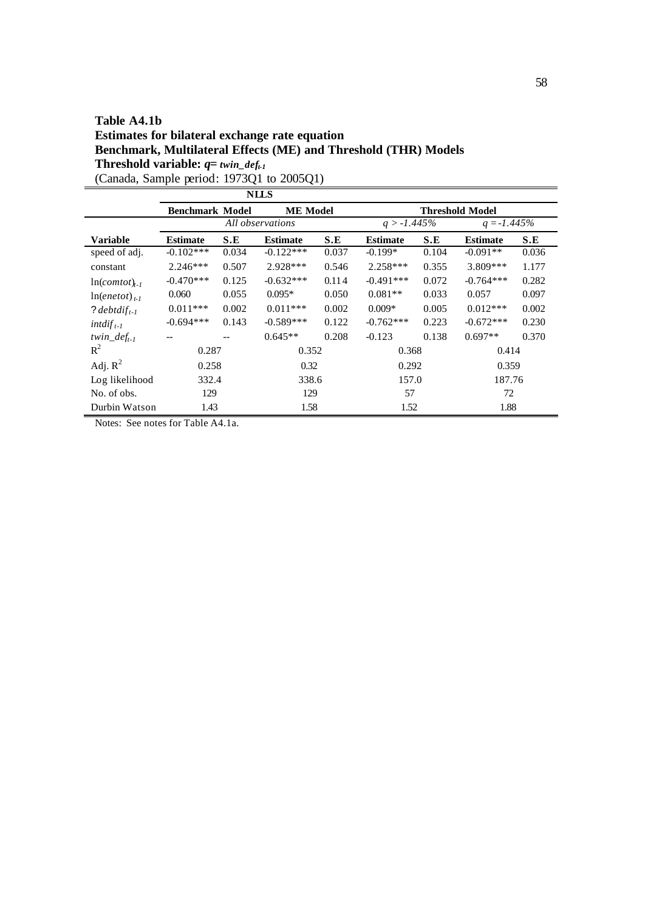**Table A4.1b**
**Estimates for bilateral exchange rate equation**
**Benchmark, Multilateral Effects (ME) and Threshold (THR) Models**
**Threshold variable: $q = twin\_def_{t-1}$**
(Canada, Sample period: 1973Q1 to 2005Q1)

| | NLLS | | | | | | | |
|---|---|---|---|---|---|---|---|---|
| | **Benchmark Model** | | **ME Model** | | **Threshold Model** | | | |
| | *All observations* | | | | $q > -1.445\%$ | | $q = -1.445\%$ | |
| **Variable** | **Estimate** | **S.E** | **Estimate** | **S.E** | **Estimate** | **S.E** | **Estimate** | **S.E** |
| speed of adj. | -0.102*** | 0.034 | -0.122*** | 0.037 | -0.199* | 0.104 | -0.091** | 0.036 |
| constant | 2.246*** | 0.507 | 2.928*** | 0.546 | 2.258*** | 0.355 | 3.809*** | 1.177 |
| $\ln(comtot)_{t-1}$ | -0.470*** | 0.125 | -0.632*** | 0.114 | -0.491*** | 0.072 | -0.764*** | 0.282 |
| $\ln(enetot)_{t-1}$ | 0.060 | 0.055 | 0.095* | 0.050 | 0.081** | 0.033 | 0.057 | 0.097 |
| ? $debtdif_{t-1}$ | 0.011*** | 0.002 | 0.011*** | 0.002 | 0.009* | 0.005 | 0.012*** | 0.002 |
| $intdif_{t-1}$ | -0.694*** | 0.143 | -0.589*** | 0.122 | -0.762*** | 0.223 | -0.672*** | 0.230 |
| $twin\_def_{t-1}$ | -- | -- | 0.645** | 0.208 | -0.123 | 0.138 | 0.697** | 0.370 |
| $R^2$ | 0.287 | | 0.352 | | 0.368 | | 0.414 | |
| Adj. $R^2$ | 0.258 | | 0.32 | | 0.292 | | 0.359 | |
| Log likelihood | 332.4 | | 338.6 | | 157.0 | | 187.76 | |
| No. of obs. | 129 | | 129 | | 57 | | 72 | |
| Durbin Watson | 1.43 | | 1.58 | | 1.52 | | 1.88 | |

Notes: See notes for Table A4.1a.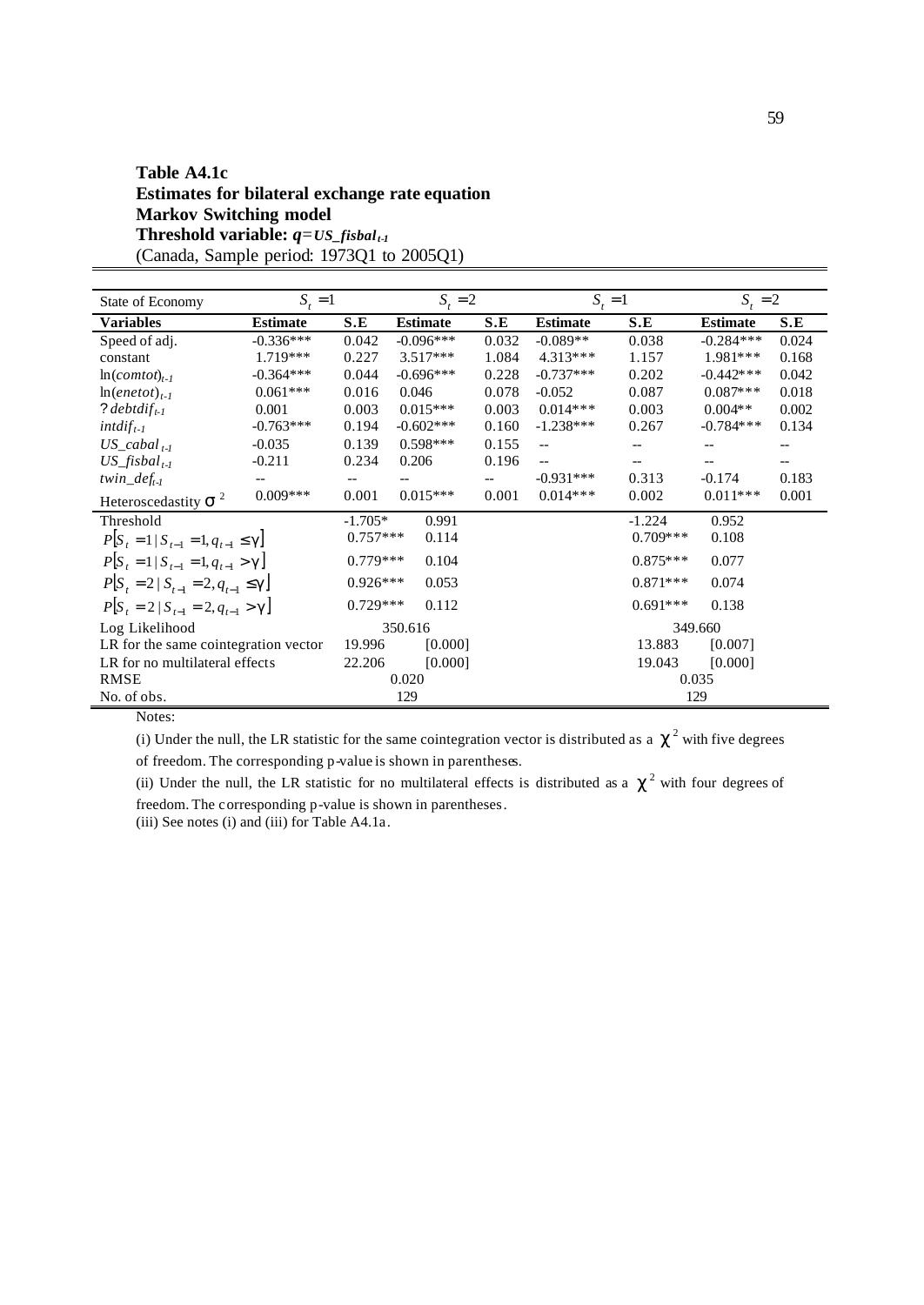**Table A4.1c**
**Estimates for bilateral exchange rate equation**
**Markov Switching model**
**Threshold variable: $q$=$US\_fisbal_{t-1}$**
(Canada, Sample period: 1973Q1 to 2005Q1)

| State of Economy | $S_t = 1$ | | $S_t = 2$ | | $S_t = 1$ | | $S_t = 2$ | |
|---|---|---|---|---|---|---|---|---|
| **Variables** | **Estimate** | **S.E** | **Estimate** | **S.E** | **Estimate** | **S.E** | **Estimate** | **S.E** |
| Speed of adj. | -0.336*** | 0.042 | -0.096*** | 0.032 | -0.089** | 0.038 | -0.284*** | 0.024 |
| constant | 1.719*** | 0.227 | 3.517*** | 1.084 | 4.313*** | 1.157 | 1.981*** | 0.168 |
| $\ln(comtot)_{t-1}$ | -0.364*** | 0.044 | -0.696*** | 0.228 | -0.737*** | 0.202 | -0.442*** | 0.042 |
| $\ln(enetot)_{t-1}$ | 0.061*** | 0.016 | 0.046 | 0.078 | -0.052 | 0.087 | 0.087*** | 0.018 |
| ? $debtdif_{t-1}$ | 0.001 | 0.003 | 0.015*** | 0.003 | 0.014*** | 0.003 | 0.004** | 0.002 |
| $intdif_{t-1}$ | -0.763*** | 0.194 | -0.602*** | 0.160 | -1.238*** | 0.267 | -0.784*** | 0.134 |
| $US\_cabal_{t-1}$ | -0.035 | 0.139 | 0.598*** | 0.155 | -- | -- | -- | -- |
| $US\_fisbal_{t-1}$ | -0.211 | 0.234 | 0.206 | 0.196 | -- | -- | -- | -- |
| $twin\_def_{t-1}$ | -- | -- | -- | -- | -0.931*** | 0.313 | -0.174 | 0.183 |
| Heteroscedastity $\sigma^2$ | 0.009*** | 0.001 | 0.015*** | 0.001 | 0.014*** | 0.002 | 0.011*** | 0.001 |
| Threshold | | -1.705* | 0.991 | | | -1.224 | 0.952 | |
| $P[S_t = 1 \mid S_{t-1} = 1, q_{t-1} \leq \gamma]$ | | 0.757*** | 0.114 | | | 0.709*** | 0.108 | |
| $P[S_t = 1 \mid S_{t-1} = 1, q_{t-1} > \gamma]$ | | 0.779*** | 0.104 | | | 0.875*** | 0.077 | |
| $P[S_t = 2 \mid S_{t-1} = 2, q_{t-1} \leq \gamma]$ | | 0.926*** | 0.053 | | | 0.871*** | 0.074 | |
| $P[S_t = 2 \mid S_{t-1} = 2, q_{t-1} > \gamma]$ | | 0.729*** | 0.112 | | | 0.691*** | 0.138 | |
| Log Likelihood | | 350.616 | | | | 349.660 | | |
| LR for the same cointegration vector | | 19.996 | [0.000] | | | 13.883 | [0.007] | |
| LR for no multilateral effects | | 22.206 | [0.000] | | | 19.043 | [0.000] | |
| RMSE | | 0.020 | | | | 0.035 | | |
| No. of obs. | | 129 | | | | 129 | | |

Notes:

(i) Under the null, the LR statistic for the same cointegration vector is distributed as a $\chi^2$ with five degrees of freedom. The corresponding p-value is shown in parentheses.

(ii) Under the null, the LR statistic for no multilateral effects is distributed as a $\chi^2$ with four degrees of freedom. The corresponding p-value is shown in parentheses.

(iii) See notes (i) and (iii) for Table A4.1a.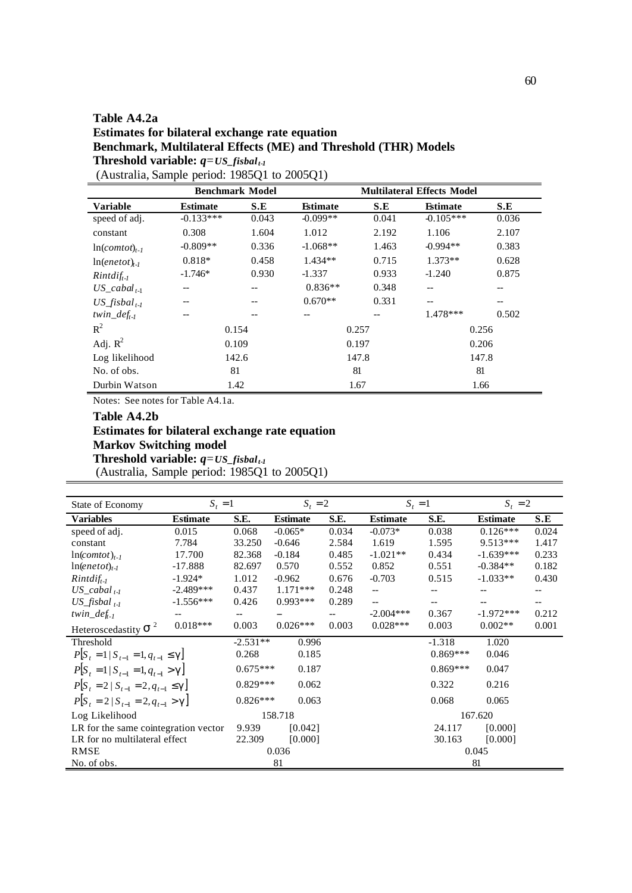**Table A4.2a**
**Estimates for bilateral exchange rate equation**
**Benchmark, Multilateral Effects (ME) and Threshold (THR) Models**
**Threshold variable: $q$=$US\_fisbal_{t-1}$**
(Australia, Sample period: 1985Q1 to 2005Q1)

| | Benchmark Model | | Multilateral Effects Model | | | |
|---|---|---|---|---|---|---|
| **Variable** | **Estimate** | **S.E** | **Estimate** | **S.E** | **Estimate** | **S.E** |
| speed of adj. | -0.133*** | 0.043 | -0.099** | 0.041 | -0.105*** | 0.036 |
| constant | 0.308 | 1.604 | 1.012 | 2.192 | 1.106 | 2.107 |
| $\ln(comtot)_{t-1}$ | -0.809** | 0.336 | -1.068** | 1.463 | -0.994** | 0.383 |
| $\ln(enetot)_{t-1}$ | 0.818* | 0.458 | 1.434** | 0.715 | 1.373** | 0.628 |
| $Rintdif_{t-1}$ | -1.746* | 0.930 | -1.337 | 0.933 | -1.240 | 0.875 |
| $US\_cabal_{t-1}$ | -- | -- | 0.836** | 0.348 | -- | -- |
| $US\_fisbal_{t-1}$ | -- | -- | 0.670** | 0.331 | -- | -- |
| $twin\_def_{t-1}$ | -- | -- | -- | -- | 1.478*** | 0.502 |
| $R^2$ | 0.154 | | 0.257 | | 0.256 | |
| Adj. $R^2$ | 0.109 | | 0.197 | | 0.206 | |
| Log likelihood | 142.6 | | 147.8 | | 147.8 | |
| No. of obs. | 81 | | 81 | | 81 | |
| Durbin Watson | 1.42 | | 1.67 | | 1.66 | |

Notes: See notes for Table A4.1a.

**Table A4.2b**
**Estimates for bilateral exchange rate equation**
**Markov Switching model**
**Threshold variable: $q$=$US\_fisbal_{t-1}$**
(Australia, Sample period: 1985Q1 to 2005Q1)

| State of Economy | $S_t = 1$ | | $S_t = 2$ | | $S_t = 1$ | | $S_t = 2$ | |
|---|---|---|---|---|---|---|---|---|
| **Variables** | **Estimate** | **S.E.** | **Estimate** | **S.E.** | **Estimate** | **S.E.** | **Estimate** | **S.E** |
| speed of adj. | 0.015 | 0.068 | -0.065* | 0.034 | -0.073* | 0.038 | 0.126*** | 0.024 |
| constant | 7.784 | 33.250 | -0.646 | 2.584 | 1.619 | 1.595 | 9.513*** | 1.417 |
| $\ln(comtot)_{t-1}$ | 17.700 | 82.368 | -0.184 | 0.485 | -1.021** | 0.434 | -1.639*** | 0.233 |
| $\ln(enetot)_{t-1}$ | -17.888 | 82.697 | 0.570 | 0.552 | 0.852 | 0.551 | -0.384** | 0.182 |
| $Rintdif_{t-1}$ | -1.924* | 1.012 | -0.962 | 0.676 | -0.703 | 0.515 | -1.033** | 0.430 |
| $US\_cabal_{t-1}$ | -2.489*** | 0.437 | 1.171*** | 0.248 | -- | -- | -- | -- |
| $US\_fisbal_{t-1}$ | -1.556*** | 0.426 | 0.993*** | 0.289 | -- | -- | -- | -- |
| $twin\_def_{t-1}$ | -- | -- | – | -- | -2.004*** | 0.367 | -1.972*** | 0.212 |
| Heteroscedastity $\sigma^2$ | 0.018*** | 0.003 | 0.026*** | 0.003 | 0.028*** | 0.003 | 0.002** | 0.001 |
| Threshold | | -2.531** | 0.996 | | | -1.318 | 1.020 | |
| $P[S_t = 1 \mid S_{t-1} = 1, q_{t-1} \le \gamma]$ | | 0.268 | 0.185 | | | 0.869*** | 0.046 | |
| $P[S_t = 1 \mid S_{t-1} = 1, q_{t-1} > \gamma]$ | | 0.675*** | 0.187 | | | 0.869*** | 0.047 | |
| $P[S_t = 2 \mid S_{t-1} = 2, q_{t-1} \le \gamma]$ | | 0.829*** | 0.062 | | | 0.322 | 0.216 | |
| $P[S_t = 2 \mid S_{t-1} = 2, q_{t-1} > \gamma]$ | | 0.826*** | 0.063 | | | 0.068 | 0.065 | |
| Log Likelihood | | 158.718 | | | | 167.620 | | |
| LR for the same cointegration vector | | 9.939 | [0.042] | | | 24.117 | [0.000] | |
| LR for no multilateral effect | | 22.309 | [0.000] | | | 30.163 | [0.000] | |
| RMSE | | 0.036 | | | | 0.045 | | |
| No. of obs. | | 81 | | | | 81 | | |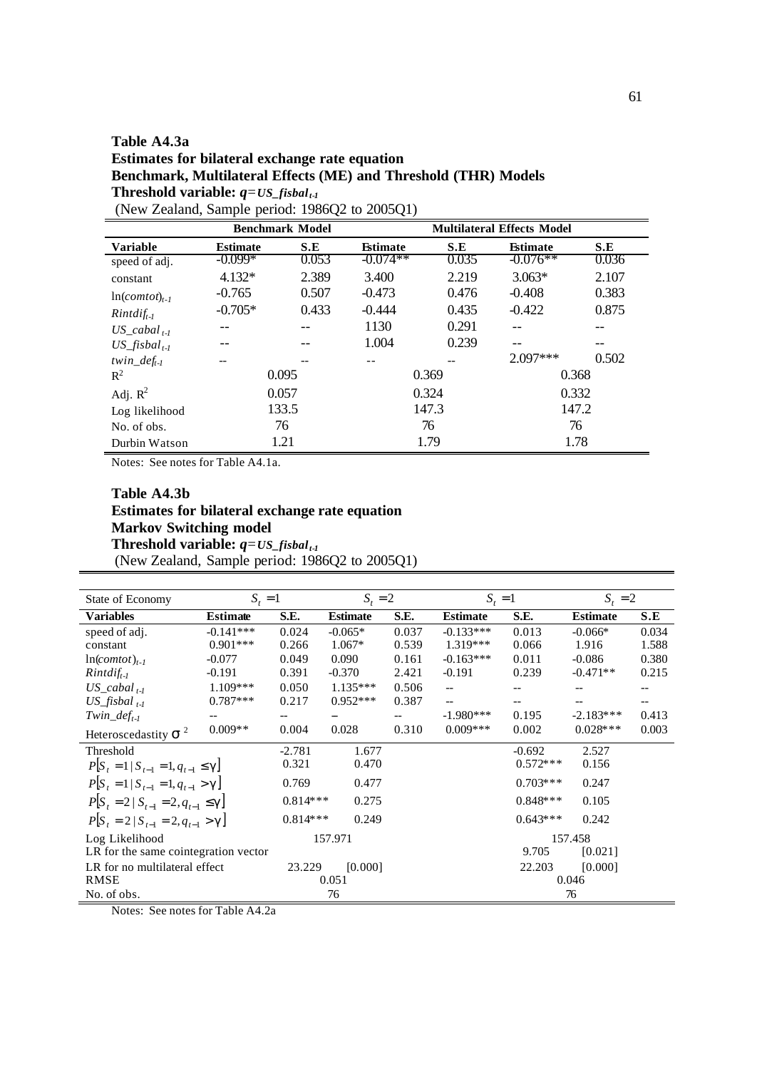**Table A4.3a**
**Estimates for bilateral exchange rate equation**
**Benchmark, Multilateral Effects (ME) and Threshold (THR) Models**
**Threshold variable: $q = US\_fisbal_{t-1}$**
(New Zealand, Sample period: 1986Q2 to 2005Q1)

| | Benchmark Model | | Multilateral Effects Model | | | |
|---|---|---|---|---|---|---|
| **Variable** | **Estimate** | **S.E** | **Estimate** | **S.E** | **Estimate** | **S.E** |
| speed of adj. | -0.099* | 0.053 | -0.074** | 0.035 | -0.076** | 0.036 |
| constant | 4.132* | 2.389 | 3.400 | 2.219 | 3.063* | 2.107 |
| $\ln(comtot)_{t-1}$ | -0.765 | 0.507 | -0.473 | 0.476 | -0.408 | 0.383 |
| $Rintdif_{t-1}$ | -0.705* | 0.433 | -0.444 | 0.435 | -0.422 | 0.875 |
| $US\_cabal_{t-1}$ | -- | -- | 1130 | 0.291 | -- | -- |
| $US\_fisbal_{t-1}$ | -- | -- | 1.004 | 0.239 | -- | -- |
| $twin\_def_{t-1}$ | -- | -- | -- | -- | 2.097*** | 0.502 |
| $R^2$ | 0.095 | | 0.369 | | 0.368 | |
| Adj. $R^2$ | 0.057 | | 0.324 | | 0.332 | |
| Log likelihood | 133.5 | | 147.3 | | 147.2 | |
| No. of obs. | 76 | | 76 | | 76 | |
| Durbin Watson | 1.21 | | 1.79 | | 1.78 | |

Notes: See notes for Table A4.1a.

**Table A4.3b**
**Estimates for bilateral exchange rate equation**
**Markov Switching model**
**Threshold variable: $q = US\_fisbal_{t-1}$**
(New Zealand, Sample period: 1986Q2 to 2005Q1)

| State of Economy | $S_t = 1$ | | $S_t = 2$ | | $S_t = 1$ | | $S_t = 2$ | |
|---|---|---|---|---|---|---|---|---|
| **Variables** | **Estimate** | **S.E.** | **Estimate** | **S.E.** | **Estimate** | **S.E.** | **Estimate** | **S.E** |
| speed of adj. | -0.141*** | 0.024 | -0.065* | 0.037 | -0.133*** | 0.013 | -0.066* | 0.034 |
| constant | 0.901*** | 0.266 | 1.067* | 0.539 | 1.319*** | 0.066 | 1.916 | 1.588 |
| $\ln(comtot)_{t-1}$ | -0.077 | 0.049 | 0.090 | 0.161 | -0.163*** | 0.011 | -0.086 | 0.380 |
| $Rintdif_{t-1}$ | -0.191 | 0.391 | -0.370 | 2.421 | -0.191 | 0.239 | -0.471** | 0.215 |
| $US\_cabal_{t-1}$ | 1.109*** | 0.050 | 1.135*** | 0.506 | -- | -- | -- | -- |
| $US\_fisbal_{t-1}$ | 0.787*** | 0.217 | 0.952*** | 0.387 | -- | -- | -- | -- |
| $Twin\_def_{t-1}$ | -- | -- | – | -- | -1.980*** | 0.195 | -2.183*** | 0.413 |
| Heteroscedastity $\sigma^2$ | 0.009** | 0.004 | 0.028 | 0.310 | 0.009*** | 0.002 | 0.028*** | 0.003 |
| Threshold | | -2.781 | 1.677 | | | -0.692 | 2.527 | |
| $P[S_t = 1 \mid S_{t-1} = 1, q_{t-1} \le \gamma]$ | | 0.321 | 0.470 | | | 0.572*** | 0.156 | |
| $P[S_t = 1 \mid S_{t-1} = 1, q_{t-1} > \gamma]$ | | 0.769 | 0.477 | | | 0.703*** | 0.247 | |
| $P[S_t = 2 \mid S_{t-1} = 2, q_{t-1} \le \gamma]$ | | 0.814*** | 0.275 | | | 0.848*** | 0.105 | |
| $P[S_t = 2 \mid S_{t-1} = 2, q_{t-1} > \gamma]$ | | 0.814*** | 0.249 | | | 0.643*** | 0.242 | |
| Log Likelihood | | | 157.971 | | | | 157.458 | |
| LR for the same cointegration vector | | | | | | 9.705 | [0.021] | |
| LR for no multilateral effect | | 23.229 | [0.000] | | | 22.203 | [0.000] | |
| RMSE | | | 0.051 | | | | 0.046 | |
| No. of obs. | | | 76 | | | | 76 | |

Notes: See notes for Table A4.2a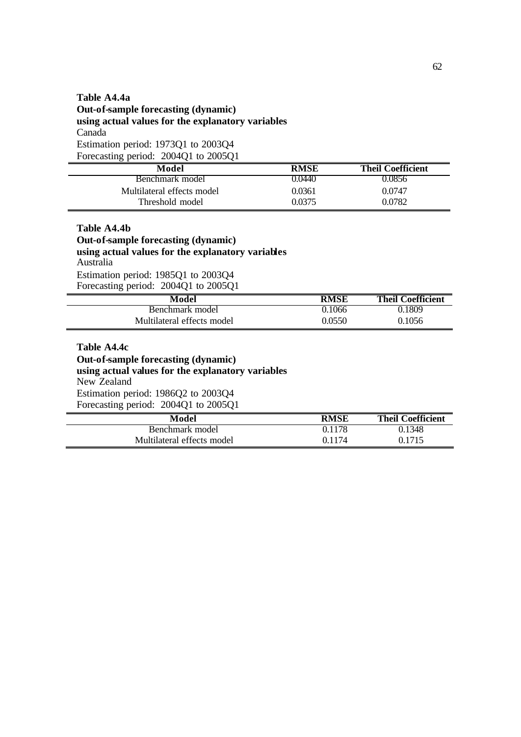**Table A4.4a**
**Out-of-sample forecasting (dynamic)**
**using actual values for the explanatory variables**
Canada
Estimation period: 1973Q1 to 2003Q4
Forecasting period: 2004Q1 to 2005Q1

| Model | RMSE | Theil Coefficient |
|---|---|---|
| Benchmark model | 0.0440 | 0.0856 |
| Multilateral effects model | 0.0361 | 0.0747 |
| Threshold model | 0.0375 | 0.0782 |

**Table A4.4b**
**Out-of-sample forecasting (dynamic)**
**using actual values for the explanatory variables**
Australia
Estimation period: 1985Q1 to 2003Q4
Forecasting period: 2004Q1 to 2005Q1

| Model | RMSE | Theil Coefficient |
|---|---|---|
| Benchmark model | 0.1066 | 0.1809 |
| Multilateral effects model | 0.0550 | 0.1056 |

**Table A4.4c**
**Out-of-sample forecasting (dynamic)**
**using actual values for the explanatory variables**
New Zealand
Estimation period: 1986Q2 to 2003Q4
Forecasting period: 2004Q1 to 2005Q1

| Model | RMSE | Theil Coefficient |
|---|---|---|
| Benchmark model | 0.1178 | 0.1348 |
| Multilateral effects model | 0.1174 | 0.1715 |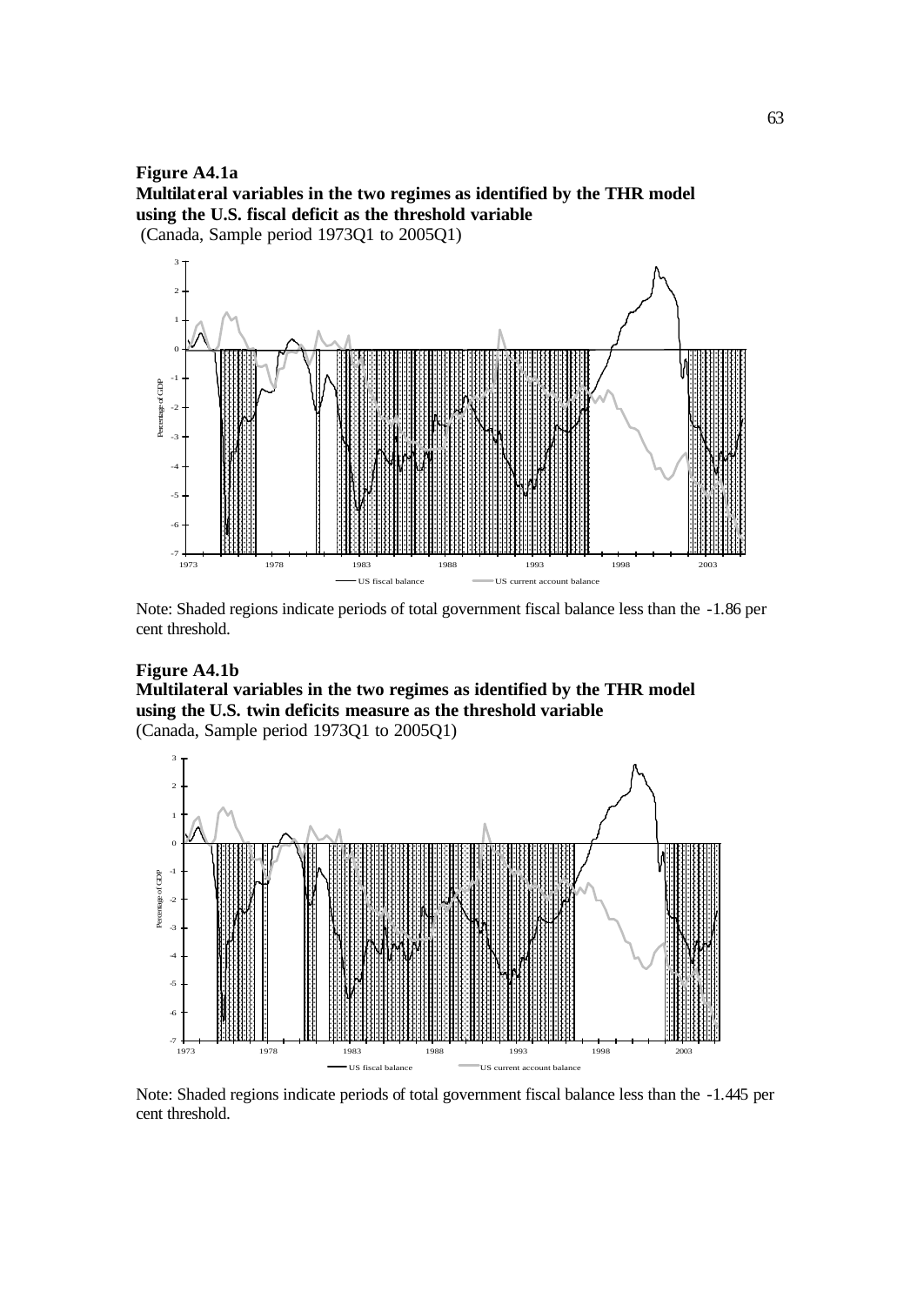**Figure A4.1a**
**Multilateral variables in the two regimes as identified by the THR model using the U.S. fiscal deficit as the threshold variable**
(Canada, Sample period 1973Q1 to 2005Q1)

Note: Shaded regions indicate periods of total government fiscal balance less than the -1.86 per cent threshold.

**Figure A4.1b**
**Multilateral variables in the two regimes as identified by the THR model using the U.S. twin deficits measure as the threshold variable**
(Canada, Sample period 1973Q1 to 2005Q1)

Note: Shaded regions indicate periods of total government fiscal balance less than the -1.445 per cent threshold.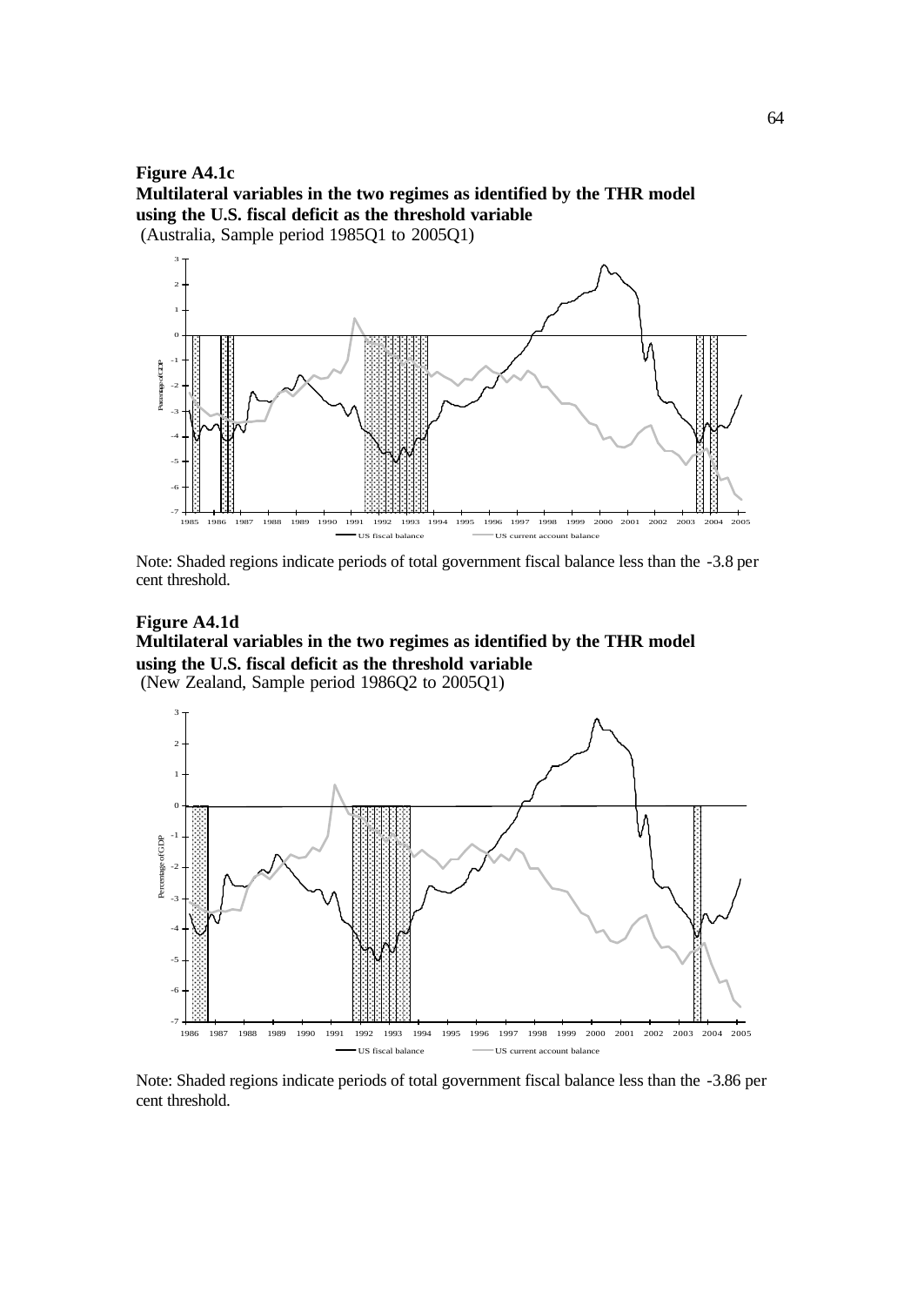**Figure A4.1c**
**Multilateral variables in the two regimes as identified by the THR model using the U.S. fiscal deficit as the threshold variable**
(Australia, Sample period 1985Q1 to 2005Q1)

Note: Shaded regions indicate periods of total government fiscal balance less than the -3.8 per cent threshold.

**Figure A4.1d**
**Multilateral variables in the two regimes as identified by the THR model using the U.S. fiscal deficit as the threshold variable**
(New Zealand, Sample period 1986Q2 to 2005Q1)

Note: Shaded regions indicate periods of total government fiscal balance less than the -3.86 per cent threshold.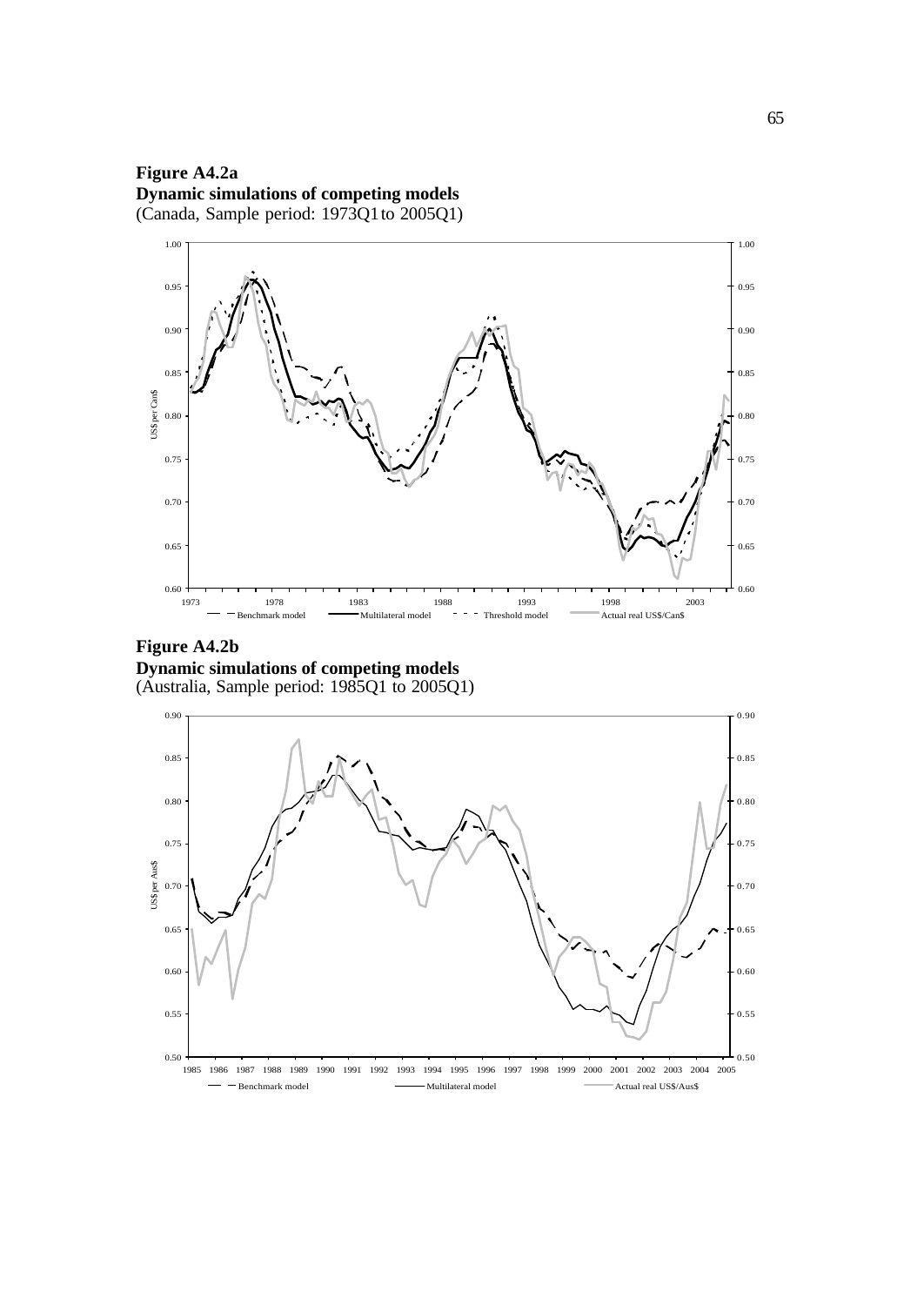**Figure A4.2a**
**Dynamic simulations of competing models**
(Canada, Sample period: 1973Q1 to 2005Q1)

**Figure A4.2b**
**Dynamic simulations of competing models**
(Australia, Sample period: 1985Q1 to 2005Q1)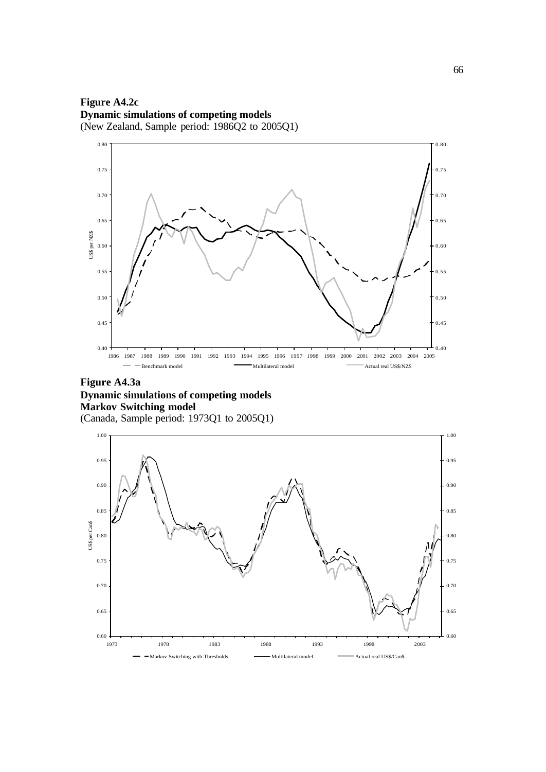**Figure A4.2c**
**Dynamic simulations of competing models**
(New Zealand, Sample period: 1986Q2 to 2005Q1)

**Figure A4.3a**
**Dynamic simulations of competing models**
**Markov Switching model**
(Canada, Sample period: 1973Q1 to 2005Q1)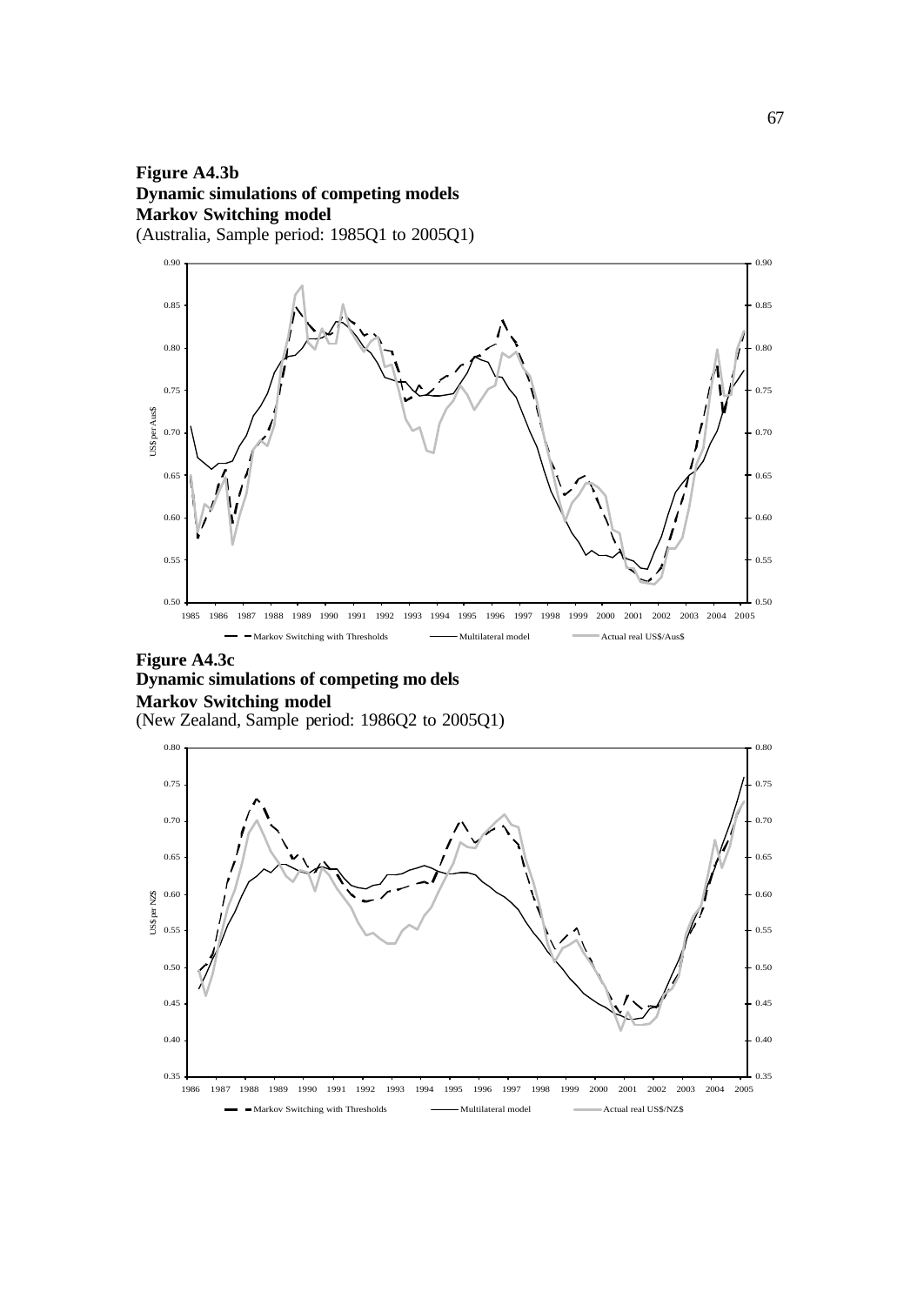**Figure A4.3b**
**Dynamic simulations of competing models**
**Markov Switching model**
(Australia, Sample period: 1985Q1 to 2005Q1)

**Figure A4.3c**
**Dynamic simulations of competing models**
**Markov Switching model**
(New Zealand, Sample period: 1986Q2 to 2005Q1)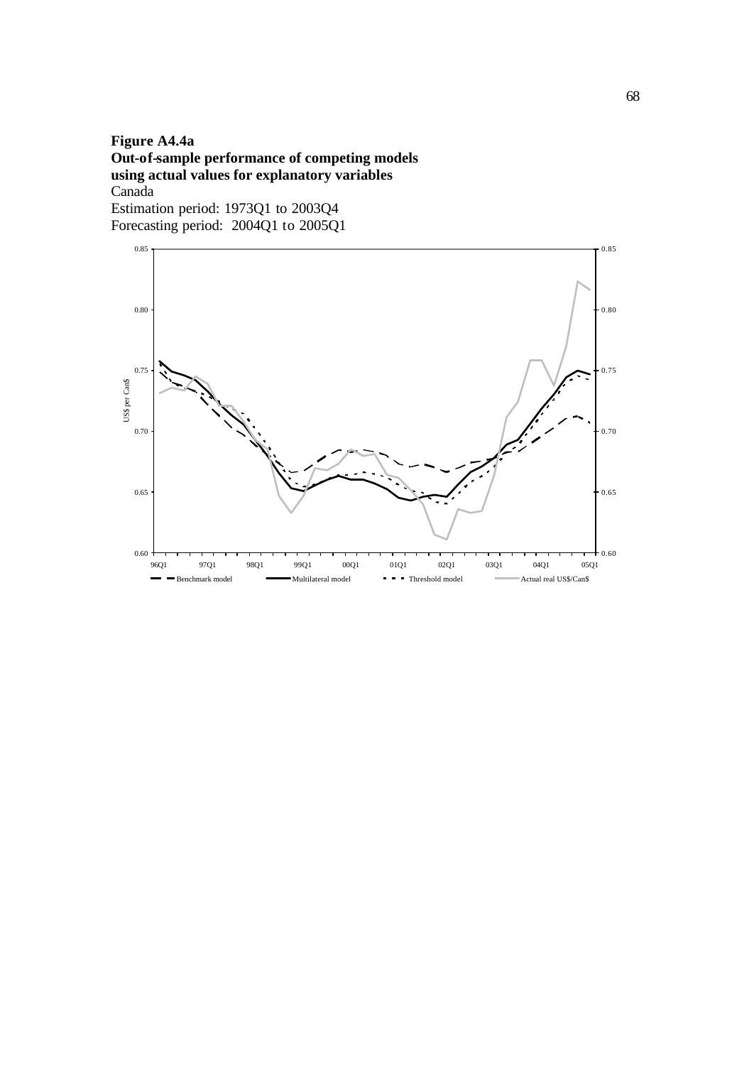**Figure A4.4a**
**Out-of-sample performance of competing models using actual values for explanatory variables**
Canada
Estimation period: 1973Q1 to 2003Q4
Forecasting period: 2004Q1 to 2005Q1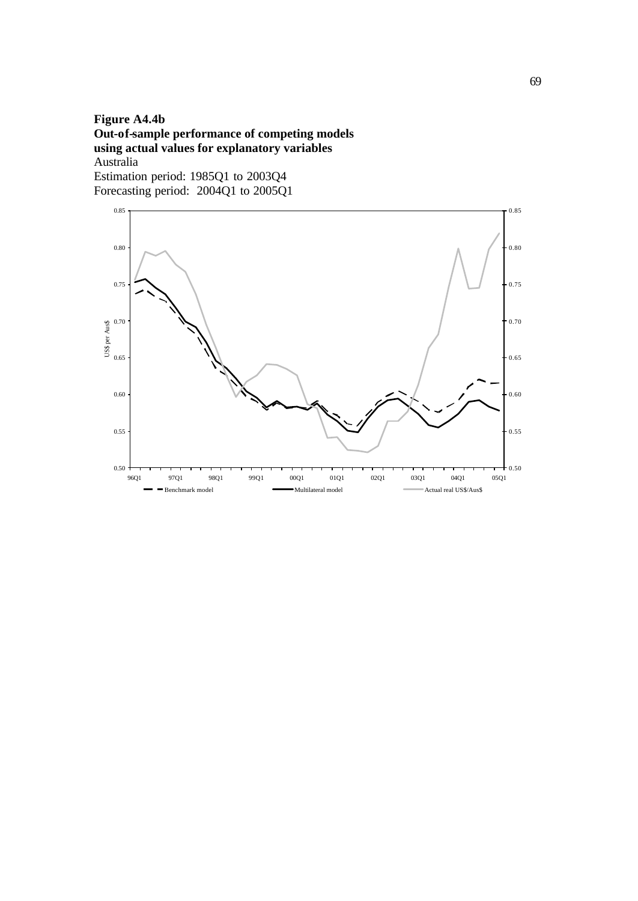**Figure A4.4b**
**Out-of-sample performance of competing models using actual values for explanatory variables**
Australia
Estimation period: 1985Q1 to 2003Q4
Forecasting period: 2004Q1 to 2005Q1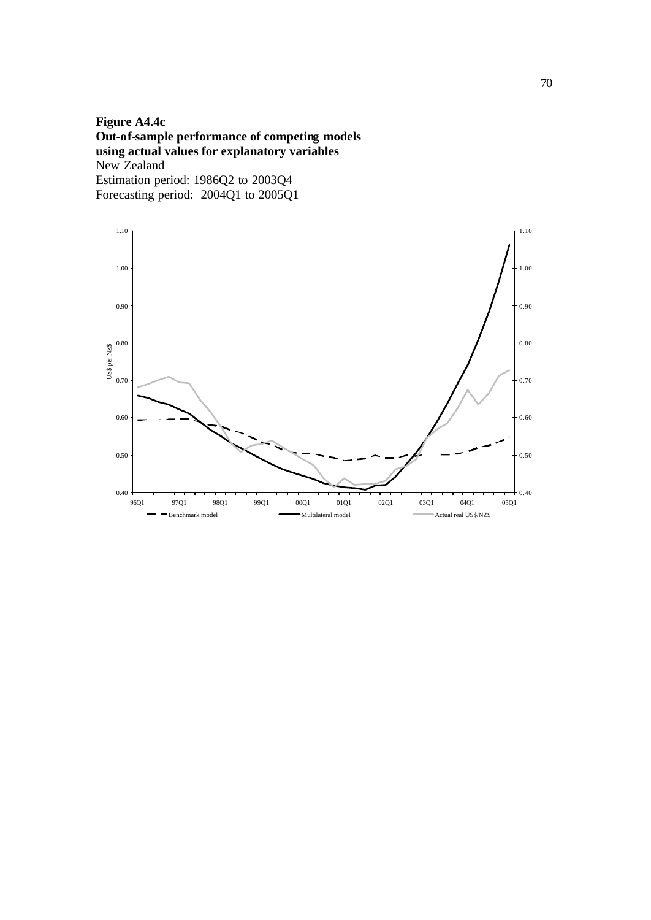**Figure A4.4c**
**Out-of-sample performance of competing models using actual values for explanatory variables**
New Zealand
Estimation period: 1986Q2 to 2003Q4
Forecasting period: 2004Q1 to 2005Q1

US$ per NZ$

0.40 0.50 0.60 0.70 0.80 0.90 1.00 1.10

96Q1 97Q1 98Q1 99Q1 00Q1 01Q1 02Q1 03Q1 04Q1 05Q1

Benchmark model — Multilateral model — Actual real US$/NZ$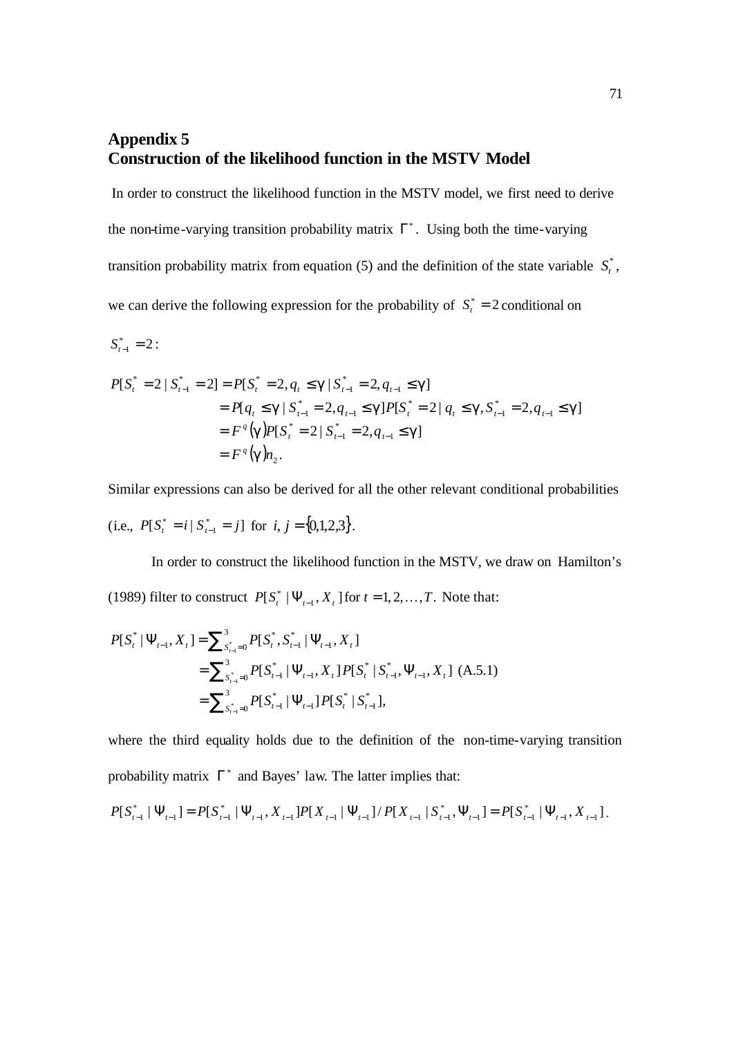## Appendix 5
## Construction of the likelihood function in the MSTV Model

In order to construct the likelihood function in the MSTV model, we first need to derive the non-time-varying transition probability matrix $\Gamma^*$. Using both the time-varying transition probability matrix from equation (5) and the definition of the state variable $S_t^*$, we can derive the following expression for the probability of $S_t^* = 2$ conditional on $S_{t-1}^* = 2$:

$$
\begin{aligned}
P[S_t^* = 2 \mid S_{t-1}^* = 2] &= P[S_t^* = 2, q_t \leq \gamma \mid S_{t-1}^* = 2, q_{t-1} \leq \gamma] \\
&= P[q_t \leq \gamma \mid S_{t-1}^* = 2, q_{t-1} \leq \gamma] P[S_t^* = 2 \mid q_t \leq \gamma, S_{t-1}^* = 2, q_{t-1} \leq \gamma] \\
&= F^q(\gamma) P[S_t^* = 2 \mid S_{t-1}^* = 2, q_{t-1} \leq \gamma] \\
&= F^q(\gamma) n_2 .
\end{aligned}
$$

Similar expressions can also be derived for all the other relevant conditional probabilities (i.e., $P[S_t^* = i \mid S_{t-1}^* = j]$ for $i, j = \{0,1,2,3\}$.

In order to construct the likelihood function in the MSTV, we draw on Hamilton's (1989) filter to construct $P[S_t^* \mid \Psi_{t-1}, X_t]$ for $t = 1, 2, \ldots, T$. Note that:

$$
\begin{aligned}
P[S_t^* \mid \Psi_{t-1}, X_t] &= \sum_{S_{t-1}^*=0}^{3} P[S_t^*, S_{t-1}^* \mid \Psi_{t-1}, X_t] \\
&= \sum_{S_{t-1}^*=0}^{3} P[S_{t-1}^* \mid \Psi_{t-1}, X_t] P[S_t^* \mid S_{t-1}^*, \Psi_{t-1}, X_t] \quad \text{(A.5.1)} \\
&= \sum_{S_{t-1}^*=0}^{3} P[S_{t-1}^* \mid \Psi_{t-1}] P[S_t^* \mid S_{t-1}^*],
\end{aligned}
$$

where the third equality holds due to the definition of the non-time-varying transition probability matrix $\Gamma^*$ and Bayes' law. The latter implies that:

$$
P[S_{t-1}^* \mid \Psi_{t-1}] = P[S_{t-1}^* \mid \Psi_{t-1}, X_{t-1}] P[X_{t-1} \mid \Psi_{t-1}] / P[X_{t-1} \mid S_{t-1}^*, \Psi_{t-1}] = P[S_{t-1}^* \mid \Psi_{t-1}, X_{t-1}].
$$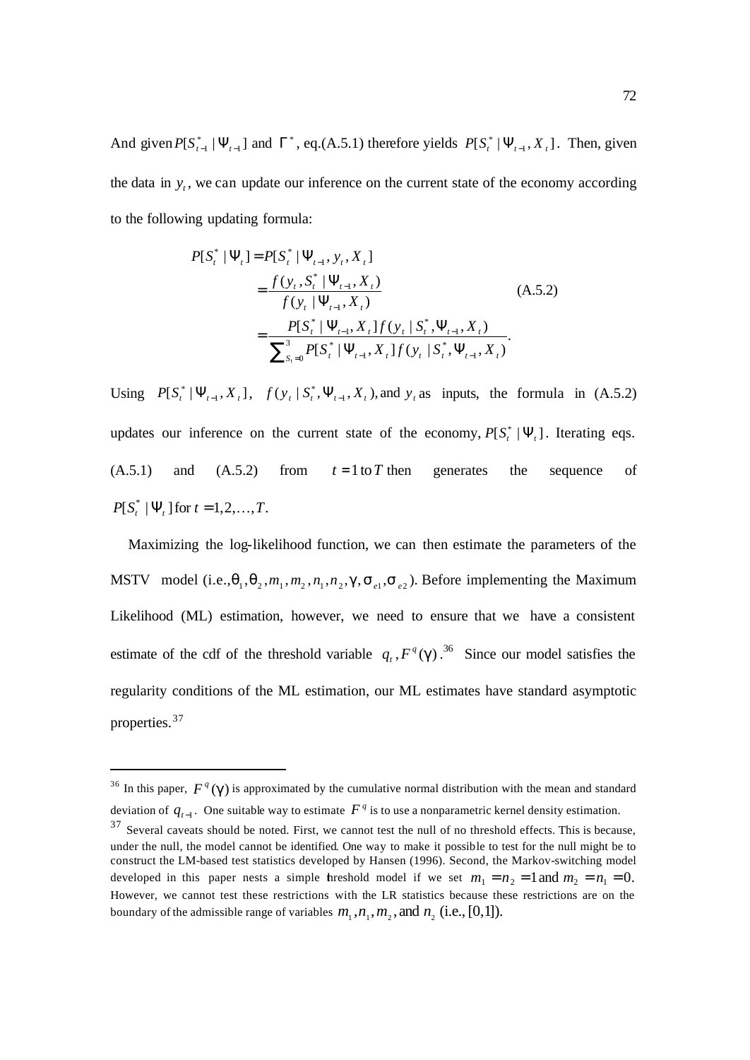And given $P[S^*_{t-1} | \Psi_{t-1}]$ and $\Gamma^*$, eq.(A.5.1) therefore yields $P[S^*_t | \Psi_{t-1}, X_t]$. Then, given the data in $y_t$, we can update our inference on the current state of the economy according to the following updating formula:

$$
\begin{aligned}
P[S^*_t | \Psi_t] &= P[S^*_t | \Psi_{t-1}, y_t, X_t] \\
&= \frac{f(y_t, S^*_t | \Psi_{t-1}, X_t)}{f(y_t | \Psi_{t-1}, X_t)} \qquad\qquad (A.5.2) \\
&= \frac{P[S^*_t | \Psi_{t-1}, X_t] f(y_t | S^*_t, \Psi_{t-1}, X_t)}{\sum_{S_t=0}^{3} P[S^*_t | \Psi_{t-1}, X_t] f(y_t | S^*_t, \Psi_{t-1}, X_t)}.
\end{aligned}
$$

Using $P[S^*_t | \Psi_{t-1}, X_t]$, $f(y_t | S^*_t, \Psi_{t-1}, X_t)$, and $y_t$ as inputs, the formula in (A.5.2) updates our inference on the current state of the economy, $P[S^*_t | \Psi_t]$. Iterating eqs. (A.5.1) and (A.5.2) from $t = 1$ to $T$ then generates the sequence of $P[S^*_t | \Psi_t]$ for $t = 1, 2, \ldots, T$.

Maximizing the log-likelihood function, we can then estimate the parameters of the MSTV model (i.e., $\theta_1, \theta_2, m_1, m_2, n_1, n_2, \gamma, \sigma_{e1}, \sigma_{e2}$). Before implementing the Maximum Likelihood (ML) estimation, however, we need to ensure that we have a consistent estimate of the cdf of the threshold variable $q_t$, $F^q(\gamma)$.[36] Since our model satisfies the regularity conditions of the ML estimation, our ML estimates have standard asymptotic properties.[37]

---

[36] In this paper, $F^q(\gamma)$ is approximated by the cumulative normal distribution with the mean and standard deviation of $q_{t-1}$. One suitable way to estimate $F^q$ is to use a nonparametric kernel density estimation.

[37] Several caveats should be noted. First, we cannot test the null of no threshold effects. This is because, under the null, the model cannot be identified. One way to make it possible to test for the null might be to construct the LM-based test statistics developed by Hansen (1996). Second, the Markov-switching model developed in this paper nests a simple threshold model if we set $m_1 = n_2 = 1$ and $m_2 = n_1 = 0$. However, we cannot test these restrictions with the LR statistics because these restrictions are on the boundary of the admissible range of variables $m_1, n_1, m_2$, and $n_2$ (i.e., [0,1]).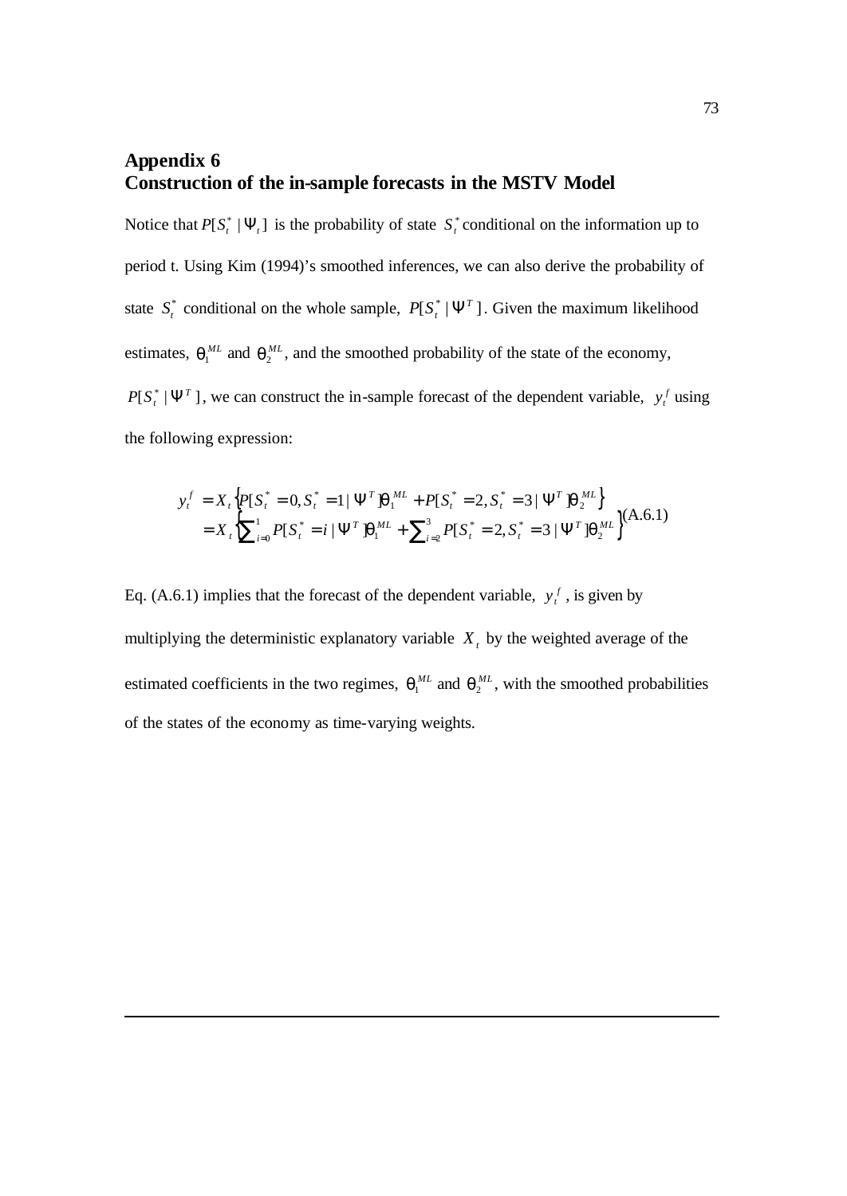# Appendix 6
# Construction of the in-sample forecasts in the MSTV Model

Notice that $P[S_t^* \mid \Psi_t]$ is the probability of state $S_t^*$ conditional on the information up to period t. Using Kim (1994)'s smoothed inferences, we can also derive the probability of state $S_t^*$ conditional on the whole sample, $P[S_t^* \mid \Psi^T]$. Given the maximum likelihood estimates, $\theta_1^{ML}$ and $\theta_2^{ML}$, and the smoothed probability of the state of the economy, $P[S_t^* \mid \Psi^T]$, we can construct the in-sample forecast of the dependent variable, $y_t^f$ using the following expression:

$$
\begin{aligned}
y_t^f &= X_t \left\{ P[S_t^* = 0, S_t^* = 1 \mid \Psi^T]\theta_1^{ML} + P[S_t^* = 2, S_t^* = 3 \mid \Psi^T]\theta_2^{ML} \right\} \\
&= X_t \left\{ \sum_{i=0}^{1} P[S_t^* = i \mid \Psi^T]\theta_1^{ML} + \sum_{i=2}^{3} P[S_t^* = 2, S_t^* = 3 \mid \Psi^T]\theta_2^{ML} \right\}
\end{aligned}
\quad \text{(A.6.1)}
$$

Eq. (A.6.1) implies that the forecast of the dependent variable, $y_t^f$, is given by multiplying the deterministic explanatory variable $X_t$ by the weighted average of the estimated coefficients in the two regimes, $\theta_1^{ML}$ and $\theta_2^{ML}$, with the smoothed probabilities of the states of the economy as time-varying weights.